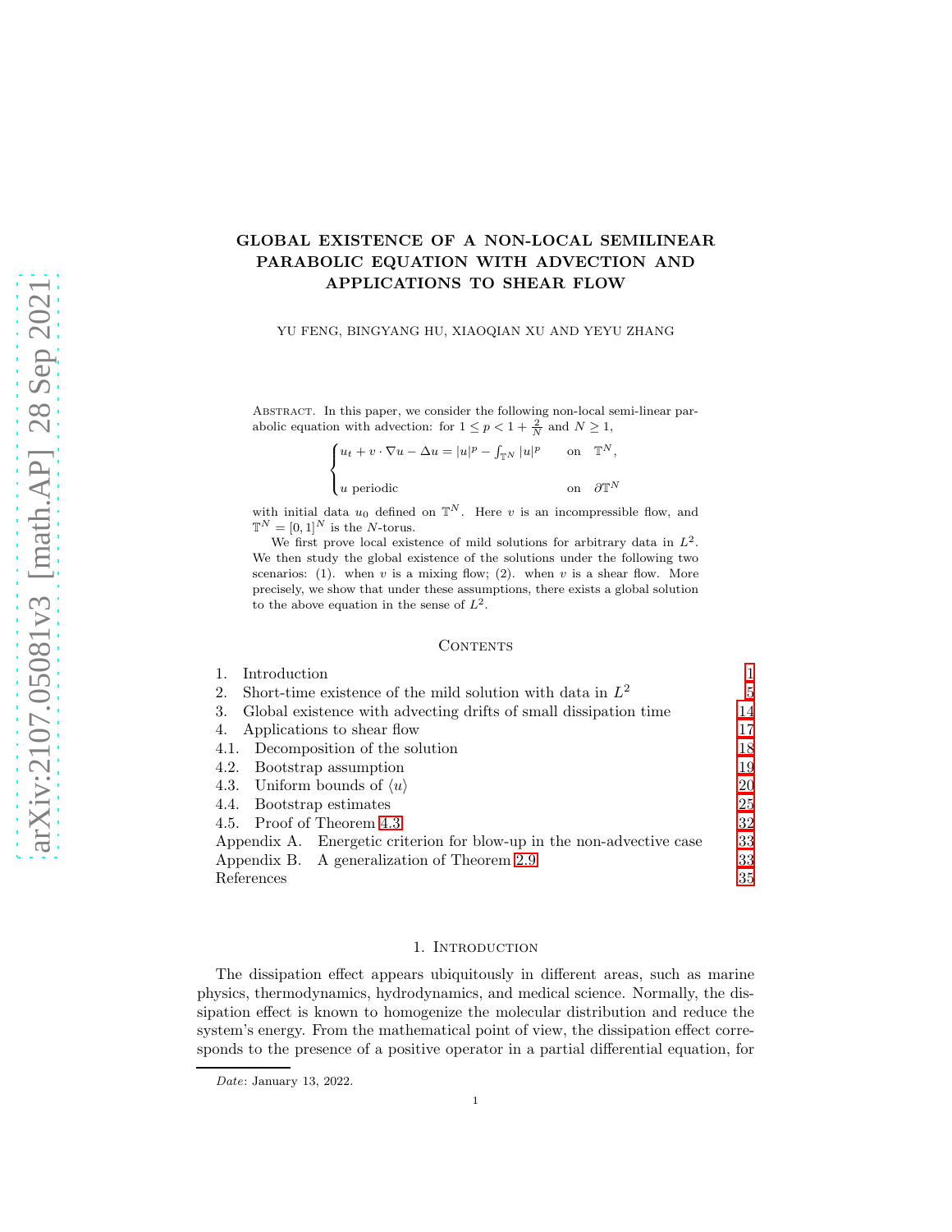# GLOBAL EXISTENCE OF A NON-LOCAL SEMILINEAR PARABOLIC EQUATION WITH ADVECTION AND APPLICATIONS TO SHEAR FLOW

YU FENG, BINGYANG HU, XIAOQIAN XU AND YEYU ZHANG

Abstract. In this paper, we consider the following non-local semi-linear parabolic equation with advection: for $1 \le p < 1 + \frac{2}{N}$ and $N \ge 1$,

$$\begin{cases} u_t + v \cdot \nabla u - \Delta u = |u|^p - \fint_{\mathbb{T}^N} |u|^p & \text{on} \quad \mathbb{T}^N, \\ \\ u \text{ periodic} & \text{on} \quad \partial \mathbb{T}^N \end{cases}$$

with initial data $u_0$ defined on $\mathbb{T}^N$. Here $v$ is an incompressible flow, and $\mathbb{T}^N = [0,1]^N$ is the $N$-torus.

We first prove local existence of mild solutions for arbitrary data in $L^2$. We then study the global existence of the solutions under the following two scenarios: (1). when $v$ is a mixing flow; (2). when $v$ is a shear flow. More precisely, we show that under these assumptions, there exists a global solution to the above equation in the sense of $L^2$.

## Contents

1. Introduction — 1
2. Short-time existence of the mild solution with data in $L^2$ — 5
3. Global existence with advecting drifts of small dissipation time — 14
4. Applications to shear flow — 17
   - 4.1. Decomposition of the solution — 18
   - 4.2. Bootstrap assumption — 19
   - 4.3. Uniform bounds of $\langle u \rangle$ — 20
   - 4.4. Bootstrap estimates — 25
   - 4.5. Proof of Theorem 4.3 — 32
- Appendix A. Energetic criterion for blow-up in the non-advective case — 33
- Appendix B. A generalization of Theorem 2.9 — 33
- References — 35

## 1. Introduction

The dissipation effect appears ubiquitously in different areas, such as marine physics, thermodynamics, hydrodynamics, and medical science. Normally, the dissipation effect is known to homogenize the molecular distribution and reduce the system's energy. From the mathematical point of view, the dissipation effect corresponds to the presence of a positive operator in a partial differential equation, for

*Date*: January 13, 2022.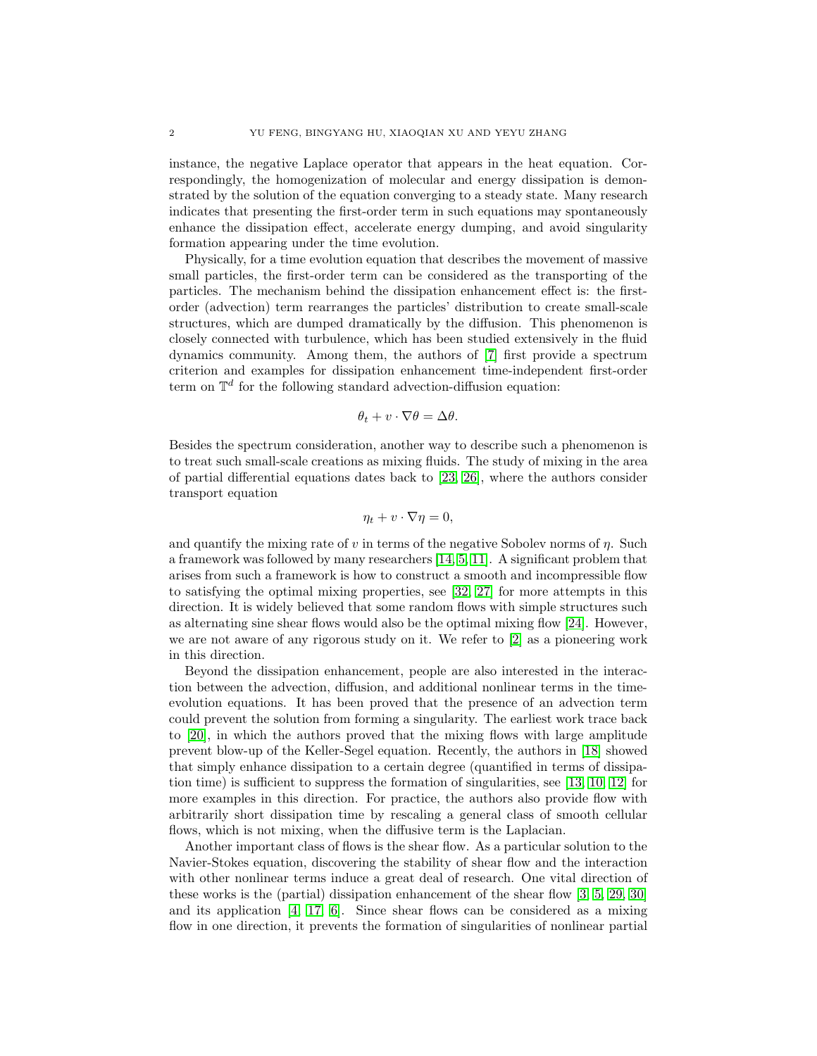instance, the negative Laplace operator that appears in the heat equation. Correspondingly, the homogenization of molecular and energy dissipation is demonstrated by the solution of the equation converging to a steady state. Many research indicates that presenting the first-order term in such equations may spontaneously enhance the dissipation effect, accelerate energy dumping, and avoid singularity formation appearing under the time evolution.

Physically, for a time evolution equation that describes the movement of massive small particles, the first-order term can be considered as the transporting of the particles. The mechanism behind the dissipation enhancement effect is: the first-order (advection) term rearranges the particles' distribution to create small-scale structures, which are dumped dramatically by the diffusion. This phenomenon is closely connected with turbulence, which has been studied extensively in the fluid dynamics community. Among them, the authors of [7] first provide a spectrum criterion and examples for dissipation enhancement time-independent first-order term on $\mathbb{T}^d$ for the following standard advection-diffusion equation:

$$\theta_t + v \cdot \nabla\theta = \Delta\theta.$$

Besides the spectrum consideration, another way to describe such a phenomenon is to treat such small-scale creations as mixing fluids. The study of mixing in the area of partial differential equations dates back to [23, 26], where the authors consider transport equation

$$\eta_t + v \cdot \nabla\eta = 0,$$

and quantify the mixing rate of $v$ in terms of the negative Sobolev norms of $\eta$. Such a framework was followed by many researchers [14, 5, 11]. A significant problem that arises from such a framework is how to construct a smooth and incompressible flow to satisfying the optimal mixing properties, see [32, 27] for more attempts in this direction. It is widely believed that some random flows with simple structures such as alternating sine shear flows would also be the optimal mixing flow [24]. However, we are not aware of any rigorous study on it. We refer to [2] as a pioneering work in this direction.

Beyond the dissipation enhancement, people are also interested in the interaction between the advection, diffusion, and additional nonlinear terms in the time-evolution equations. It has been proved that the presence of an advection term could prevent the solution from forming a singularity. The earliest work trace back to [20], in which the authors proved that the mixing flows with large amplitude prevent blow-up of the Keller-Segel equation. Recently, the authors in [18] showed that simply enhance dissipation to a certain degree (quantified in terms of dissipation time) is sufficient to suppress the formation of singularities, see [13, 10, 12] for more examples in this direction. For practice, the authors also provide flow with arbitrarily short dissipation time by rescaling a general class of smooth cellular flows, which is not mixing, when the diffusive term is the Laplacian.

Another important class of flows is the shear flow. As a particular solution to the Navier-Stokes equation, discovering the stability of shear flow and the interaction with other nonlinear terms induce a great deal of research. One vital direction of these works is the (partial) dissipation enhancement of the shear flow [3, 5, 29, 30] and its application [4, 17, 6]. Since shear flows can be considered as a mixing flow in one direction, it prevents the formation of singularities of nonlinear partial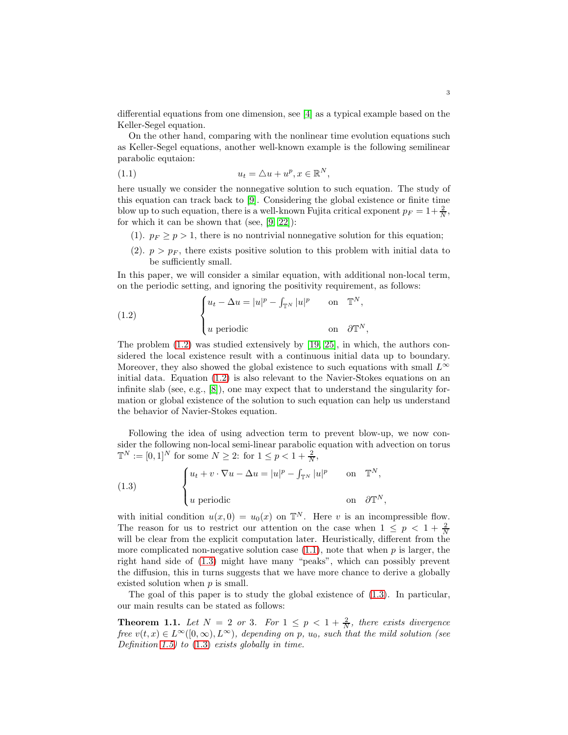differential equations from one dimension, see [4] as a typical example based on the Keller-Segel equation.

On the other hand, comparing with the nonlinear time evolution equations such as Keller-Segel equations, another well-known example is the following semilinear parabolic equtaion:

$$u_t = \triangle u + u^p, x \in \mathbb{R}^N, \tag{1.1}$$

here usually we consider the nonnegative solution to such equation. The study of this equation can track back to [9]. Considering the global existence or finite time blow up to such equation, there is a well-known Fujita critical exponent $p_F = 1 + \frac{2}{N}$, for which it can be shown that (see, [9, 22]):

(1). $p_F \geq p > 1$, there is no nontrivial nonnegative solution for this equation;

(2). $p > p_F$, there exists positive solution to this problem with initial data to be sufficiently small.

In this paper, we will consider a similar equation, with additional non-local term, on the periodic setting, and ignoring the positivity requirement, as follows:

$$\begin{cases} u_t - \Delta u = |u|^p - \fint_{\mathbb{T}^N} |u|^p & \text{on} \quad \mathbb{T}^N, \\ \\ u \text{ periodic} & \text{on} \quad \partial\mathbb{T}^N, \end{cases} \tag{1.2}$$

The problem (1.2) was studied extensively by [19, 25], in which, the authors considered the local existence result with a continuous initial data up to boundary. Moreover, they also showed the global existence to such equations with small $L^\infty$ initial data. Equation (1.2) is also relevant to the Navier-Stokes equations on an infinite slab (see, e.g., [8]), one may expect that to understand the singularity formation or global existence of the solution to such equation can help us understand the behavior of Navier-Stokes equation.

Following the idea of using advection term to prevent blow-up, we now consider the following non-local semi-linear parabolic equation with advection on torus $\mathbb{T}^N := [0,1]^N$ for some $N \geq 2$: for $1 \leq p < 1 + \frac{2}{N}$,

$$\begin{cases} u_t + v \cdot \nabla u - \Delta u = |u|^p - \fint_{\mathbb{T}^N} |u|^p & \text{on} \quad \mathbb{T}^N, \\ \\ u \text{ periodic} & \text{on} \quad \partial\mathbb{T}^N, \end{cases} \tag{1.3}$$

with initial condition $u(x, 0) = u_0(x)$ on $\mathbb{T}^N$. Here $v$ is an incompressible flow. The reason for us to restrict our attention on the case when $1 \leq p < 1 + \frac{2}{N}$ will be clear from the explicit computation later. Heuristically, different from the more complicated non-negative solution case (1.1), note that when $p$ is larger, the right hand side of (1.3) might have many "peaks", which can possibly prevent the diffusion, this in turns suggests that we have more chance to derive a globally existed solution when $p$ is small.

The goal of this paper is to study the global existence of (1.3). In particular, our main results can be stated as follows:

**Theorem 1.1.** *Let $N = 2$ or $3$. For $1 \leq p < 1 + \frac{2}{N}$, there exists divergence free $v(t, x) \in L^\infty([0, \infty), L^\infty)$, depending on $p$, $u_0$, such that the mild solution (see Definition 1.5) to (1.3) exists globally in time.*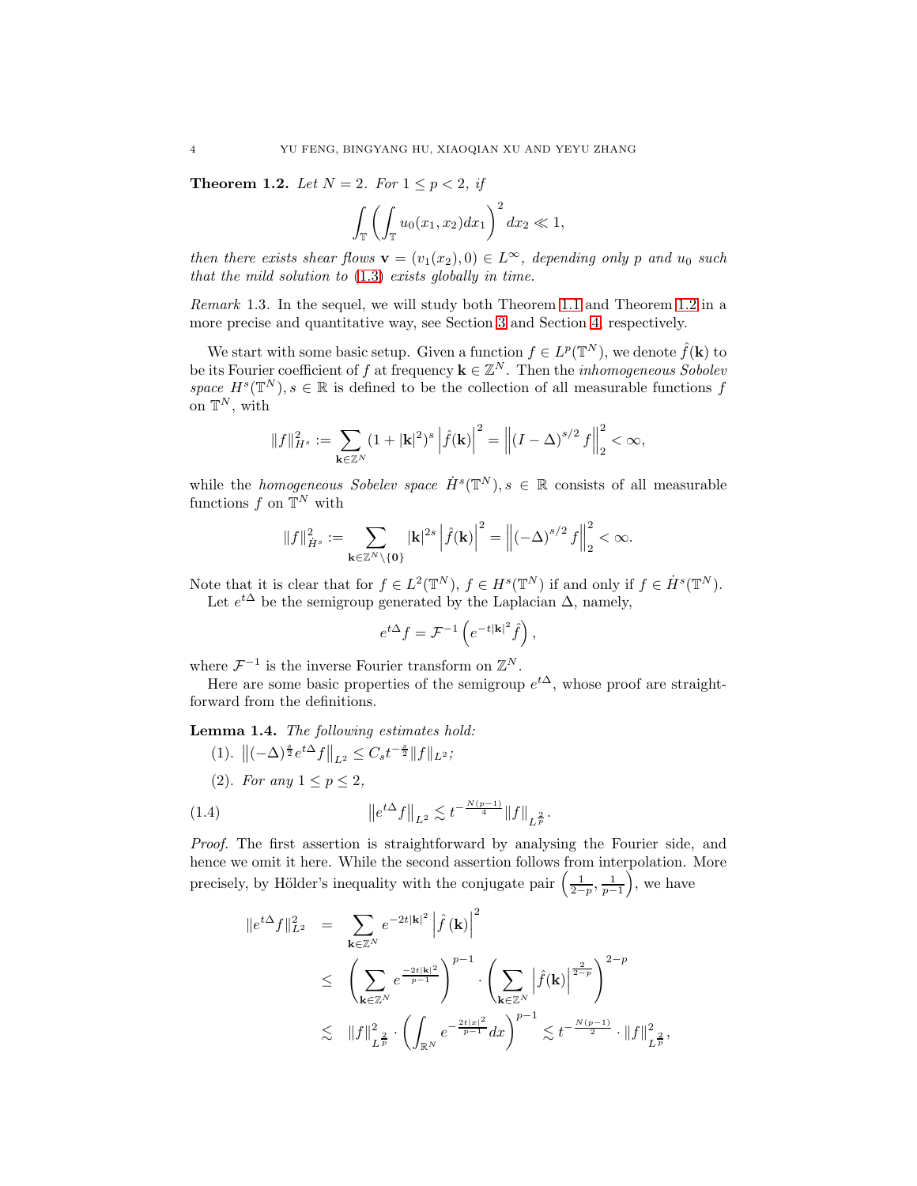**Theorem 1.2.** *Let $N = 2$. For $1 \leq p < 2$, if*

$$\int_{\mathbb{T}} \left( \int_{\mathbb{T}} u_0(x_1, x_2) dx_1 \right)^2 dx_2 \ll 1,$$

*then there exists shear flows $\mathbf{v} = (v_1(x_2), 0) \in L^\infty$, depending only $p$ and $u_0$ such that the mild solution to (1.3) exists globally in time.*

*Remark* 1.3. In the sequel, we will study both Theorem 1.1 and Theorem 1.2 in a more precise and quantitative way, see Section 3 and Section 4, respectively.

We start with some basic setup. Given a function $f \in L^p(\mathbb{T}^N)$, we denote $\hat{f}(\mathbf{k})$ to be its Fourier coefficient of $f$ at frequency $\mathbf{k} \in \mathbb{Z}^N$. Then the *inhomogeneous Sobolev space* $H^s(\mathbb{T}^N), s \in \mathbb{R}$ is defined to be the collection of all measurable functions $f$ on $\mathbb{T}^N$, with

$$\|f\|_{H^s}^2 := \sum_{\mathbf{k} \in \mathbb{Z}^N} (1 + |\mathbf{k}|^2)^s \left| \hat{f}(\mathbf{k}) \right|^2 = \left\| (I - \Delta)^{s/2} f \right\|_2^2 < \infty,$$

while the *homogeneous Sobolev space* $\dot{H}^s(\mathbb{T}^N), s \in \mathbb{R}$ consists of all measurable functions $f$ on $\mathbb{T}^N$ with

$$\|f\|_{\dot{H}^s}^2 := \sum_{\mathbf{k} \in \mathbb{Z}^N \setminus \{\mathbf{0}\}} |\mathbf{k}|^{2s} \left| \hat{f}(\mathbf{k}) \right|^2 = \left\| (-\Delta)^{s/2} f \right\|_2^2 < \infty.$$

Note that it is clear that for $f \in L^2(\mathbb{T}^N)$, $f \in H^s(\mathbb{T}^N)$ if and only if $f \in \dot{H}^s(\mathbb{T}^N)$.

Let $e^{t\Delta}$ be the semigroup generated by the Laplacian $\Delta$, namely,

$$e^{t\Delta} f = \mathcal{F}^{-1} \left( e^{-t|\mathbf{k}|^2} \hat{f} \right),$$

where $\mathcal{F}^{-1}$ is the inverse Fourier transform on $\mathbb{Z}^N$.

Here are some basic properties of the semigroup $e^{t\Delta}$, whose proof are straightforward from the definitions.

**Lemma 1.4.** *The following estimates hold:*

(1). $\left\| (-\Delta)^{\frac{s}{2}} e^{t\Delta} f \right\|_{L^2} \leq C_s t^{-\frac{s}{2}} \|f\|_{L^2}$;

(2). *For any $1 \leq p \leq 2$,*

$$\left\| e^{t\Delta} f \right\|_{L^2} \lesssim t^{-\frac{N(p-1)}{4}} \|f\|_{L^{\frac{2}{p}}}. \tag{1.4}$$

*Proof.* The first assertion is straightforward by analysing the Fourier side, and hence we omit it here. While the second assertion follows from interpolation. More precisely, by Hölder's inequality with the conjugate pair $\left(\frac{1}{2-p}, \frac{1}{p-1}\right)$, we have

$$\begin{aligned}
\|e^{t\Delta} f\|_{L^2}^2 &= \sum_{\mathbf{k} \in \mathbb{Z}^N} e^{-2t|\mathbf{k}|^2} \left| \hat{f}(\mathbf{k}) \right|^2 \\
&\leq \left( \sum_{\mathbf{k} \in \mathbb{Z}^N} e^{\frac{-2t|\mathbf{k}|^2}{p-1}} \right)^{p-1} \cdot \left( \sum_{\mathbf{k} \in \mathbb{Z}^N} \left| \hat{f}(\mathbf{k}) \right|^{\frac{2}{2-p}} \right)^{2-p} \\
&\lesssim \|f\|_{L^{\frac{2}{p}}}^2 \cdot \left( \int_{\mathbb{R}^N} e^{-\frac{2t|x|^2}{p-1}} dx \right)^{p-1} \lesssim t^{-\frac{N(p-1)}{2}} \cdot \|f\|_{L^{\frac{2}{p}}}^2,
\end{aligned}$$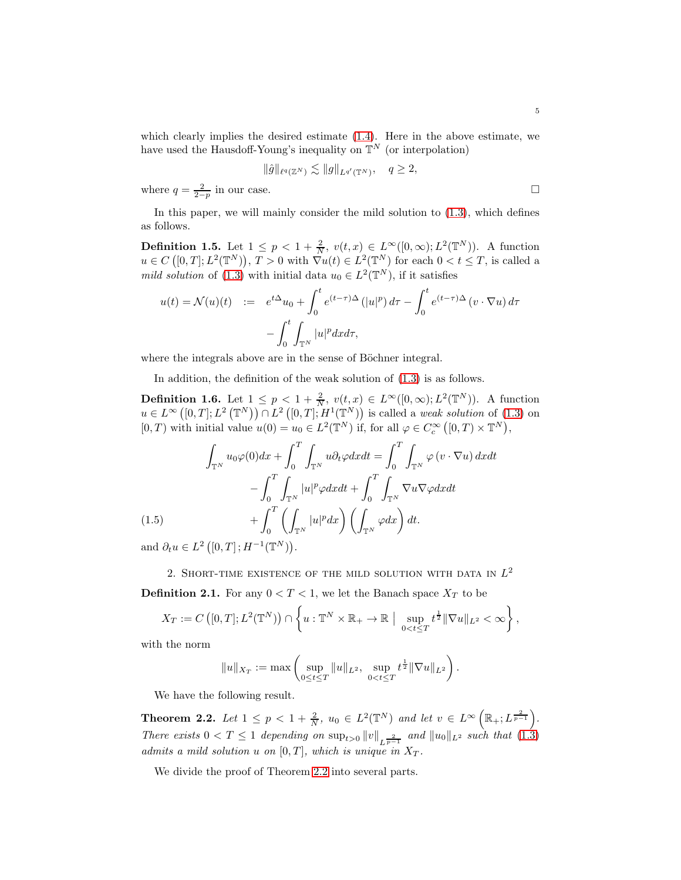which clearly implies the desired estimate (1.4). Here in the above estimate, we have used the Hausdoff-Young's inequality on $\mathbb{T}^N$ (or interpolation)

$$\|\hat{g}\|_{\ell^q(\mathbb{Z}^N)} \lesssim \|g\|_{L^{q'}(\mathbb{T}^N)}, \quad q \geq 2,$$

where $q = \frac{2}{2-p}$ in our case. □

In this paper, we will mainly consider the mild solution to (1.3), which defines as follows.

**Definition 1.5.** Let $1 \leq p < 1 + \frac{2}{N}$, $v(t,x) \in L^\infty([0,\infty); L^2(\mathbb{T}^N))$. A function $u \in C\left([0,T]; L^2(\mathbb{T}^N)\right)$, $T > 0$ with $\nabla u(t) \in L^2(\mathbb{T}^N)$ for each $0 < t \leq T$, is called a *mild solution* of (1.3) with initial data $u_0 \in L^2(\mathbb{T}^N)$, if it satisfies

$$\begin{aligned} u(t) = \mathcal{N}(u)(t) \quad &:= \quad e^{t\Delta} u_0 + \int_0^t e^{(t-\tau)\Delta} \left(|u|^p\right) d\tau - \int_0^t e^{(t-\tau)\Delta} \left(v \cdot \nabla u\right) d\tau \\ &\quad - \int_0^t \int_{\mathbb{T}^N} |u|^p dx d\tau, \end{aligned}$$

where the integrals above are in the sense of Böchner integral.

In addition, the definition of the weak solution of (1.3) is as follows.

**Definition 1.6.** Let $1 \leq p < 1 + \frac{2}{N}$, $v(t,x) \in L^\infty([0,\infty); L^2(\mathbb{T}^N))$. A function $u \in L^\infty\left([0,T]; L^2\left(\mathbb{T}^N\right)\right) \cap L^2\left([0,T]; H^1(\mathbb{T}^N)\right)$ is called a *weak solution* of (1.3) on $[0,T)$ with initial value $u(0) = u_0 \in L^2(\mathbb{T}^N)$ if, for all $\varphi \in C_c^\infty\left([0,T) \times \mathbb{T}^N\right)$,

$$\begin{aligned} \int_{\mathbb{T}^N} u_0 \varphi(0) dx + \int_0^T \int_{\mathbb{T}^N} u \partial_t \varphi dx dt &= \int_0^T \int_{\mathbb{T}^N} \varphi \left(v \cdot \nabla u\right) dx dt \\ &\quad - \int_0^T \int_{\mathbb{T}^N} |u|^p \varphi dx dt + \int_0^T \int_{\mathbb{T}^N} \nabla u \nabla \varphi dx dt \\ &\quad + \int_0^T \left(\int_{\mathbb{T}^N} |u|^p dx\right) \left(\int_{\mathbb{T}^N} \varphi dx\right) dt. \end{aligned} \tag{1.5}$$

and $\partial_t u \in L^2\left([0,T]; H^{-1}(\mathbb{T}^N)\right)$.

## 2. Short-time existence of the mild solution with data in $L^2$

**Definition 2.1.** For any $0 < T < 1$, we let the Banach space $X_T$ to be

$$X_T := C\left([0,T]; L^2(\mathbb{T}^N)\right) \cap \left\{ u : \mathbb{T}^N \times \mathbb{R}_+ \to \mathbb{R} \mid \sup_{0 < t \leq T} t^{\frac{1}{2}} \|\nabla u\|_{L^2} < \infty \right\},$$

with the norm

$$\|u\|_{X_T} := \max\left( \sup_{0 \leq t \leq T} \|u\|_{L^2}, \ \sup_{0 < t \leq T} t^{\frac{1}{2}} \|\nabla u\|_{L^2} \right).$$

We have the following result.

**Theorem 2.2.** *Let $1 \leq p < 1 + \frac{2}{N}$, $u_0 \in L^2(\mathbb{T}^N)$ and let $v \in L^\infty\left(\mathbb{R}_+; L^{\frac{2}{p-1}}\right)$. There exists $0 < T \leq 1$ depending on $\sup_{t>0} \|v\|_{L^{\frac{2}{p-1}}}$ and $\|u_0\|_{L^2}$ such that (1.3) admits a mild solution $u$ on $[0,T]$, which is unique in $X_T$.*

We divide the proof of Theorem 2.2 into several parts.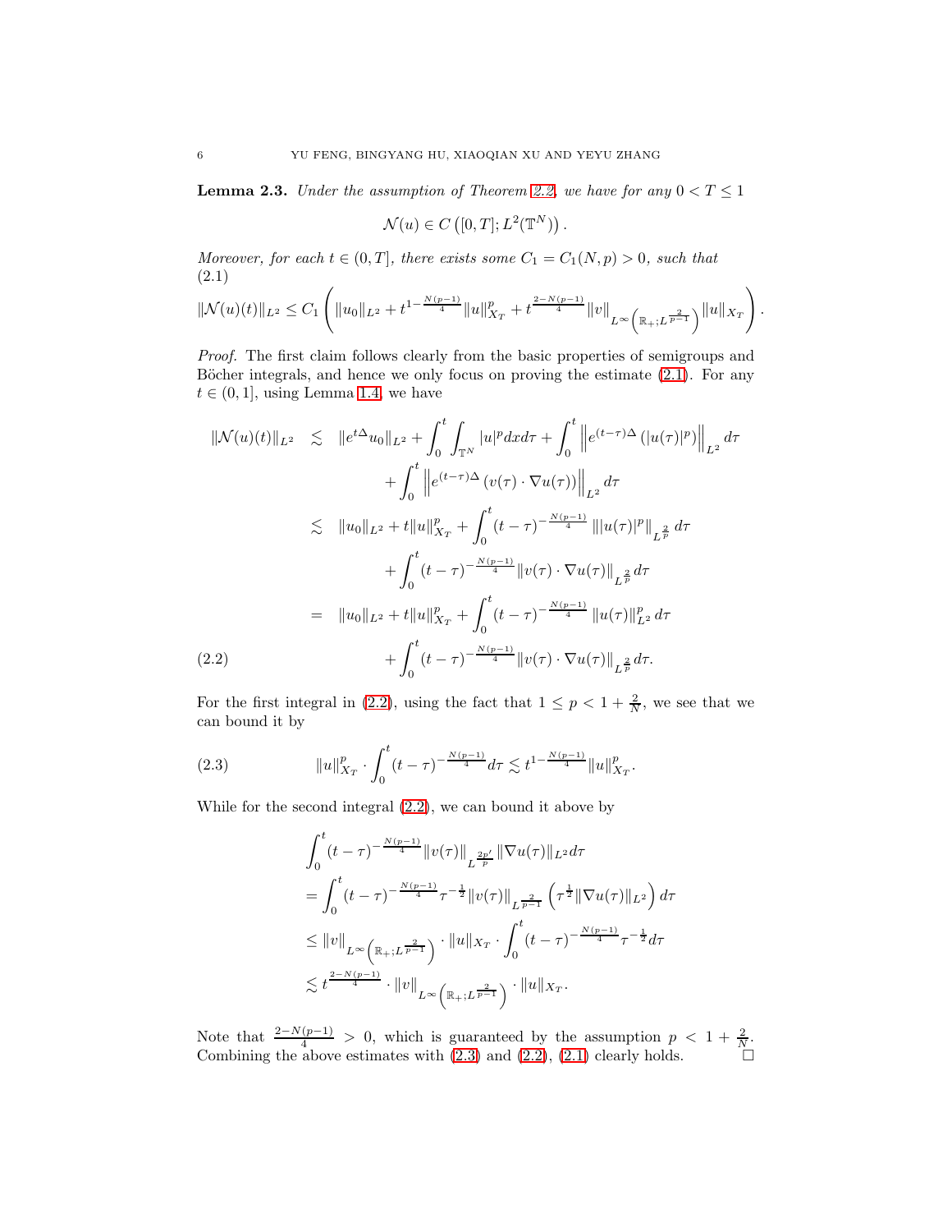**Lemma 2.3.** *Under the assumption of Theorem 2.2, we have for any $0 < T \leq 1$*

$$\mathcal{N}(u) \in C\left([0,T]; L^2(\mathbb{T}^N)\right).$$

*Moreover, for each $t \in (0,T]$, there exists some $C_1 = C_1(N,p) > 0$, such that*

$$\|\mathcal{N}(u)(t)\|_{L^2} \leq C_1 \left( \|u_0\|_{L^2} + t^{1-\frac{N(p-1)}{4}} \|u\|_{X_T}^p + t^{\frac{2-N(p-1)}{4}} \|v\|_{L^\infty\left(\mathbb{R}_+; L^{\frac{2}{p-1}}\right)} \|u\|_{X_T} \right). \tag{2.1}$$

*Proof.* The first claim follows clearly from the basic properties of semigroups and Böcher integrals, and hence we only focus on proving the estimate (2.1). For any $t \in (0,1]$, using Lemma 1.4, we have

$$\begin{aligned}
\|\mathcal{N}(u)(t)\|_{L^2} &\lesssim \|e^{t\Delta}u_0\|_{L^2} + \int_0^t \int_{\mathbb{T}^N} |u|^p dx d\tau + \int_0^t \left\| e^{(t-\tau)\Delta} \left(|u(\tau)|^p\right) \right\|_{L^2} d\tau \\
&\qquad + \int_0^t \left\| e^{(t-\tau)\Delta} \left(v(\tau) \cdot \nabla u(\tau)\right) \right\|_{L^2} d\tau \\
&\lesssim \|u_0\|_{L^2} + t\|u\|_{X_T}^p + \int_0^t (t-\tau)^{-\frac{N(p-1)}{4}} \left\| |u(\tau)|^p \right\|_{L^{\frac{2}{p}}} d\tau \\
&\qquad + \int_0^t (t-\tau)^{-\frac{N(p-1)}{4}} \|v(\tau) \cdot \nabla u(\tau)\|_{L^{\frac{2}{p}}} d\tau \\
&= \|u_0\|_{L^2} + t\|u\|_{X_T}^p + \int_0^t (t-\tau)^{-\frac{N(p-1)}{4}} \|u(\tau)\|_{L^2}^p d\tau \\
&\qquad + \int_0^t (t-\tau)^{-\frac{N(p-1)}{4}} \|v(\tau) \cdot \nabla u(\tau)\|_{L^{\frac{2}{p}}} d\tau.
\end{aligned} \tag{2.2}$$

For the first integral in (2.2), using the fact that $1 \leq p < 1 + \frac{2}{N}$, we see that we can bound it by

$$\|u\|_{X_T}^p \cdot \int_0^t (t-\tau)^{-\frac{N(p-1)}{4}} d\tau \lesssim t^{1-\frac{N(p-1)}{4}} \|u\|_{X_T}^p. \tag{2.3}$$

While for the second integral (2.2), we can bound it above by

$$\begin{aligned}
&\int_0^t (t-\tau)^{-\frac{N(p-1)}{4}} \|v(\tau)\|_{L^{\frac{2p'}{p}}} \|\nabla u(\tau)\|_{L^2} d\tau \\
&= \int_0^t (t-\tau)^{-\frac{N(p-1)}{4}} \tau^{-\frac{1}{2}} \|v(\tau)\|_{L^{\frac{2}{p-1}}} \left(\tau^{\frac{1}{2}} \|\nabla u(\tau)\|_{L^2}\right) d\tau \\
&\leq \|v\|_{L^\infty\left(\mathbb{R}_+; L^{\frac{2}{p-1}}\right)} \cdot \|u\|_{X_T} \cdot \int_0^t (t-\tau)^{-\frac{N(p-1)}{4}} \tau^{-\frac{1}{2}} d\tau \\
&\lesssim t^{\frac{2-N(p-1)}{4}} \cdot \|v\|_{L^\infty\left(\mathbb{R}_+; L^{\frac{2}{p-1}}\right)} \cdot \|u\|_{X_T}.
\end{aligned}$$

Note that $\frac{2-N(p-1)}{4} > 0$, which is guaranteed by the assumption $p < 1 + \frac{2}{N}$. Combining the above estimates with (2.3) and (2.2), (2.1) clearly holds. $\square$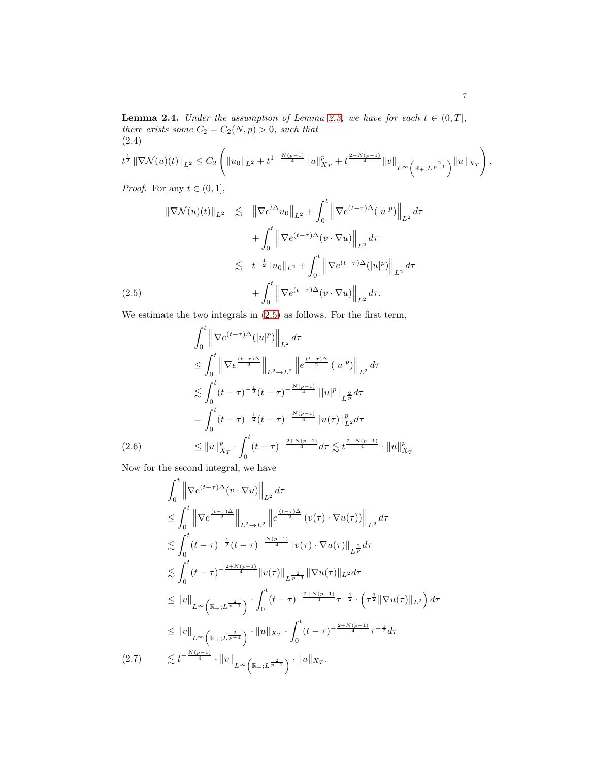**Lemma 2.4.** *Under the assumption of Lemma 2.3, we have for each $t \in (0, T]$, there exists some $C_2 = C_2(N,p) > 0$, such that*

$$t^{\frac{1}{2}} \left\| \nabla \mathcal{N}(u)(t) \right\|_{L^2} \leq C_2 \left( \|u_0\|_{L^2} + t^{1-\frac{N(p-1)}{4}} \|u\|_{X_T}^p + t^{\frac{2-N(p-1)}{4}} \|v\|_{L^\infty\left(\mathbb{R}_+; L^{\frac{2}{p-1}}\right)} \|u\|_{X_T} \right). \tag{2.4}$$

*Proof.* For any $t \in (0, 1]$,

$$\begin{aligned}
\|\nabla \mathcal{N}(u)(t)\|_{L^2} &\lesssim \left\|\nabla e^{t\Delta} u_0\right\|_{L^2} + \int_0^t \left\|\nabla e^{(t-\tau)\Delta}(|u|^p)\right\|_{L^2} d\tau \\
&\quad + \int_0^t \left\|\nabla e^{(t-\tau)\Delta}(v \cdot \nabla u)\right\|_{L^2} d\tau \\
&\lesssim t^{-\frac{1}{2}} \|u_0\|_{L^2} + \int_0^t \left\|\nabla e^{(t-\tau)\Delta}(|u|^p)\right\|_{L^2} d\tau \\
&\quad + \int_0^t \left\|\nabla e^{(t-\tau)\Delta}(v \cdot \nabla u)\right\|_{L^2} d\tau.
\end{aligned} \tag{2.5}$$

We estimate the two integrals in (2.5) as follows. For the first term,

$$\begin{aligned}
&\int_0^t \left\|\nabla e^{(t-\tau)\Delta}(|u|^p)\right\|_{L^2} d\tau \\
&\leq \int_0^t \left\|\nabla e^{\frac{(t-\tau)\Delta}{2}}\right\|_{L^2 \to L^2} \left\|e^{\frac{(t-\tau)\Delta}{2}}(|u|^p)\right\|_{L^2} d\tau \\
&\lesssim \int_0^t (t-\tau)^{-\frac{1}{2}} (t-\tau)^{-\frac{N(p-1)}{4}} \||u|^p\|_{L^{\frac{2}{p}}} d\tau \\
&= \int_0^t (t-\tau)^{-\frac{1}{2}} (t-\tau)^{-\frac{N(p-1)}{4}} \|u(\tau)\|_{L^2}^p d\tau \\
&\leq \|u\|_{X_T}^p \cdot \int_0^t (t-\tau)^{-\frac{2+N(p-1)}{4}} d\tau \lesssim t^{\frac{2-N(p-1)}{4}} \cdot \|u\|_{X_T}^p
\end{aligned} \tag{2.6}$$

Now for the second integral, we have

$$\begin{aligned}
&\int_0^t \left\|\nabla e^{(t-\tau)\Delta}(v \cdot \nabla u)\right\|_{L^2} d\tau \\
&\leq \int_0^t \left\|\nabla e^{\frac{(t-\tau)\Delta}{2}}\right\|_{L^2 \to L^2} \left\|e^{\frac{(t-\tau)\Delta}{2}}(v(\tau) \cdot \nabla u(\tau))\right\|_{L^2} d\tau \\
&\lesssim \int_0^t (t-\tau)^{-\frac{1}{2}} (t-\tau)^{-\frac{N(p-1)}{4}} \|v(\tau) \cdot \nabla u(\tau)\|_{L^{\frac{2}{p}}} d\tau \\
&\lesssim \int_0^t (t-\tau)^{-\frac{2+N(p-1)}{4}} \|v(\tau)\|_{L^{\frac{2}{p-1}}} \|\nabla u(\tau)\|_{L^2} d\tau \\
&\leq \|v\|_{L^\infty\left(\mathbb{R}_+; L^{\frac{2}{p-1}}\right)} \cdot \int_0^t (t-\tau)^{-\frac{2+N(p-1)}{4}} \tau^{-\frac{1}{2}} \cdot \left(\tau^{\frac{1}{2}} \|\nabla u(\tau)\|_{L^2}\right) d\tau \\
&\leq \|v\|_{L^\infty\left(\mathbb{R}_+; L^{\frac{2}{p-1}}\right)} \cdot \|u\|_{X_T} \cdot \int_0^t (t-\tau)^{-\frac{2+N(p-1)}{4}} \tau^{-\frac{1}{2}} d\tau \\
&\lesssim t^{-\frac{N(p-1)}{4}} \cdot \|v\|_{L^\infty\left(\mathbb{R}_+; L^{\frac{2}{p-1}}\right)} \cdot \|u\|_{X_T}.
\end{aligned} \tag{2.7}$$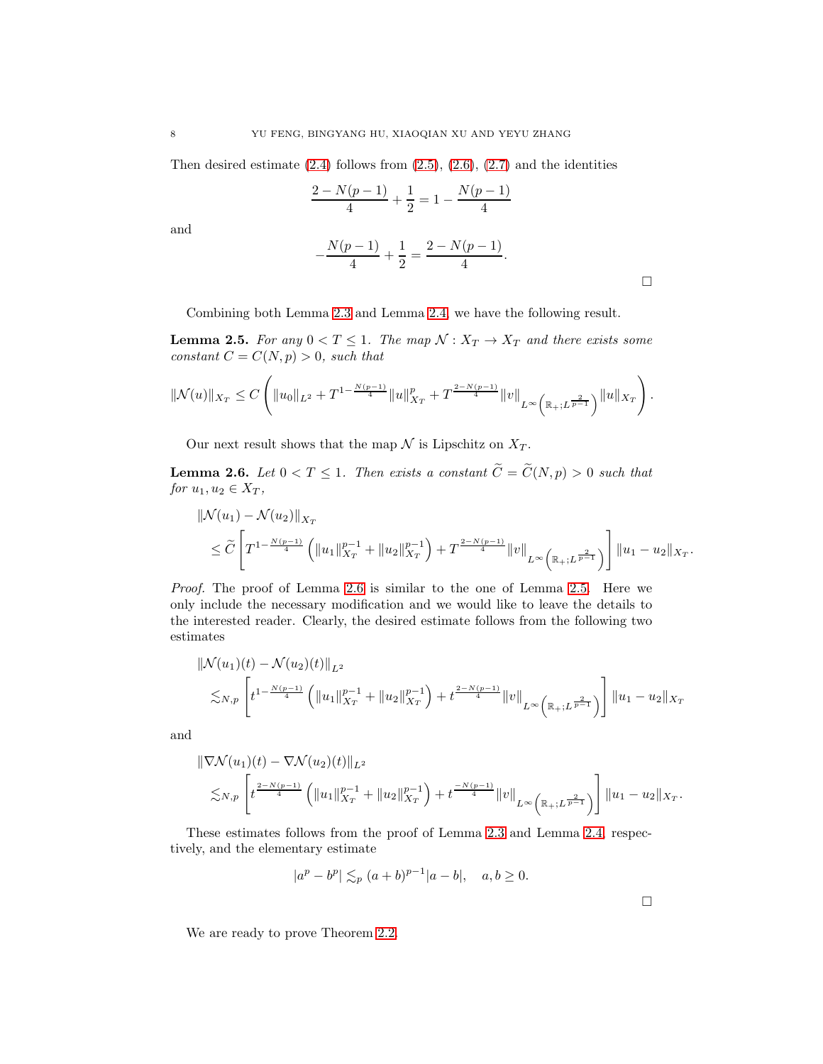Then desired estimate (2.4) follows from (2.5), (2.6), (2.7) and the identities

$$\frac{2-N(p-1)}{4}+\frac{1}{2}=1-\frac{N(p-1)}{4}$$

and

$$-\frac{N(p-1)}{4}+\frac{1}{2}=\frac{2-N(p-1)}{4}.$$

□

Combining both Lemma 2.3 and Lemma 2.4, we have the following result.

**Lemma 2.5.** *For any $0<T\le 1$. The map $\mathcal{N}: X_T \to X_T$ and there exists some constant $C=C(N,p)>0$, such that*

$$\|\mathcal{N}(u)\|_{X_T} \le C\left(\|u_0\|_{L^2}+T^{1-\frac{N(p-1)}{4}}\|u\|_{X_T}^p+T^{\frac{2-N(p-1)}{4}}\|v\|_{L^\infty\left(\mathbb{R}_+;L^{\frac{2}{p-1}}\right)}\|u\|_{X_T}\right).$$

Our next result shows that the map $\mathcal{N}$ is Lipschitz on $X_T$.

**Lemma 2.6.** *Let $0<T\le 1$. Then exists a constant $\widetilde{C}=\widetilde{C}(N,p)>0$ such that for $u_1,u_2\in X_T$,*

$$\begin{aligned}
&\|\mathcal{N}(u_1)-\mathcal{N}(u_2)\|_{X_T}\\
&\quad\le \widetilde{C}\left[T^{1-\frac{N(p-1)}{4}}\left(\|u_1\|_{X_T}^{p-1}+\|u_2\|_{X_T}^{p-1}\right)+T^{\frac{2-N(p-1)}{4}}\|v\|_{L^\infty\left(\mathbb{R}_+;L^{\frac{2}{p-1}}\right)}\right]\|u_1-u_2\|_{X_T}.
\end{aligned}$$

*Proof.* The proof of Lemma 2.6 is similar to the one of Lemma 2.5. Here we only include the necessary modification and we would like to leave the details to the interested reader. Clearly, the desired estimate follows from the following two estimates

$$\begin{aligned}
&\|\mathcal{N}(u_1)(t)-\mathcal{N}(u_2)(t)\|_{L^2}\\
&\quad\lesssim_{N,p}\left[t^{1-\frac{N(p-1)}{4}}\left(\|u_1\|_{X_T}^{p-1}+\|u_2\|_{X_T}^{p-1}\right)+t^{\frac{2-N(p-1)}{4}}\|v\|_{L^\infty\left(\mathbb{R}_+;L^{\frac{2}{p-1}}\right)}\right]\|u_1-u_2\|_{X_T}
\end{aligned}$$

and

$$\begin{aligned}
&\|\nabla\mathcal{N}(u_1)(t)-\nabla\mathcal{N}(u_2)(t)\|_{L^2}\\
&\quad\lesssim_{N,p}\left[t^{\frac{2-N(p-1)}{4}}\left(\|u_1\|_{X_T}^{p-1}+\|u_2\|_{X_T}^{p-1}\right)+t^{\frac{-N(p-1)}{4}}\|v\|_{L^\infty\left(\mathbb{R}_+;L^{\frac{2}{p-1}}\right)}\right]\|u_1-u_2\|_{X_T}.
\end{aligned}$$

These estimates follows from the proof of Lemma 2.3 and Lemma 2.4, respectively, and the elementary estimate

$$|a^p-b^p|\lesssim_p (a+b)^{p-1}|a-b|,\quad a,b\ge 0.$$

□

We are ready to prove Theorem 2.2.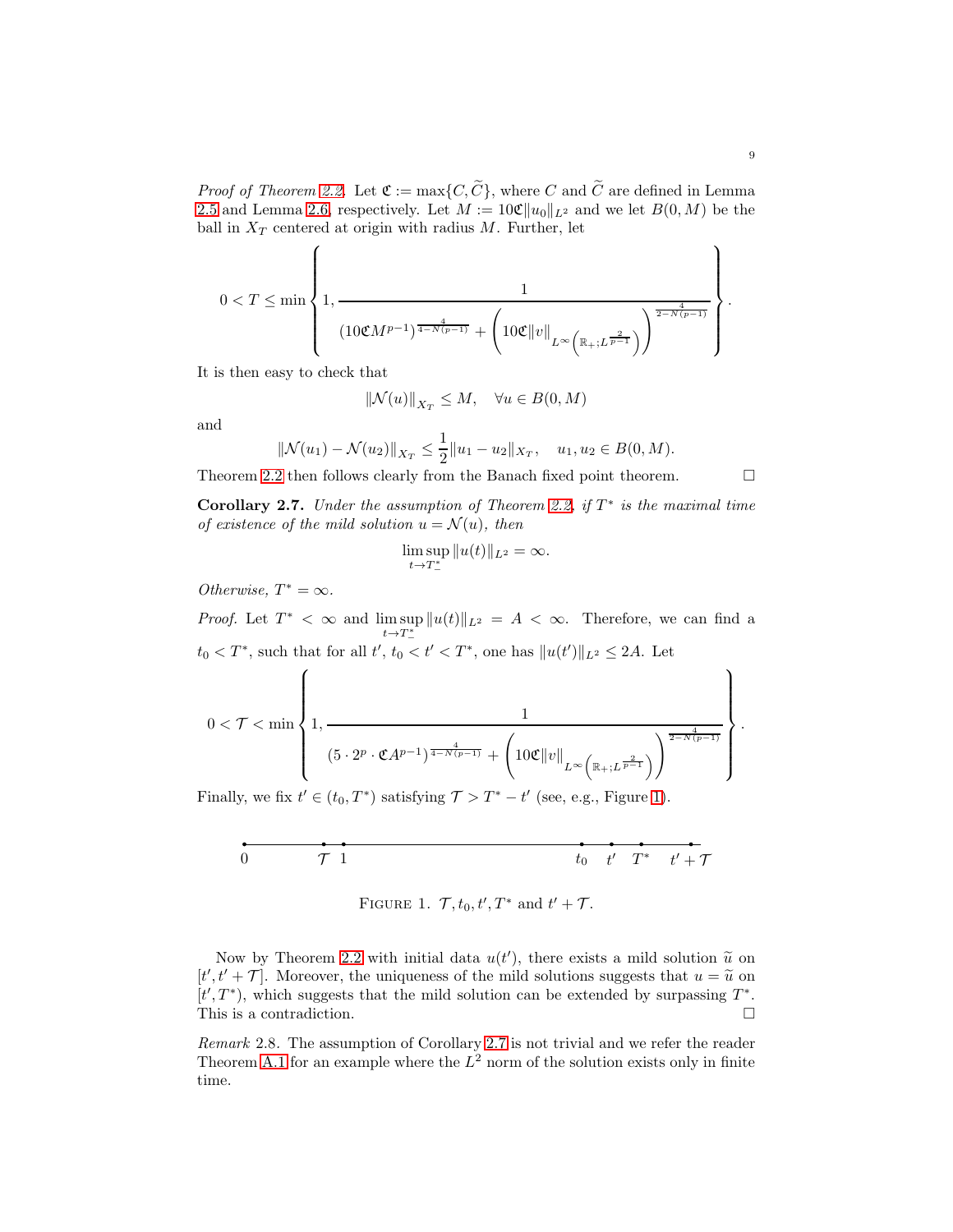*Proof of Theorem 2.2.* Let $\mathfrak{C} := \max\{C, \widetilde{C}\}$, where $C$ and $\widetilde{C}$ are defined in Lemma 2.5 and Lemma 2.6, respectively. Let $M := 10\mathfrak{C}\|u_0\|_{L^2}$ and we let $B(0, M)$ be the ball in $X_T$ centered at origin with radius $M$. Further, let

$$0 < T \leq \min\left\{1, \frac{1}{\left(10\mathfrak{C}M^{p-1}\right)^{\frac{4}{4-N(p-1)}} + \left(10\mathfrak{C}\|v\|_{L^\infty\left(\mathbb{R}_+; L^{\frac{2}{p-1}}\right)}\right)^{\frac{4}{2-N(p-1)}}}\right\}.$$

It is then easy to check that

$$\|\mathcal{N}(u)\|_{X_T} \leq M, \quad \forall u \in B(0, M)$$

and

$$\|\mathcal{N}(u_1) - \mathcal{N}(u_2)\|_{X_T} \leq \frac{1}{2}\|u_1 - u_2\|_{X_T}, \quad u_1, u_2 \in B(0, M).$$

Theorem 2.2 then follows clearly from the Banach fixed point theorem. □

**Corollary 2.7.** *Under the assumption of Theorem 2.2, if $T^*$ is the maximal time of existence of the mild solution $u = \mathcal{N}(u)$, then*

$$\limsup_{t \to T^*_-} \|u(t)\|_{L^2} = \infty.$$

*Otherwise, $T^* = \infty$.*

*Proof.* Let $T^* < \infty$ and $\limsup_{t \to T^*_-} \|u(t)\|_{L^2} = A < \infty$. Therefore, we can find a $t_0 < T^*$, such that for all $t'$, $t_0 < t' < T^*$, one has $\|u(t')\|_{L^2} \leq 2A$. Let

$$0 < \mathcal{T} < \min\left\{1, \frac{1}{\left(5 \cdot 2^p \cdot \mathfrak{C}A^{p-1}\right)^{\frac{4}{4-N(p-1)}} + \left(10\mathfrak{C}\|v\|_{L^\infty\left(\mathbb{R}_+; L^{\frac{2}{p-1}}\right)}\right)^{\frac{4}{2-N(p-1)}}}\right\}.$$

Finally, we fix $t' \in (t_0, T^*)$ satisfying $\mathcal{T} > T^* - t'$ (see, e.g., Figure 1).

$0 \quad \mathcal{T} \quad 1 \quad t_0 \quad t' \quad T^* \quad t' + \mathcal{T}$

FIGURE 1. $\mathcal{T}, t_0, t', T^*$ and $t' + \mathcal{T}$.

Now by Theorem 2.2 with initial data $u(t')$, there exists a mild solution $\widetilde{u}$ on $[t', t' + \mathcal{T}]$. Moreover, the uniqueness of the mild solutions suggests that $u = \widetilde{u}$ on $[t', T^*)$, which suggests that the mild solution can be extended by surpassing $T^*$. This is a contradiction. □

*Remark* 2.8. The assumption of Corollary 2.7 is not trivial and we refer the reader Theorem A.1 for an example where the $L^2$ norm of the solution exists only in finite time.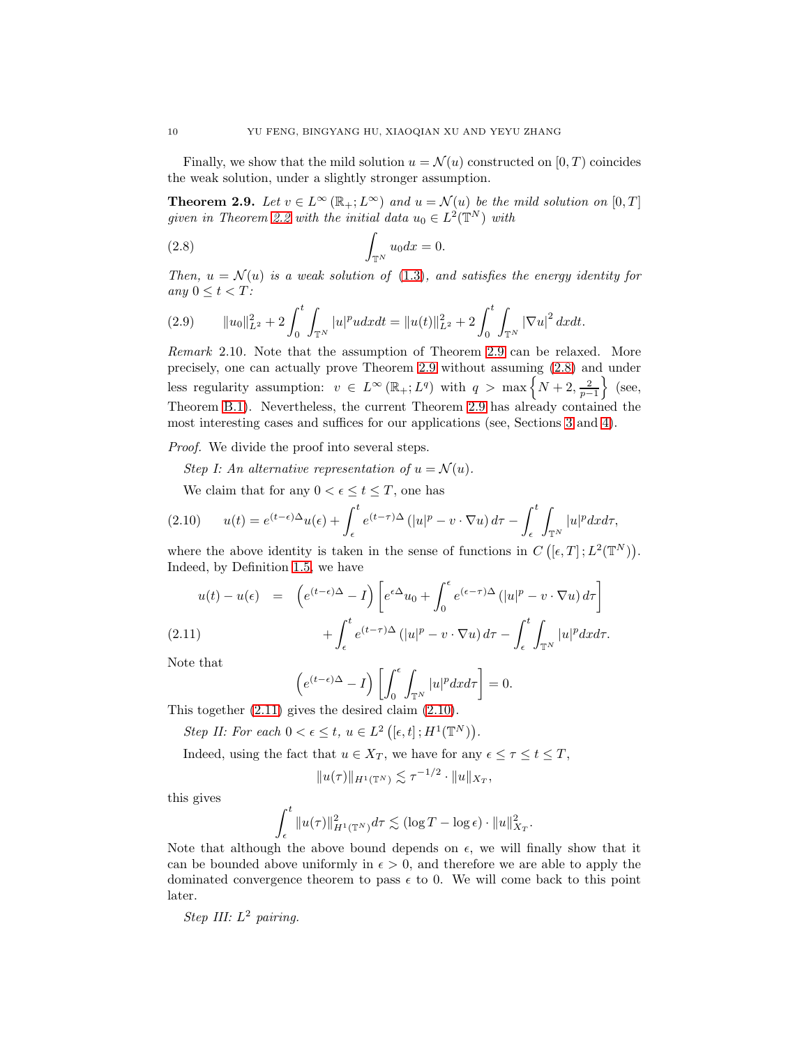Finally, we show that the mild solution $u = \mathcal{N}(u)$ constructed on $[0, T)$ coincides the weak solution, under a slightly stronger assumption.

**Theorem 2.9.** *Let $v \in L^\infty(\mathbb{R}_+; L^\infty)$ and $u = \mathcal{N}(u)$ be the mild solution on $[0, T]$ given in Theorem 2.2 with the initial data $u_0 \in L^2(\mathbb{T}^N)$ with*

$$\int_{\mathbb{T}^N} u_0 dx = 0. \tag{2.8}$$

*Then, $u = \mathcal{N}(u)$ is a weak solution of (1.3), and satisfies the energy identity for any $0 \le t < T$:*

$$\|u_0\|_{L^2}^2 + 2\int_0^t \int_{\mathbb{T}^N} |u|^p u dx dt = \|u(t)\|_{L^2}^2 + 2\int_0^t \int_{\mathbb{T}^N} |\nabla u|^2 \, dx dt. \tag{2.9}$$

*Remark* 2.10. Note that the assumption of Theorem 2.9 can be relaxed. More precisely, one can actually prove Theorem 2.9 without assuming (2.8) and under less regularity assumption: $v \in L^\infty(\mathbb{R}_+; L^q)$ with $q > \max\left\{N+2, \frac{2}{p-1}\right\}$ (see, Theorem B.1). Nevertheless, the current Theorem 2.9 has already contained the most interesting cases and suffices for our applications (see, Sections 3 and 4).

*Proof.* We divide the proof into several steps.

*Step I: An alternative representation of $u = \mathcal{N}(u)$.*

We claim that for any $0 < \epsilon \le t \le T$, one has

$$u(t) = e^{(t-\epsilon)\Delta} u(\epsilon) + \int_\epsilon^t e^{(t-\tau)\Delta} \left(|u|^p - v \cdot \nabla u\right) d\tau - \int_\epsilon^t \int_{\mathbb{T}^N} |u|^p dx d\tau, \tag{2.10}$$

where the above identity is taken in the sense of functions in $C\left([\epsilon, T]; L^2(\mathbb{T}^N)\right)$. Indeed, by Definition 1.5, we have

$$\begin{aligned} u(t) - u(\epsilon) &= \left(e^{(t-\epsilon)\Delta} - I\right)\left[e^{\epsilon\Delta} u_0 + \int_0^\epsilon e^{(\epsilon-\tau)\Delta}\left(|u|^p - v\cdot\nabla u\right) d\tau\right] \\ &\quad + \int_\epsilon^t e^{(t-\tau)\Delta}\left(|u|^p - v\cdot\nabla u\right) d\tau - \int_\epsilon^t \int_{\mathbb{T}^N} |u|^p dx d\tau. \end{aligned} \tag{2.11}$$

Note that

$$\left(e^{(t-\epsilon)\Delta} - I\right)\left[\int_0^\epsilon \int_{\mathbb{T}^N} |u|^p dx d\tau\right] = 0.$$

This together (2.11) gives the desired claim (2.10).

*Step II: For each $0 < \epsilon \le t$, $u \in L^2\left([\epsilon, t]; H^1(\mathbb{T}^N)\right)$.*

Indeed, using the fact that $u \in X_T$, we have for any $\epsilon \le \tau \le t \le T$,

$$\|u(\tau)\|_{H^1(\mathbb{T}^N)} \lesssim \tau^{-1/2} \cdot \|u\|_{X_T},$$

this gives

$$\int_\epsilon^t \|u(\tau)\|_{H^1(\mathbb{T}^N)}^2 d\tau \lesssim (\log T - \log \epsilon) \cdot \|u\|_{X_T}^2.$$

Note that although the above bound depends on $\epsilon$, we will finally show that it can be bounded above uniformly in $\epsilon > 0$, and therefore we are able to apply the dominated convergence theorem to pass $\epsilon$ to 0. We will come back to this point later.

*Step III: $L^2$ pairing.*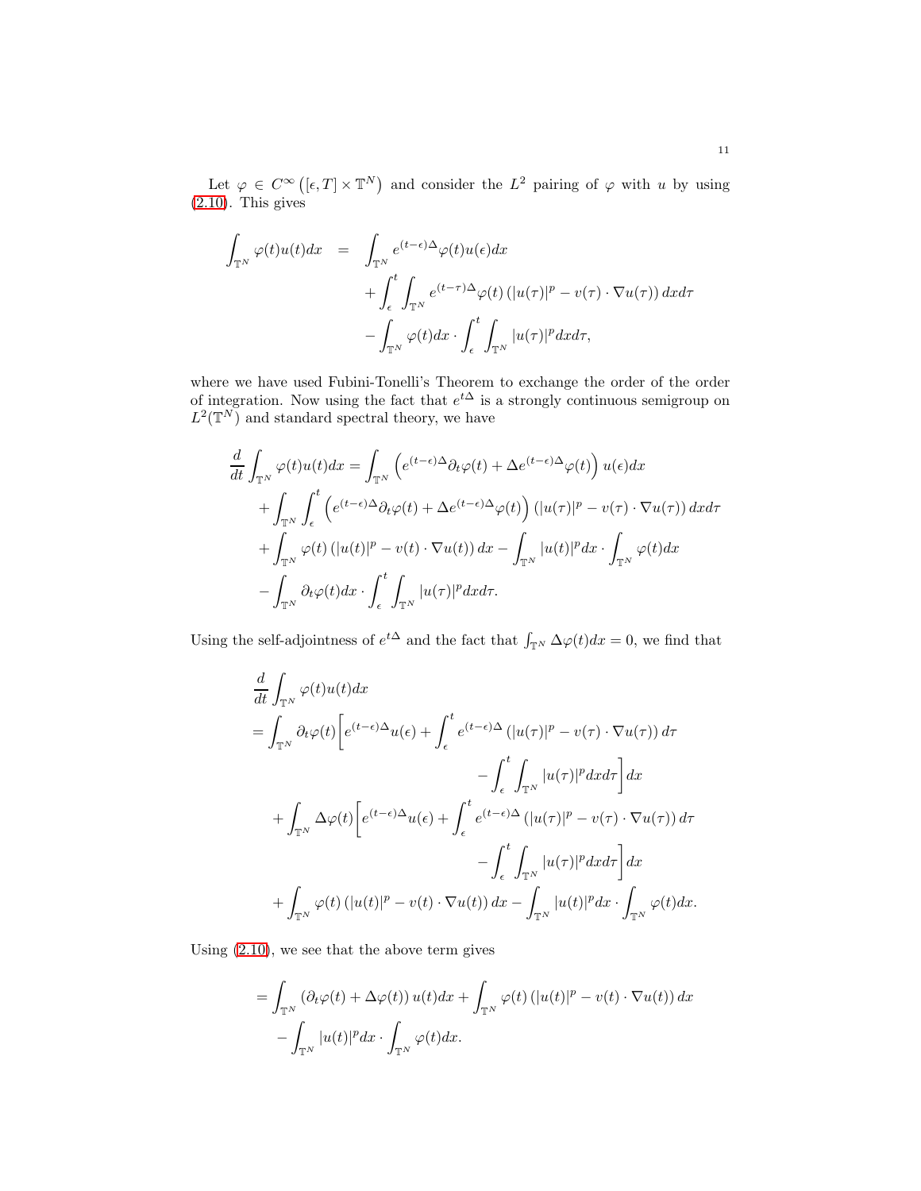Let $\varphi \in C^\infty\left([\epsilon, T] \times \mathbb{T}^N\right)$ and consider the $L^2$ pairing of $\varphi$ with $u$ by using (2.10). This gives

$$
\begin{aligned}
\int_{\mathbb{T}^N} \varphi(t) u(t) dx &= \int_{\mathbb{T}^N} e^{(t-\epsilon)\Delta} \varphi(t) u(\epsilon) dx \\
&\quad + \int_\epsilon^t \int_{\mathbb{T}^N} e^{(t-\tau)\Delta} \varphi(t) \left(|u(\tau)|^p - v(\tau) \cdot \nabla u(\tau)\right) dx d\tau \\
&\quad - \int_{\mathbb{T}^N} \varphi(t) dx \cdot \int_\epsilon^t \int_{\mathbb{T}^N} |u(\tau)|^p dx d\tau,
\end{aligned}
$$

where we have used Fubini-Tonelli's Theorem to exchange the order of the order of integration. Now using the fact that $e^{t\Delta}$ is a strongly continuous semigroup on $L^2(\mathbb{T}^N)$ and standard spectral theory, we have

$$
\begin{aligned}
\frac{d}{dt} \int_{\mathbb{T}^N} \varphi(t) u(t) dx &= \int_{\mathbb{T}^N} \left(e^{(t-\epsilon)\Delta} \partial_t \varphi(t) + \Delta e^{(t-\epsilon)\Delta} \varphi(t)\right) u(\epsilon) dx \\
&+ \int_{\mathbb{T}^N} \int_\epsilon^t \left(e^{(t-\epsilon)\Delta} \partial_t \varphi(t) + \Delta e^{(t-\epsilon)\Delta} \varphi(t)\right) \left(|u(\tau)|^p - v(\tau) \cdot \nabla u(\tau)\right) dx d\tau \\
&+ \int_{\mathbb{T}^N} \varphi(t) \left(|u(t)|^p - v(t) \cdot \nabla u(t)\right) dx - \int_{\mathbb{T}^N} |u(t)|^p dx \cdot \int_{\mathbb{T}^N} \varphi(t) dx \\
&- \int_{\mathbb{T}^N} \partial_t \varphi(t) dx \cdot \int_\epsilon^t \int_{\mathbb{T}^N} |u(\tau)|^p dx d\tau.
\end{aligned}
$$

Using the self-adjointness of $e^{t\Delta}$ and the fact that $\int_{\mathbb{T}^N} \Delta \varphi(t) dx = 0$, we find that

$$
\begin{aligned}
&\frac{d}{dt} \int_{\mathbb{T}^N} \varphi(t) u(t) dx \\
&= \int_{\mathbb{T}^N} \partial_t \varphi(t) \Bigg[ e^{(t-\epsilon)\Delta} u(\epsilon) + \int_\epsilon^t e^{(t-\epsilon)\Delta} \left(|u(\tau)|^p - v(\tau) \cdot \nabla u(\tau)\right) d\tau \\
&\qquad\qquad - \int_\epsilon^t \int_{\mathbb{T}^N} |u(\tau)|^p dx d\tau \Bigg] dx \\
&\quad + \int_{\mathbb{T}^N} \Delta \varphi(t) \Bigg[ e^{(t-\epsilon)\Delta} u(\epsilon) + \int_\epsilon^t e^{(t-\epsilon)\Delta} \left(|u(\tau)|^p - v(\tau) \cdot \nabla u(\tau)\right) d\tau \\
&\qquad\qquad - \int_\epsilon^t \int_{\mathbb{T}^N} |u(\tau)|^p dx d\tau \Bigg] dx \\
&\quad + \int_{\mathbb{T}^N} \varphi(t) \left(|u(t)|^p - v(t) \cdot \nabla u(t)\right) dx - \int_{\mathbb{T}^N} |u(t)|^p dx \cdot \int_{\mathbb{T}^N} \varphi(t) dx.
\end{aligned}
$$

Using (2.10), we see that the above term gives

$$
\begin{aligned}
&= \int_{\mathbb{T}^N} \left(\partial_t \varphi(t) + \Delta \varphi(t)\right) u(t) dx + \int_{\mathbb{T}^N} \varphi(t) \left(|u(t)|^p - v(t) \cdot \nabla u(t)\right) dx \\
&\quad - \int_{\mathbb{T}^N} |u(t)|^p dx \cdot \int_{\mathbb{T}^N} \varphi(t) dx.
\end{aligned}
$$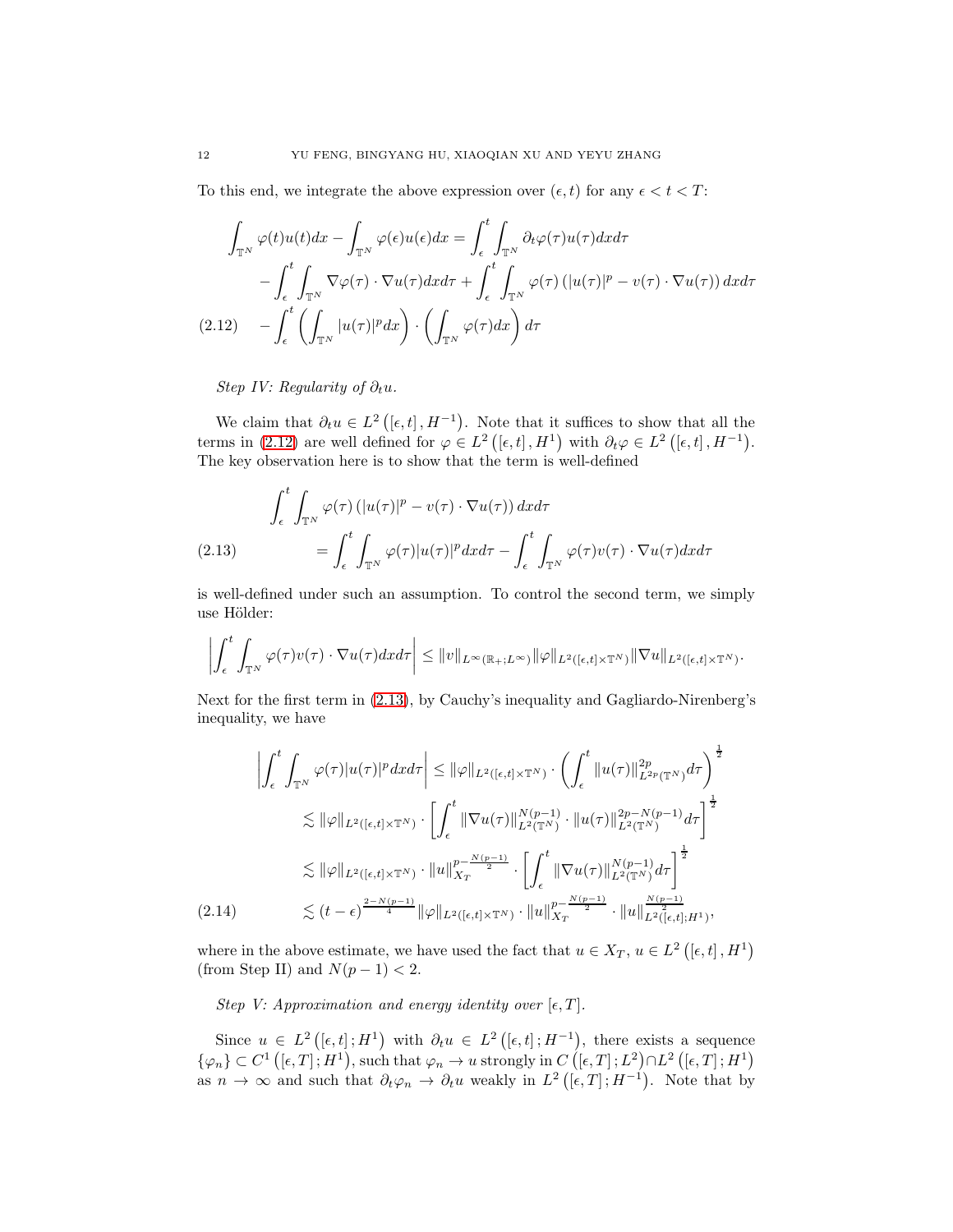To this end, we integrate the above expression over $(\epsilon, t)$ for any $\epsilon < t < T$:

$$
\begin{aligned}
\int_{\mathbb{T}^N} \varphi(t)u(t)dx - \int_{\mathbb{T}^N} \varphi(\epsilon)u(\epsilon)dx &= \int_\epsilon^t \int_{\mathbb{T}^N} \partial_t\varphi(\tau)u(\tau)dxd\tau \\
&- \int_\epsilon^t \int_{\mathbb{T}^N} \nabla\varphi(\tau)\cdot\nabla u(\tau)dxd\tau + \int_\epsilon^t \int_{\mathbb{T}^N} \varphi(\tau)\left(|u(\tau)|^p - v(\tau)\cdot\nabla u(\tau)\right)dxd\tau \\
&- \int_\epsilon^t \left(\int_{\mathbb{T}^N} |u(\tau)|^p dx\right)\cdot\left(\int_{\mathbb{T}^N}\varphi(\tau)dx\right)d\tau
\end{aligned}
\tag{2.12}
$$

*Step IV: Regularity of $\partial_t u$.*

We claim that $\partial_t u \in L^2\left([\epsilon, t], H^{-1}\right)$. Note that it suffices to show that all the terms in (2.12) are well defined for $\varphi \in L^2\left([\epsilon, t], H^1\right)$ with $\partial_t\varphi \in L^2\left([\epsilon, t], H^{-1}\right)$. The key observation here is to show that the term is well-defined

$$
\begin{aligned}
&\int_\epsilon^t \int_{\mathbb{T}^N} \varphi(\tau)\left(|u(\tau)|^p - v(\tau)\cdot\nabla u(\tau)\right)dxd\tau \\
&\qquad = \int_\epsilon^t \int_{\mathbb{T}^N} \varphi(\tau)|u(\tau)|^p dxd\tau - \int_\epsilon^t \int_{\mathbb{T}^N} \varphi(\tau)v(\tau)\cdot\nabla u(\tau)dxd\tau
\end{aligned}
\tag{2.13}
$$

is well-defined under such an assumption. To control the second term, we simply use Hölder:

$$
\left|\int_\epsilon^t \int_{\mathbb{T}^N} \varphi(\tau)v(\tau)\cdot\nabla u(\tau)dxd\tau\right| \leq \|v\|_{L^\infty(\mathbb{R}_+;L^\infty)}\|\varphi\|_{L^2([\epsilon,t]\times\mathbb{T}^N)}\|\nabla u\|_{L^2([\epsilon,t]\times\mathbb{T}^N)}.
$$

Next for the first term in (2.13), by Cauchy's inequality and Gagliardo-Nirenberg's inequality, we have

$$
\begin{aligned}
\left|\int_\epsilon^t \int_{\mathbb{T}^N} \varphi(\tau)|u(\tau)|^p dxd\tau\right| &\leq \|\varphi\|_{L^2([\epsilon,t]\times\mathbb{T}^N)}\cdot\left(\int_\epsilon^t \|u(\tau)\|_{L^{2p}(\mathbb{T}^N)}^{2p}d\tau\right)^{\frac{1}{2}} \\
&\lesssim \|\varphi\|_{L^2([\epsilon,t]\times\mathbb{T}^N)}\cdot\left[\int_\epsilon^t \|\nabla u(\tau)\|_{L^2(\mathbb{T}^N)}^{N(p-1)}\cdot\|u(\tau)\|_{L^2(\mathbb{T}^N)}^{2p-N(p-1)}d\tau\right]^{\frac{1}{2}} \\
&\lesssim \|\varphi\|_{L^2([\epsilon,t]\times\mathbb{T}^N)}\cdot\|u\|_{X_T}^{p-\frac{N(p-1)}{2}}\cdot\left[\int_\epsilon^t \|\nabla u(\tau)\|_{L^2(\mathbb{T}^N)}^{N(p-1)}d\tau\right]^{\frac{1}{2}} \\
&\lesssim (t-\epsilon)^{\frac{2-N(p-1)}{4}}\|\varphi\|_{L^2([\epsilon,t]\times\mathbb{T}^N)}\cdot\|u\|_{X_T}^{p-\frac{N(p-1)}{2}}\cdot\|u\|_{L^2([\epsilon,t];H^1)}^{\frac{N(p-1)}{2}},
\end{aligned}
\tag{2.14}
$$

where in the above estimate, we have used the fact that $u \in X_T$, $u \in L^2\left([\epsilon, t], H^1\right)$ (from Step II) and $N(p-1) < 2$.

*Step V: Approximation and energy identity over $[\epsilon, T]$.*

Since $u \in L^2\left([\epsilon, t]; H^1\right)$ with $\partial_t u \in L^2\left([\epsilon, t]; H^{-1}\right)$, there exists a sequence $\{\varphi_n\} \subset C^1\left([\epsilon, T]; H^1\right)$, such that $\varphi_n \to u$ strongly in $C\left([\epsilon, T]; L^2\right) \cap L^2\left([\epsilon, T]; H^1\right)$ as $n \to \infty$ and such that $\partial_t\varphi_n \to \partial_t u$ weakly in $L^2\left([\epsilon, T]; H^{-1}\right)$. Note that by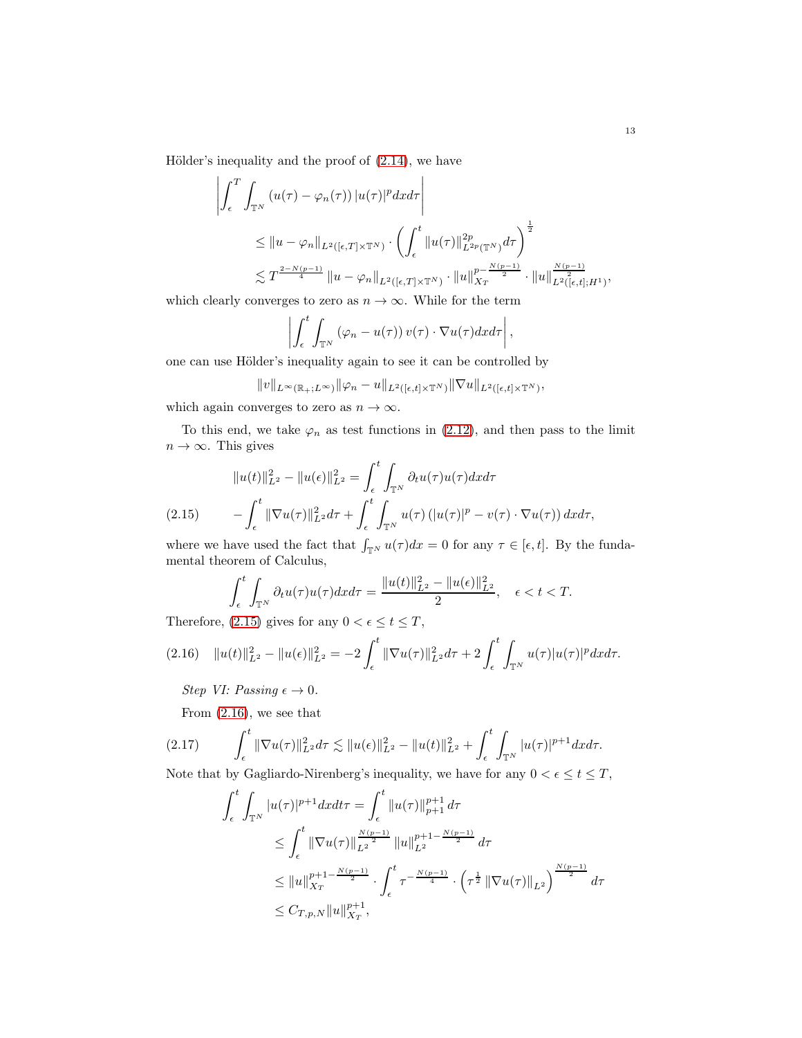Hölder's inequality and the proof of (2.14), we have

$$
\begin{aligned}
&\left| \int_\epsilon^T \int_{\mathbb{T}^N} \left(u(\tau) - \varphi_n(\tau)\right) |u(\tau)|^p dx d\tau \right| \\
&\quad \le \|u - \varphi_n\|_{L^2([\epsilon,T]\times\mathbb{T}^N)} \cdot \left( \int_\epsilon^t \|u(\tau)\|_{L^{2p}(\mathbb{T}^N)}^{2p} d\tau \right)^{\frac{1}{2}} \\
&\quad \lesssim T^{\frac{2-N(p-1)}{4}} \|u - \varphi_n\|_{L^2([\epsilon,T]\times\mathbb{T}^N)} \cdot \|u\|_{X_T}^{p-\frac{N(p-1)}{2}} \cdot \|u\|_{L^2([\epsilon,t];H^1)}^{\frac{N(p-1)}{2}},
\end{aligned}
$$

which clearly converges to zero as $n \to \infty$. While for the term

$$
\left| \int_\epsilon^t \int_{\mathbb{T}^N} \left(\varphi_n - u(\tau)\right) v(\tau) \cdot \nabla u(\tau) dx d\tau \right|,
$$

one can use Hölder's inequality again to see it can be controlled by

$$
\|v\|_{L^\infty(\mathbb{R}_+;L^\infty)} \|\varphi_n - u\|_{L^2([\epsilon,t]\times\mathbb{T}^N)} \|\nabla u\|_{L^2([\epsilon,t]\times\mathbb{T}^N)},
$$

which again converges to zero as $n \to \infty$.

To this end, we take $\varphi_n$ as test functions in (2.12), and then pass to the limit $n \to \infty$. This gives

$$
\begin{aligned}
\|u(t)\|_{L^2}^2 - \|u(\epsilon)\|_{L^2}^2 &= \int_\epsilon^t \int_{\mathbb{T}^N} \partial_t u(\tau) u(\tau) dx d\tau \\
- \int_\epsilon^t \|\nabla u(\tau)\|_{L^2}^2 d\tau &+ \int_\epsilon^t \int_{\mathbb{T}^N} u(\tau) \left(|u(\tau)|^p - v(\tau)\cdot\nabla u(\tau)\right) dx d\tau,
\end{aligned}
\tag{2.15}
$$

where we have used the fact that $\int_{\mathbb{T}^N} u(\tau) dx = 0$ for any $\tau \in [\epsilon, t]$. By the fundamental theorem of Calculus,

$$
\int_\epsilon^t \int_{\mathbb{T}^N} \partial_t u(\tau) u(\tau) dx d\tau = \frac{\|u(t)\|_{L^2}^2 - \|u(\epsilon)\|_{L^2}^2}{2}, \quad \epsilon < t < T.
$$

Therefore, (2.15) gives for any $0 < \epsilon \le t \le T$,

$$
\|u(t)\|_{L^2}^2 - \|u(\epsilon)\|_{L^2}^2 = -2 \int_\epsilon^t \|\nabla u(\tau)\|_{L^2}^2 d\tau + 2 \int_\epsilon^t \int_{\mathbb{T}^N} u(\tau) |u(\tau)|^p dx d\tau. \tag{2.16}
$$

*Step VI: Passing $\epsilon \to 0$.*

From (2.16), we see that

$$
\int_\epsilon^t \|\nabla u(\tau)\|_{L^2}^2 d\tau \lesssim \|u(\epsilon)\|_{L^2}^2 - \|u(t)\|_{L^2}^2 + \int_\epsilon^t \int_{\mathbb{T}^N} |u(\tau)|^{p+1} dx d\tau. \tag{2.17}
$$

Note that by Gagliardo-Nirenberg's inequality, we have for any $0 < \epsilon \le t \le T$,

$$
\begin{aligned}
\int_\epsilon^t \int_{\mathbb{T}^N} |u(\tau)|^{p+1} dx dt\tau &= \int_\epsilon^t \|u(\tau)\|_{p+1}^{p+1} d\tau \\
&\le \int_\epsilon^t \|\nabla u(\tau)\|_{L^2}^{\frac{N(p-1)}{2}} \|u\|_{L^2}^{p+1-\frac{N(p-1)}{2}} d\tau \\
&\le \|u\|_{X_T}^{p+1-\frac{N(p-1)}{2}} \cdot \int_\epsilon^t \tau^{-\frac{N(p-1)}{4}} \cdot \left(\tau^{\frac{1}{2}} \|\nabla u(\tau)\|_{L^2}\right)^{\frac{N(p-1)}{2}} d\tau \\
&\le C_{T,p,N} \|u\|_{X_T}^{p+1},
\end{aligned}
$$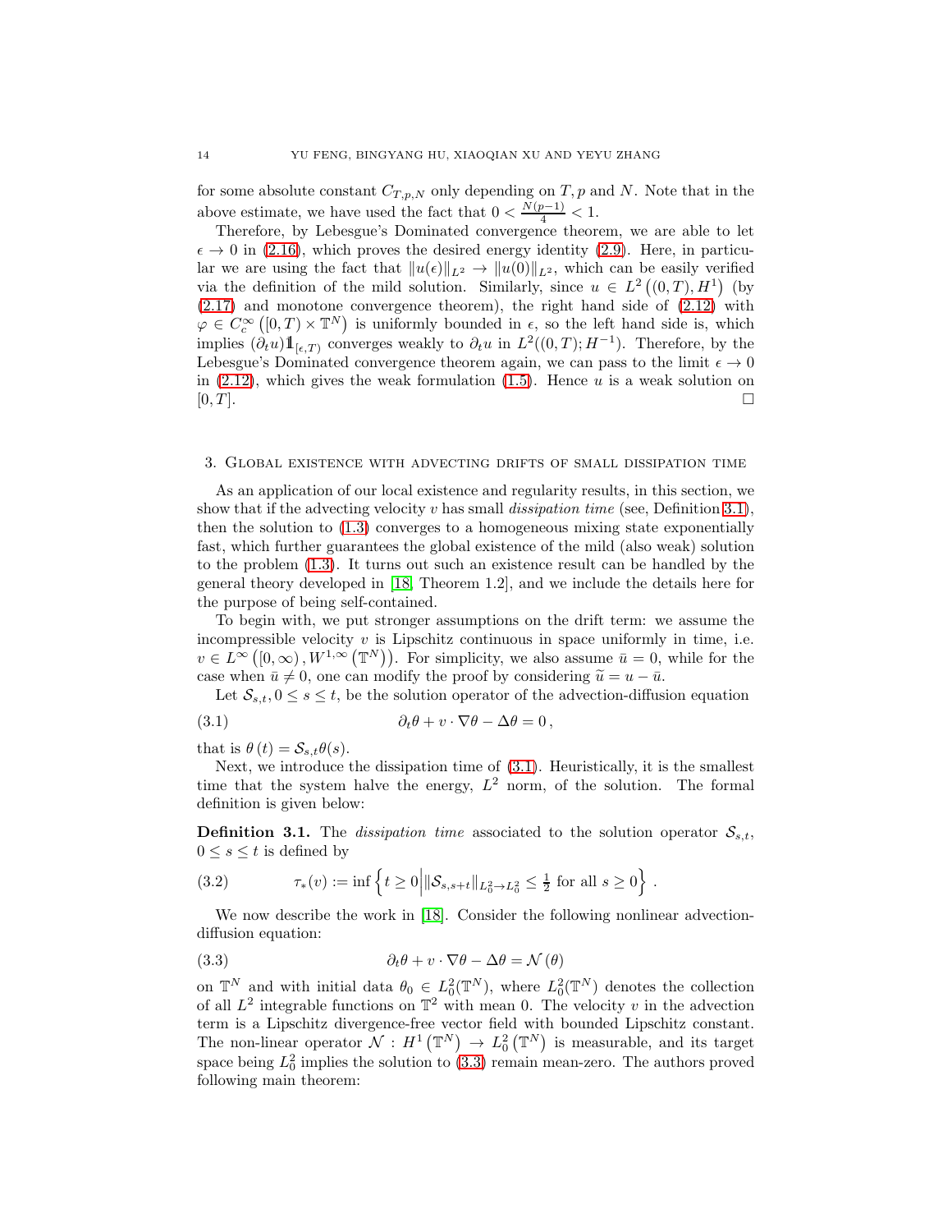for some absolute constant $C_{T,p,N}$ only depending on $T, p$ and $N$. Note that in the above estimate, we have used the fact that $0 < \frac{N(p-1)}{4} < 1$.

Therefore, by Lebesgue's Dominated convergence theorem, we are able to let $\epsilon \to 0$ in (2.16), which proves the desired energy identity (2.9). Here, in particular we are using the fact that $\|u(\epsilon)\|_{L^2} \to \|u(0)\|_{L^2}$, which can be easily verified via the definition of the mild solution. Similarly, since $u \in L^2\left((0,T), H^1\right)$ (by (2.17) and monotone convergence theorem), the right hand side of (2.12) with $\varphi \in C_c^\infty\left([0,T) \times \mathbb{T}^N\right)$ is uniformly bounded in $\epsilon$, so the left hand side is, which implies $(\partial_t u)\mathbb{1}_{[\epsilon,T)}$ converges weakly to $\partial_t u$ in $L^2((0,T);H^{-1})$. Therefore, by the Lebesgue's Dominated convergence theorem again, we can pass to the limit $\epsilon \to 0$ in (2.12), which gives the weak formulation (1.5). Hence $u$ is a weak solution on $[0,T]$. $\square$

## 3. Global existence with advecting drifts of small dissipation time

As an application of our local existence and regularity results, in this section, we show that if the advecting velocity $v$ has small *dissipation time* (see, Definition 3.1), then the solution to (1.3) converges to a homogeneous mixing state exponentially fast, which further guarantees the global existence of the mild (also weak) solution to the problem (1.3). It turns out such an existence result can be handled by the general theory developed in [18, Theorem 1.2], and we include the details here for the purpose of being self-contained.

To begin with, we put stronger assumptions on the drift term: we assume the incompressible velocity $v$ is Lipschitz continuous in space uniformly in time, i.e. $v \in L^\infty\left([0,\infty), W^{1,\infty}\left(\mathbb{T}^N\right)\right)$. For simplicity, we also assume $\bar{u} = 0$, while for the case when $\bar{u} \neq 0$, one can modify the proof by considering $\widetilde{u} = u - \bar{u}$.

Let $\mathcal{S}_{s,t}, 0 \leq s \leq t$, be the solution operator of the advection-diffusion equation

$$\partial_t \theta + v \cdot \nabla \theta - \Delta \theta = 0\,, \tag{3.1}$$

that is $\theta(t) = \mathcal{S}_{s,t}\theta(s)$.

Next, we introduce the dissipation time of (3.1). Heuristically, it is the smallest time that the system halve the energy, $L^2$ norm, of the solution. The formal definition is given below:

**Definition 3.1.** The *dissipation time* associated to the solution operator $\mathcal{S}_{s,t}$, $0 \leq s \leq t$ is defined by

$$\tau_*(v) := \inf\left\{ t \geq 0 \middle| \|\mathcal{S}_{s,s+t}\|_{L_0^2 \to L_0^2} \leq \tfrac{1}{2} \text{ for all } s \geq 0 \right\}. \tag{3.2}$$

We now describe the work in [18]. Consider the following nonlinear advection-diffusion equation:

$$\partial_t \theta + v \cdot \nabla \theta - \Delta \theta = \mathcal{N}(\theta) \tag{3.3}$$

on $\mathbb{T}^N$ and with initial data $\theta_0 \in L_0^2(\mathbb{T}^N)$, where $L_0^2(\mathbb{T}^N)$ denotes the collection of all $L^2$ integrable functions on $\mathbb{T}^2$ with mean 0. The velocity $v$ in the advection term is a Lipschitz divergence-free vector field with bounded Lipschitz constant. The non-linear operator $\mathcal{N} : H^1\left(\mathbb{T}^N\right) \to L_0^2\left(\mathbb{T}^N\right)$ is measurable, and its target space being $L_0^2$ implies the solution to (3.3) remain mean-zero. The authors proved following main theorem: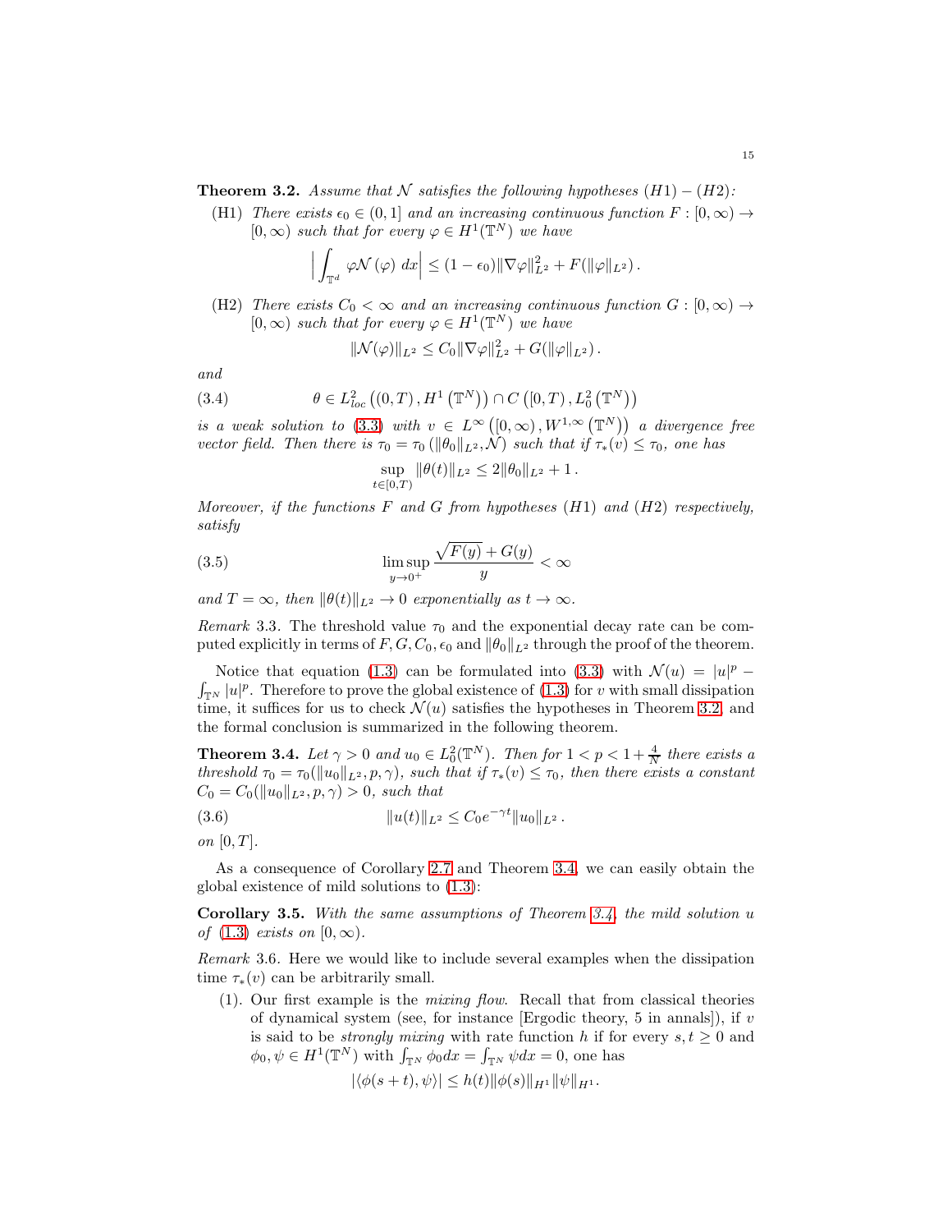**Theorem 3.2.** *Assume that $\mathcal{N}$ satisfies the following hypotheses $(H1)-(H2)$:*

(H1) *There exists $\epsilon_0 \in (0,1]$ and an increasing continuous function $F : [0,\infty) \to [0,\infty)$ such that for every $\varphi \in H^1(\mathbb{T}^N)$ we have*

$$\Big| \int_{\mathbb{T}^d} \varphi \mathcal{N}(\varphi)\, dx \Big| \le (1-\epsilon_0)\|\nabla \varphi\|_{L^2}^2 + F(\|\varphi\|_{L^2}).$$

(H2) *There exists $C_0 < \infty$ and an increasing continuous function $G : [0,\infty) \to [0,\infty)$ such that for every $\varphi \in H^1(\mathbb{T}^N)$ we have*

$$\|\mathcal{N}(\varphi)\|_{L^2} \le C_0 \|\nabla \varphi\|_{L^2}^2 + G(\|\varphi\|_{L^2}).$$

*and*

$$\theta \in L^2_{loc}\left((0,T), H^1\left(\mathbb{T}^N\right)\right) \cap C\left([0,T), L^2_0\left(\mathbb{T}^N\right)\right) \tag{3.4}$$

*is a weak solution to (3.3) with $v \in L^\infty\left([0,\infty), W^{1,\infty}\left(\mathbb{T}^N\right)\right)$ a divergence free vector field. Then there is $\tau_0 = \tau_0\left(\|\theta_0\|_{L^2}, \mathcal{N}\right)$ such that if $\tau_*(v) \le \tau_0$, one has*

$$\sup_{t\in[0,T)} \|\theta(t)\|_{L^2} \le 2\|\theta_0\|_{L^2} + 1\,.$$

*Moreover, if the functions $F$ and $G$ from hypotheses $(H1)$ and $(H2)$ respectively, satisfy*

$$\limsup_{y\to 0^+} \frac{\sqrt{F(y)} + G(y)}{y} < \infty \tag{3.5}$$

*and $T = \infty$, then $\|\theta(t)\|_{L^2} \to 0$ exponentially as $t \to \infty$.*

*Remark* 3.3. The threshold value $\tau_0$ and the exponential decay rate can be computed explicitly in terms of $F, G, C_0, \epsilon_0$ and $\|\theta_0\|_{L^2}$ through the proof of the theorem.

Notice that equation (1.3) can be formulated into (3.3) with $\mathcal{N}(u) = |u|^p - \int_{\mathbb{T}^N} |u|^p$. Therefore to prove the global existence of (1.3) for $v$ with small dissipation time, it suffices for us to check $\mathcal{N}(u)$ satisfies the hypotheses in Theorem 3.2, and the formal conclusion is summarized in the following theorem.

**Theorem 3.4.** *Let $\gamma > 0$ and $u_0 \in L^2_0(\mathbb{T}^N)$. Then for $1 < p < 1 + \frac{4}{N}$ there exists a threshold $\tau_0 = \tau_0(\|u_0\|_{L^2}, p, \gamma)$, such that if $\tau_*(v) \le \tau_0$, then there exists a constant $C_0 = C_0(\|u_0\|_{L^2}, p, \gamma) > 0$, such that*

$$\|u(t)\|_{L^2} \le C_0 e^{-\gamma t}\|u_0\|_{L^2}\,. \tag{3.6}$$

*on $[0,T]$.*

As a consequence of Corollary 2.7 and Theorem 3.4, we can easily obtain the global existence of mild solutions to (1.3):

**Corollary 3.5.** *With the same assumptions of Theorem 3.4, the mild solution $u$ of (1.3) exists on $[0,\infty)$.*

*Remark* 3.6. Here we would like to include several examples when the dissipation time $\tau_*(v)$ can be arbitrarily small.

(1). Our first example is the *mixing flow*. Recall that from classical theories of dynamical system (see, for instance [Ergodic theory, 5 in annals]), if $v$ is said to be *strongly mixing* with rate function $h$ if for every $s,t \ge 0$ and $\phi_0, \psi \in H^1(\mathbb{T}^N)$ with $\int_{\mathbb{T}^N} \phi_0 dx = \int_{\mathbb{T}^N} \psi dx = 0$, one has

$$|\langle \phi(s+t), \psi\rangle| \le h(t)\|\phi(s)\|_{H^1}\|\psi\|_{H^1}.$$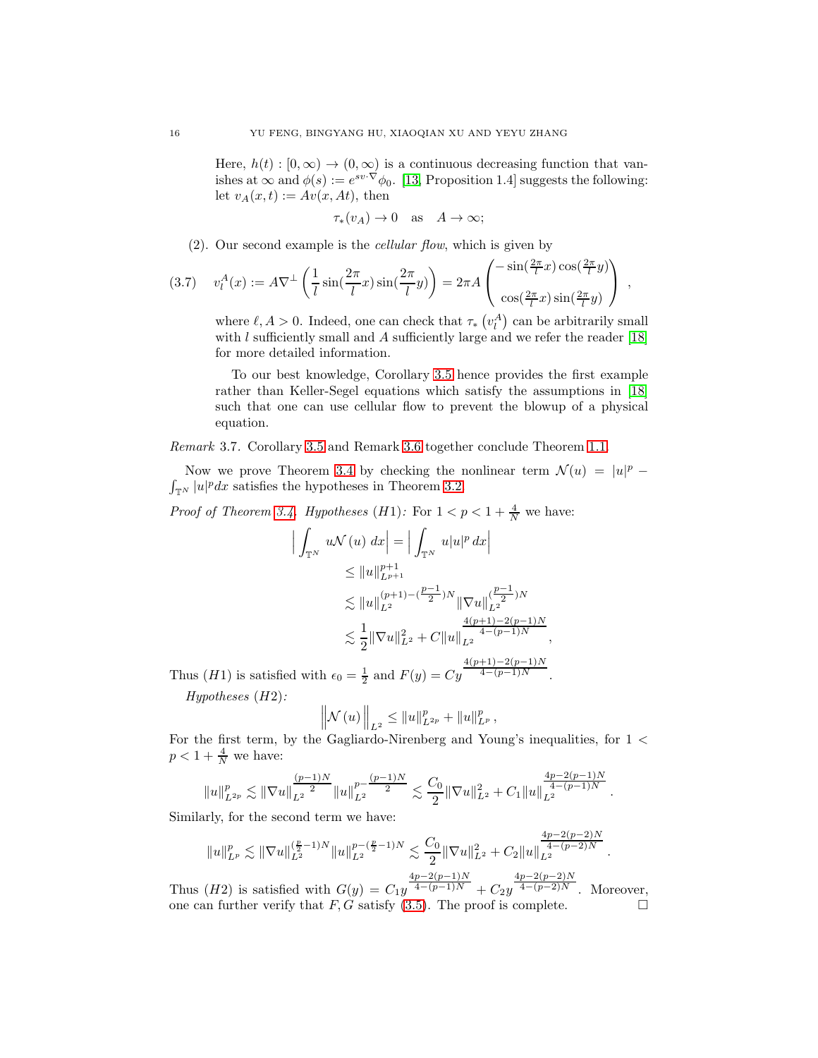Here, $h(t) : [0, \infty) \to (0, \infty)$ is a continuous decreasing function that vanishes at $\infty$ and $\phi(s) := e^{sv\cdot\nabla}\phi_0$. [13, Proposition 1.4] suggests the following: let $v_A(x,t) := Av(x, At)$, then

$$\tau_*(v_A) \to 0 \quad \text{as} \quad A \to \infty;$$

(2). Our second example is the *cellular flow*, which is given by

$$v_l^A(x) := A\nabla^\perp\left(\frac{1}{l}\sin(\frac{2\pi}{l}x)\sin(\frac{2\pi}{l}y)\right) = 2\pi A\begin{pmatrix} -\sin(\frac{2\pi}{l}x)\cos(\frac{2\pi}{l}y) \\ \\ \cos(\frac{2\pi}{l}x)\sin(\frac{2\pi}{l}y)\end{pmatrix}, \tag{3.7}$$

where $\ell, A > 0$. Indeed, one can check that $\tau_*\left(v_l^A\right)$ can be arbitrarily small with $l$ sufficiently small and $A$ sufficiently large and we refer the reader [18] for more detailed information.

To our best knowledge, Corollary 3.5 hence provides the first example rather than Keller-Segel equations which satisfy the assumptions in [18] such that one can use cellular flow to prevent the blowup of a physical equation.

*Remark* 3.7. Corollary 3.5 and Remark 3.6 together conclude Theorem 1.1.

Now we prove Theorem 3.4 by checking the nonlinear term $\mathcal{N}(u) = |u|^p - \fint_{\mathbb{T}^N}|u|^p dx$ satisfies the hypotheses in Theorem 3.2.

*Proof of Theorem 3.4. Hypotheses (H1):* For $1 < p < 1 + \frac{4}{N}$ we have:

$$\begin{aligned}
\Big|\int_{\mathbb{T}^N} u\mathcal{N}(u)\, dx\Big| &= \Big|\int_{\mathbb{T}^N} u|u|^p\, dx\Big| \\
&\le \|u\|_{L^{p+1}}^{p+1} \\
&\lesssim \|u\|_{L^2}^{(p+1)-(\frac{p-1}{2})N}\|\nabla u\|_{L^2}^{(\frac{p-1}{2})N} \\
&\lesssim \frac{1}{2}\|\nabla u\|_{L^2}^2 + C\|u\|_{L^2}^{\frac{4(p+1)-2(p-1)N}{4-(p-1)N}},
\end{aligned}$$

Thus $(H1)$ is satisfied with $\epsilon_0 = \frac{1}{2}$ and $F(y) = Cy^{\frac{4(p+1)-2(p-1)N}{4-(p-1)N}}$.

*Hypotheses (H2):*

$$\Big\|\mathcal{N}(u)\Big\|_{L^2} \le \|u\|_{L^{2p}}^p + \|u\|_{L^p}^p,$$

For the first term, by the Gagliardo-Nirenberg and Young's inequalities, for $1 < p < 1 + \frac{4}{N}$ we have:

$$\|u\|_{L^{2p}}^p \lesssim \|\nabla u\|_{L^2}^{\frac{(p-1)N}{2}}\|u\|_{L^2}^{p-\frac{(p-1)N}{2}} \lesssim \frac{C_0}{2}\|\nabla u\|_{L^2}^2 + C_1\|u\|_{L^2}^{\frac{4p-2(p-1)N}{4-(p-1)N}}.$$

Similarly, for the second term we have:

$$\|u\|_{L^p}^p \lesssim \|\nabla u\|_{L^2}^{(\frac{p}{2}-1)N}\|u\|_{L^2}^{p-(\frac{p}{2}-1)N} \lesssim \frac{C_0}{2}\|\nabla u\|_{L^2}^2 + C_2\|u\|_{L^2}^{\frac{4p-2(p-2)N}{4-(p-2)N}}.$$

Thus $(H2)$ is satisfied with $G(y) = C_1y^{\frac{4p-2(p-1)N}{4-(p-1)N}} + C_2y^{\frac{4p-2(p-2)N}{4-(p-2)N}}$. Moreover, one can further verify that $F, G$ satisfy (3.5). The proof is complete. $\square$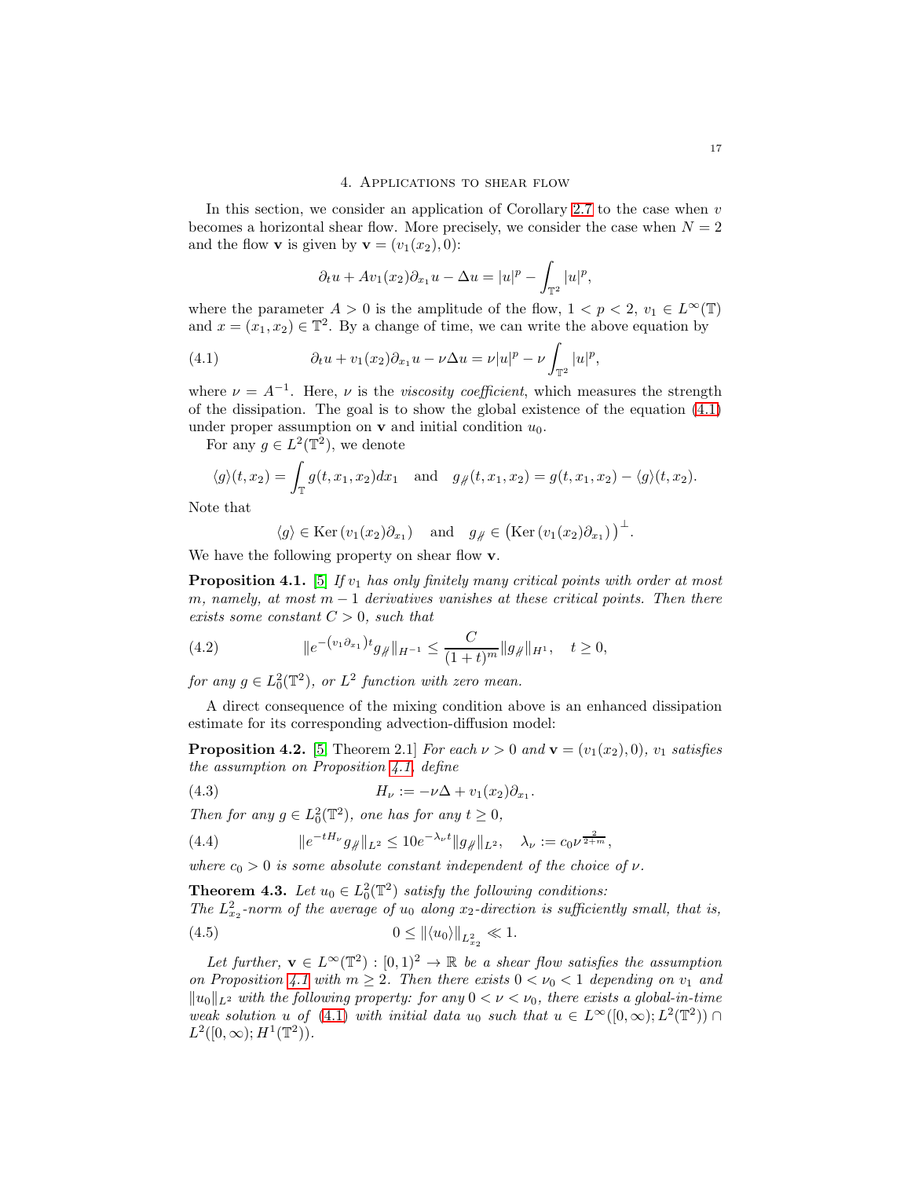## 4. Applications to shear flow

In this section, we consider an application of Corollary 2.7 to the case when $v$ becomes a horizontal shear flow. More precisely, we consider the case when $N = 2$ and the flow $\mathbf{v}$ is given by $\mathbf{v} = (v_1(x_2), 0)$:

$$\partial_t u + Av_1(x_2)\partial_{x_1} u - \Delta u = |u|^p - \int_{\mathbb{T}^2} |u|^p,$$

where the parameter $A > 0$ is the amplitude of the flow, $1 < p < 2$, $v_1 \in L^\infty(\mathbb{T})$ and $x = (x_1, x_2) \in \mathbb{T}^2$. By a change of time, we can write the above equation by

$$\partial_t u + v_1(x_2)\partial_{x_1} u - \nu\Delta u = \nu|u|^p - \nu\int_{\mathbb{T}^2} |u|^p, \tag{4.1}$$

where $\nu = A^{-1}$. Here, $\nu$ is the *viscosity coefficient*, which measures the strength of the dissipation. The goal is to show the global existence of the equation (4.1) under proper assumption on $\mathbf{v}$ and initial condition $u_0$.

For any $g \in L^2(\mathbb{T}^2)$, we denote

$$\langle g\rangle(t, x_2) = \int_{\mathbb{T}} g(t, x_1, x_2)dx_1 \quad \text{and} \quad g_{\#}(t, x_1, x_2) = g(t, x_1, x_2) - \langle g\rangle(t, x_2).$$

Note that

$$\langle g\rangle \in \mathrm{Ker}\,(v_1(x_2)\partial_{x_1}) \quad \text{and} \quad g_{\#} \in \big(\mathrm{Ker}\,(v_1(x_2)\partial_{x_1})\big)^{\perp}.$$

We have the following property on shear flow $\mathbf{v}$.

**Proposition 4.1.** [5] *If $v_1$ has only finitely many critical points with order at most $m$, namely, at most $m-1$ derivatives vanishes at these critical points. Then there exists some constant $C > 0$, such that*

$$\|e^{-(v_1\partial_{x_1})t} g_{\#}\|_{H^{-1}} \le \frac{C}{(1+t)^m}\|g_{\#}\|_{H^1}, \quad t \ge 0, \tag{4.2}$$

*for any $g \in L_0^2(\mathbb{T}^2)$, or $L^2$ function with zero mean.*

A direct consequence of the mixing condition above is an enhanced dissipation estimate for its corresponding advection-diffusion model:

**Proposition 4.2.** [5 Theorem 2.1] *For each $\nu > 0$ and $\mathbf{v} = (v_1(x_2), 0)$, $v_1$ satisfies the assumption on Proposition 4.1, define*

$$H_\nu := -\nu\Delta + v_1(x_2)\partial_{x_1}. \tag{4.3}$$

*Then for any $g \in L_0^2(\mathbb{T}^2)$, one has for any $t \ge 0$,*

$$\|e^{-tH_\nu} g_{\#}\|_{L^2} \le 10e^{-\lambda_\nu t}\|g_{\#}\|_{L^2}, \quad \lambda_\nu := c_0\nu^{\frac{2}{2+m}}, \tag{4.4}$$

*where $c_0 > 0$ is some absolute constant independent of the choice of $\nu$.*

**Theorem 4.3.** *Let $u_0 \in L_0^2(\mathbb{T}^2)$ satisfy the following conditions:*
*The $L^2_{x_2}$-norm of the average of $u_0$ along $x_2$-direction is sufficiently small, that is,*

$$0 \le \|\langle u_0\rangle\|_{L^2_{x_2}} \ll 1. \tag{4.5}$$

*Let further, $\mathbf{v} \in L^\infty(\mathbb{T}^2) : [0,1)^2 \to \mathbb{R}$ be a shear flow satisfies the assumption on Proposition 4.1 with $m \ge 2$. Then there exists $0 < \nu_0 < 1$ depending on $v_1$ and $\|u_0\|_{L^2}$ with the following property: for any $0 < \nu < \nu_0$, there exists a global-in-time weak solution $u$ of (4.1) with initial data $u_0$ such that $u \in L^\infty([0,\infty); L^2(\mathbb{T}^2)) \cap L^2([0,\infty); H^1(\mathbb{T}^2))$.*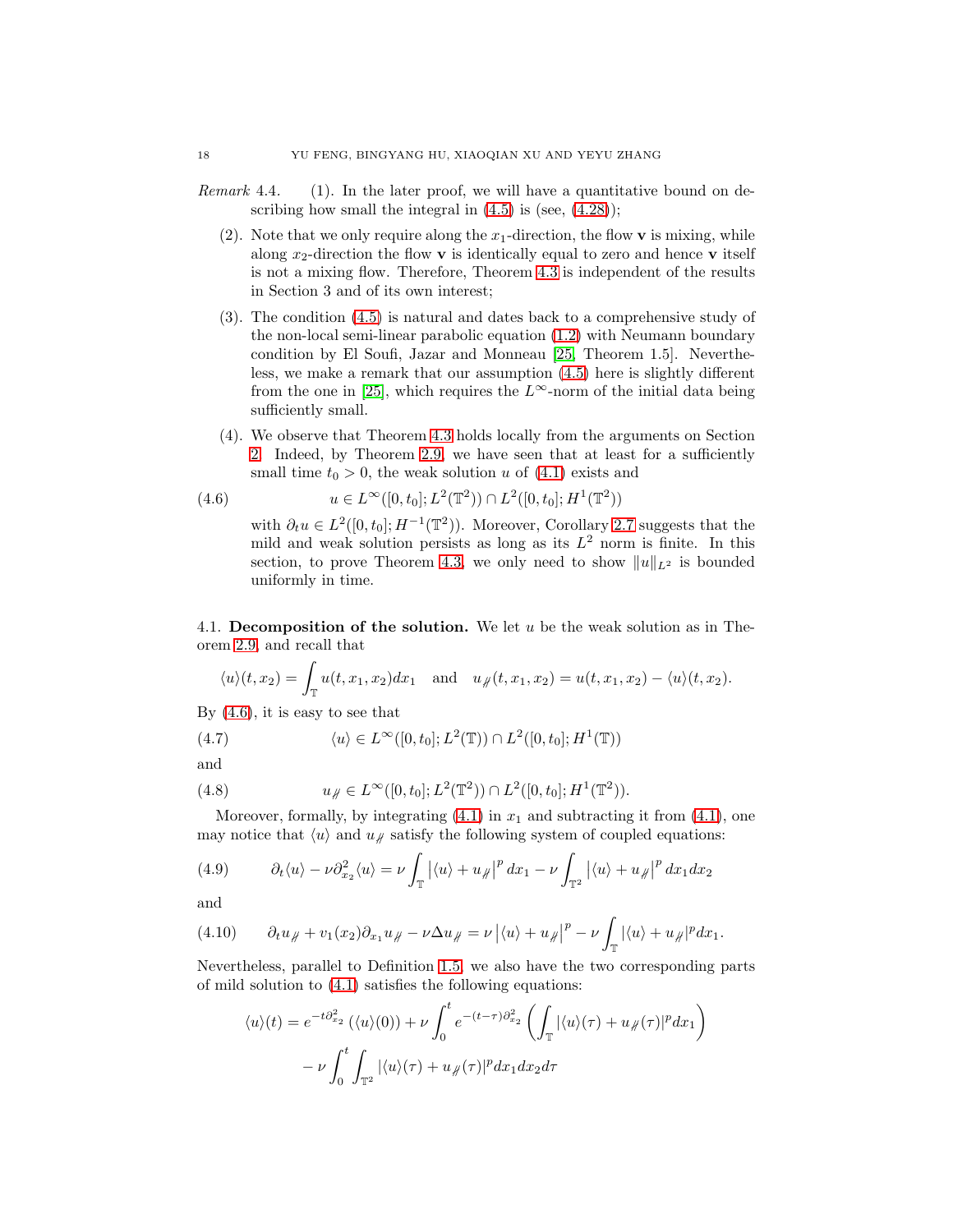*Remark* 4.4. (1). In the later proof, we will have a quantitative bound on describing how small the integral in (4.5) is (see, (4.28));

(2). Note that we only require along the $x_1$-direction, the flow $\mathbf{v}$ is mixing, while along $x_2$-direction the flow $\mathbf{v}$ is identically equal to zero and hence $\mathbf{v}$ itself is not a mixing flow. Therefore, Theorem 4.3 is independent of the results in Section 3 and of its own interest;

(3). The condition (4.5) is natural and dates back to a comprehensive study of the non-local semi-linear parabolic equation (1.2) with Neumann boundary condition by El Soufi, Jazar and Monneau [25, Theorem 1.5]. Nevertheless, we make a remark that our assumption (4.5) here is slightly different from the one in [25], which requires the $L^\infty$-norm of the initial data being sufficiently small.

(4). We observe that Theorem 4.3 holds locally from the arguments on Section 2. Indeed, by Theorem 2.9, we have seen that at least for a sufficiently small time $t_0 > 0$, the weak solution $u$ of (4.1) exists and

$$
u \in L^\infty([0, t_0]; L^2(\mathbb{T}^2)) \cap L^2([0, t_0]; H^1(\mathbb{T}^2)) \tag{4.6}
$$

with $\partial_t u \in L^2([0, t_0]; H^{-1}(\mathbb{T}^2))$. Moreover, Corollary 2.7 suggests that the mild and weak solution persists as long as its $L^2$ norm is finite. In this section, to prove Theorem 4.3, we only need to show $\|u\|_{L^2}$ is bounded uniformly in time.

## 4.1. Decomposition of the solution.

We let $u$ be the weak solution as in Theorem 2.9, and recall that

$$
\langle u \rangle (t, x_2) = \int_{\mathbb{T}} u(t, x_1, x_2) dx_1 \quad \text{and} \quad u_{\not\#}(t, x_1, x_2) = u(t, x_1, x_2) - \langle u \rangle (t, x_2).
$$

By (4.6), it is easy to see that

$$
\langle u \rangle \in L^\infty([0, t_0]; L^2(\mathbb{T})) \cap L^2([0, t_0]; H^1(\mathbb{T})) \tag{4.7}
$$

and

$$
u_{\not\#} \in L^\infty([0, t_0]; L^2(\mathbb{T}^2)) \cap L^2([0, t_0]; H^1(\mathbb{T}^2)). \tag{4.8}
$$

Moreover, formally, by integrating (4.1) in $x_1$ and subtracting it from (4.1), one may notice that $\langle u \rangle$ and $u_{\not\#}$ satisfy the following system of coupled equations:

$$
\partial_t \langle u \rangle - \nu \partial_{x_2}^2 \langle u \rangle = \nu \int_{\mathbb{T}} \left| \langle u \rangle + u_{\not\#} \right|^p dx_1 - \nu \int_{\mathbb{T}^2} \left| \langle u \rangle + u_{\not\#} \right|^p dx_1 dx_2 \tag{4.9}
$$

and

$$
\partial_t u_{\not\#} + v_1(x_2) \partial_{x_1} u_{\not\#} - \nu \Delta u_{\not\#} = \nu \left| \langle u \rangle + u_{\not\#} \right|^p - \nu \int_{\mathbb{T}} |\langle u \rangle + u_{\not\#}|^p dx_1. \tag{4.10}
$$

Nevertheless, parallel to Definition 1.5, we also have the two corresponding parts of mild solution to (4.1) satisfies the following equations:

$$
\begin{aligned}
\langle u \rangle (t) = {} & e^{-t\partial_{x_2}^2} \left( \langle u \rangle (0) \right) + \nu \int_0^t e^{-(t-\tau)\partial_{x_2}^2} \left( \int_{\mathbb{T}} |\langle u \rangle (\tau) + u_{\not\#}(\tau)|^p dx_1 \right) \\
& - \nu \int_0^t \int_{\mathbb{T}^2} |\langle u \rangle (\tau) + u_{\not\#}(\tau)|^p dx_1 dx_2 d\tau
\end{aligned}
$$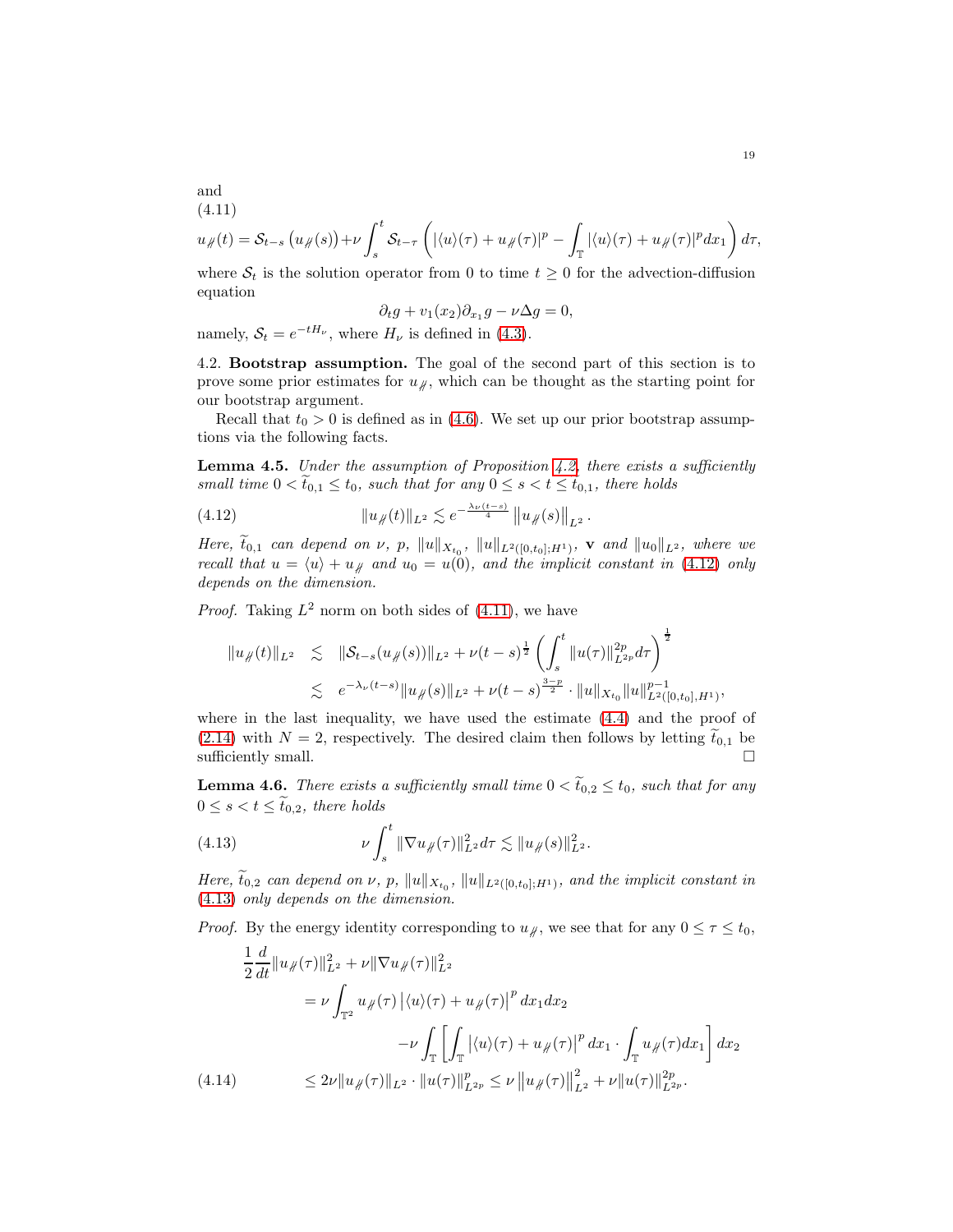and

(4.11)

$$u_{\#}(t) = \mathcal{S}_{t-s}\left(u_{\#}(s)\right) + \nu \int_s^t \mathcal{S}_{t-\tau}\left(|\langle u\rangle(\tau) + u_{\#}(\tau)|^p - \int_{\mathbb{T}} |\langle u\rangle(\tau) + u_{\#}(\tau)|^p dx_1\right) d\tau,$$

where $\mathcal{S}_t$ is the solution operator from 0 to time $t \geq 0$ for the advection-diffusion equation

$$\partial_t g + v_1(x_2)\partial_{x_1} g - \nu \Delta g = 0,$$

namely, $\mathcal{S}_t = e^{-tH_\nu}$, where $H_\nu$ is defined in (4.3).

4.2. **Bootstrap assumption.** The goal of the second part of this section is to prove some prior estimates for $u_{\#}$, which can be thought as the starting point for our bootstrap argument.

Recall that $t_0 > 0$ is defined as in (4.6). We set up our prior bootstrap assumptions via the following facts.

**Lemma 4.5.** *Under the assumption of Proposition 4.2, there exists a sufficiently small time $0 < \widetilde{t}_{0,1} \leq t_0$, such that for any $0 \leq s < t \leq t_{0,1}$, there holds*

$$\|u_{\#}(t)\|_{L^2} \lesssim e^{-\frac{\lambda_\nu(t-s)}{4}} \left\|u_{\#}(s)\right\|_{L^2}. \tag{4.12}$$

*Here, $\widetilde{t}_{0,1}$ can depend on $\nu$, $p$, $\|u\|_{X_{t_0}}$, $\|u\|_{L^2([0,t_0];H^1)}$, $\mathbf{v}$ and $\|u_0\|_{L^2}$, where we recall that $u = \langle u\rangle + u_{\#}$ and $u_0 = u(0)$, and the implicit constant in (4.12) only depends on the dimension.*

*Proof.* Taking $L^2$ norm on both sides of (4.11), we have

$$\begin{aligned}
\|u_{\#}(t)\|_{L^2} &\lesssim \|\mathcal{S}_{t-s}(u_{\#}(s))\|_{L^2} + \nu(t-s)^{\frac{1}{2}} \left(\int_s^t \|u(\tau)\|_{L^{2p}}^{2p} d\tau\right)^{\frac{1}{2}} \\
&\lesssim e^{-\lambda_\nu(t-s)}\|u_{\#}(s)\|_{L^2} + \nu(t-s)^{\frac{3-p}{2}} \cdot \|u\|_{X_{t_0}} \|u\|_{L^2([0,t_0],H^1)}^{p-1},
\end{aligned}$$

where in the last inequality, we have used the estimate (4.4) and the proof of (2.14) with $N = 2$, respectively. The desired claim then follows by letting $\widetilde{t}_{0,1}$ be sufficiently small. $\square$

**Lemma 4.6.** *There exists a sufficiently small time $0 < \widetilde{t}_{0,2} \leq t_0$, such that for any $0 \leq s < t \leq \widetilde{t}_{0,2}$, there holds*

$$\nu \int_s^t \|\nabla u_{\#}(\tau)\|_{L^2}^2 d\tau \lesssim \|u_{\#}(s)\|_{L^2}^2. \tag{4.13}$$

*Here, $\widetilde{t}_{0,2}$ can depend on $\nu$, $p$, $\|u\|_{X_{t_0}}$, $\|u\|_{L^2([0,t_0];H^1)}$, and the implicit constant in (4.13) only depends on the dimension.*

*Proof.* By the energy identity corresponding to $u_{\#}$, we see that for any $0 \leq \tau \leq t_0$,

$$\begin{aligned}
&\frac{1}{2}\frac{d}{dt}\|u_{\#}(\tau)\|_{L^2}^2 + \nu\|\nabla u_{\#}(\tau)\|_{L^2}^2 \\
&\quad = \nu \int_{\mathbb{T}^2} u_{\#}(\tau) \left|\langle u\rangle(\tau) + u_{\#}(\tau)\right|^p dx_1 dx_2 \\
&\qquad\qquad - \nu \int_{\mathbb{T}} \left[\int_{\mathbb{T}} \left|\langle u\rangle(\tau) + u_{\#}(\tau)\right|^p dx_1 \cdot \int_{\mathbb{T}} u_{\#}(\tau) dx_1\right] dx_2 \\
&\quad \leq 2\nu\|u_{\#}(\tau)\|_{L^2} \cdot \|u(\tau)\|_{L^{2p}}^p \leq \nu \left\|u_{\#}(\tau)\right\|_{L^2}^2 + \nu\|u(\tau)\|_{L^{2p}}^{2p}.
\end{aligned} \tag{4.14}$$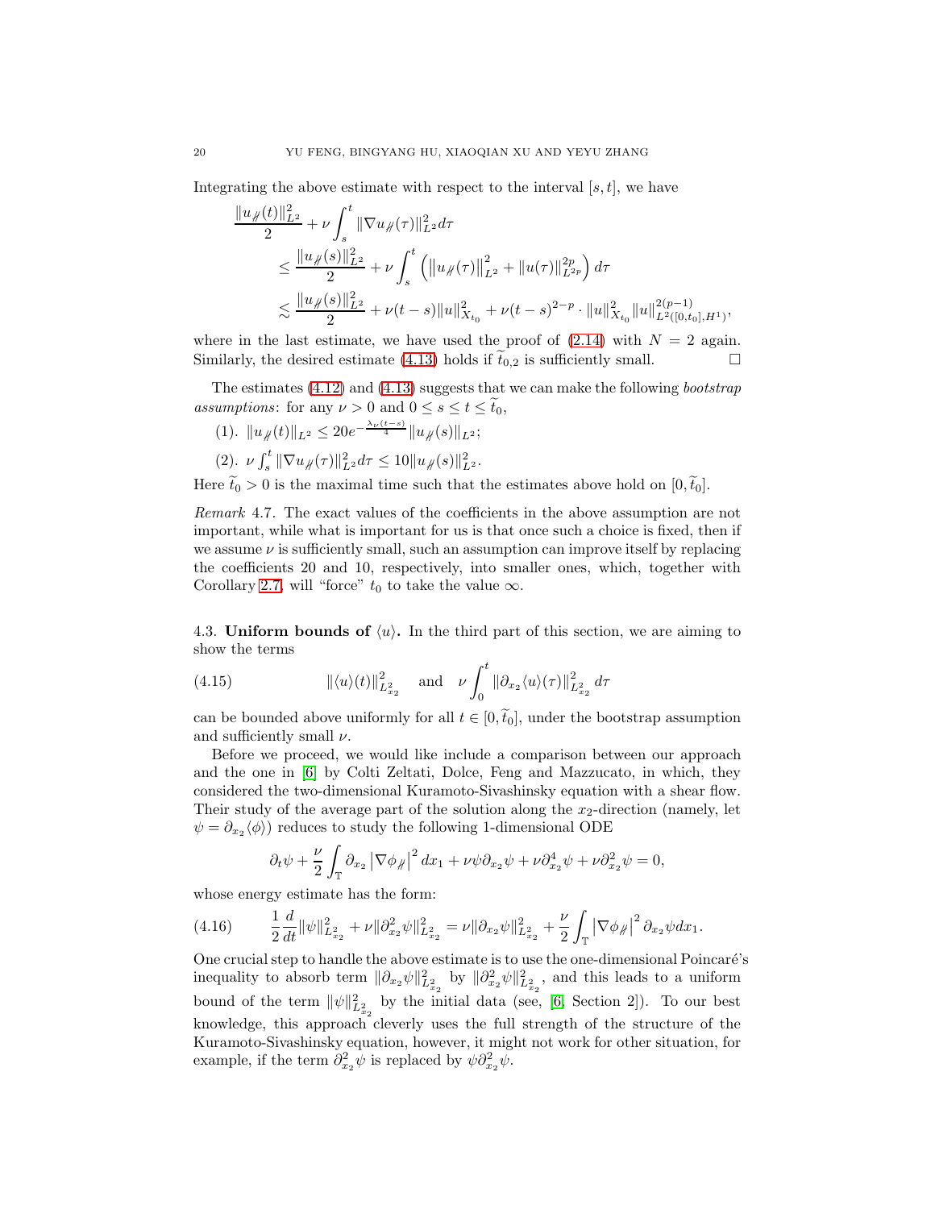Integrating the above estimate with respect to the interval $[s, t]$, we have

$$
\begin{aligned}
&\frac{\|u_{\not\#}(t)\|_{L^2}^2}{2} + \nu \int_s^t \|\nabla u_{\not\#}(\tau)\|_{L^2}^2 d\tau \\
&\quad \leq \frac{\|u_{\not\#}(s)\|_{L^2}^2}{2} + \nu \int_s^t \left( \left\|u_{\not\#}(\tau)\right\|_{L^2}^2 + \|u(\tau)\|_{L^{2p}}^{2p} \right) d\tau \\
&\quad \lesssim \frac{\|u_{\not\#}(s)\|_{L^2}^2}{2} + \nu(t-s)\|u\|_{X_{t_0}}^2 + \nu(t-s)^{2-p} \cdot \|u\|_{X_{t_0}}^2 \|u\|_{L^2([0,t_0],H^1)}^{2(p-1)},
\end{aligned}
$$

where in the last estimate, we have used the proof of (2.14) with $N = 2$ again. Similarly, the desired estimate (4.13) holds if $\widetilde{t}_{0,2}$ is sufficiently small. $\square$

The estimates (4.12) and (4.13) suggests that we can make the following *bootstrap assumptions*: for any $\nu > 0$ and $0 \leq s \leq t \leq \widetilde{t}_0$,

(1). $\|u_{\not\#}(t)\|_{L^2} \leq 20 e^{-\frac{\lambda_\nu (t-s)}{4}} \|u_{\not\#}(s)\|_{L^2}$;

(2). $\nu \int_s^t \|\nabla u_{\not\#}(\tau)\|_{L^2}^2 d\tau \leq 10 \|u_{\not\#}(s)\|_{L^2}^2$.

Here $\widetilde{t}_0 > 0$ is the maximal time such that the estimates above hold on $[0, \widetilde{t}_0]$.

*Remark* 4.7. The exact values of the coefficients in the above assumption are not important, while what is important for us is that once such a choice is fixed, then if we assume $\nu$ is sufficiently small, such an assumption can improve itself by replacing the coefficients 20 and 10, respectively, into smaller ones, which, together with Corollary 2.7, will "force" $t_0$ to take the value $\infty$.

### 4.3. Uniform bounds of $\langle u \rangle$.

In the third part of this section, we are aiming to show the terms

$$
\|\langle u \rangle(t)\|_{L^2_{x_2}}^2 \quad \text{and} \quad \nu \int_0^t \|\partial_{x_2} \langle u \rangle(\tau)\|_{L^2_{x_2}}^2 \, d\tau \tag{4.15}
$$

can be bounded above uniformly for all $t \in [0, \widetilde{t}_0]$, under the bootstrap assumption and sufficiently small $\nu$.

Before we proceed, we would like include a comparison between our approach and the one in [6] by Colti Zeltati, Dolce, Feng and Mazzucato, in which, they considered the two-dimensional Kuramoto-Sivashinsky equation with a shear flow. Their study of the average part of the solution along the $x_2$-direction (namely, let $\psi = \partial_{x_2}\langle \phi \rangle$) reduces to study the following 1-dimensional ODE

$$
\partial_t \psi + \frac{\nu}{2} \int_{\mathbb{T}} \partial_{x_2} \left|\nabla \phi_{\not\#}\right|^2 dx_1 + \nu \psi \partial_{x_2} \psi + \nu \partial_{x_2}^4 \psi + \nu \partial_{x_2}^2 \psi = 0,
$$

whose energy estimate has the form:

$$
\frac{1}{2} \frac{d}{dt} \|\psi\|_{L^2_{x_2}}^2 + \nu \|\partial_{x_2}^2 \psi\|_{L^2_{x_2}}^2 = \nu \|\partial_{x_2} \psi\|_{L^2_{x_2}}^2 + \frac{\nu}{2} \int_{\mathbb{T}} \left|\nabla \phi_{\not\#}\right|^2 \partial_{x_2} \psi dx_1. \tag{4.16}
$$

One crucial step to handle the above estimate is to use the one-dimensional Poincaré's inequality to absorb term $\|\partial_{x_2} \psi\|_{L^2_{x_2}}^2$ by $\|\partial_{x_2}^2 \psi\|_{L^2_{x_2}}^2$, and this leads to a uniform bound of the term $\|\psi\|_{L^2_{x_2}}^2$ by the initial data (see, [6, Section 2]). To our best knowledge, this approach cleverly uses the full strength of the structure of the Kuramoto-Sivashinsky equation, however, it might not work for other situation, for example, if the term $\partial_{x_2}^2 \psi$ is replaced by $\psi \partial_{x_2}^2 \psi$.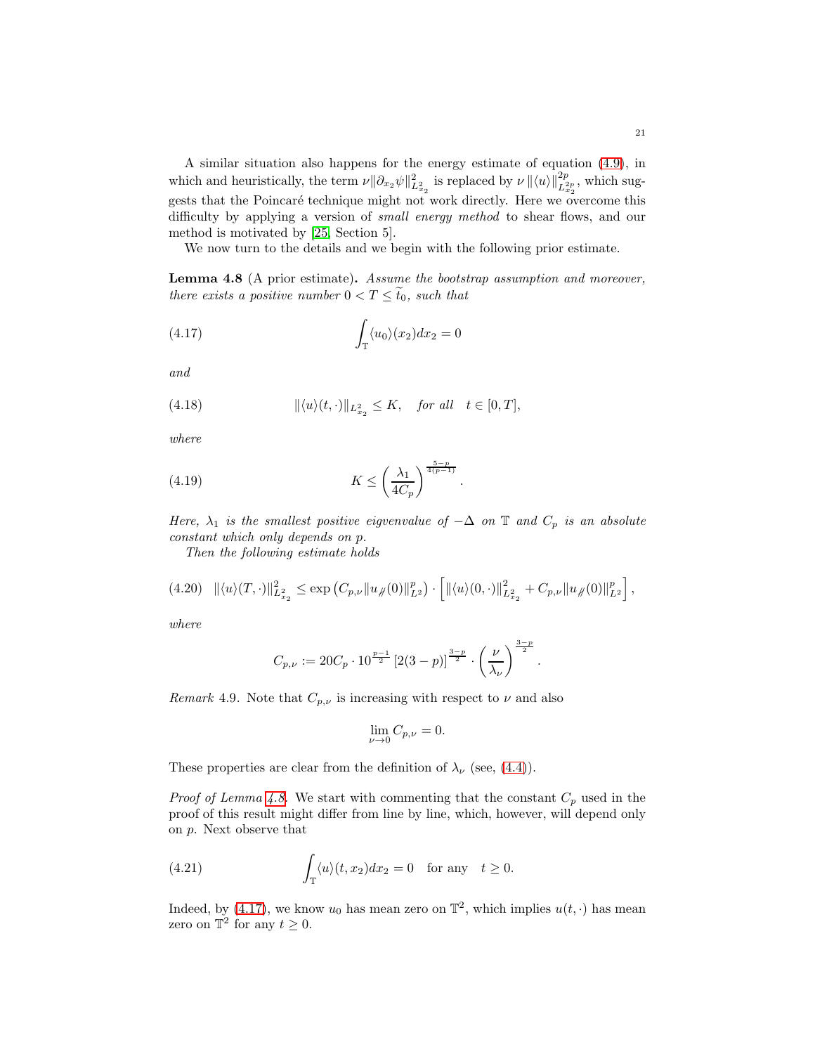A similar situation also happens for the energy estimate of equation (4.9), in which and heuristically, the term $\nu\|\partial_{x_2}\psi\|^2_{L^2_{x_2}}$ is replaced by $\nu\,\|\langle u\rangle\|^{2p}_{L^{2p}_{x_2}}$, which suggests that the Poincaré technique might not work directly. Here we overcome this difficulty by applying a version of *small energy method* to shear flows, and our method is motivated by [25, Section 5].

We now turn to the details and we begin with the following prior estimate.

**Lemma 4.8** (A prior estimate)**.** *Assume the bootstrap assumption and moreover, there exists a positive number $0 < T \leq \widetilde{t}_0$, such that*

$$\int_{\mathbb{T}} \langle u_0\rangle(x_2)dx_2 = 0 \tag{4.17}$$

*and*

$$\|\langle u\rangle(t,\cdot)\|_{L^2_{x_2}} \leq K, \quad \text{for all} \quad t\in[0,T], \tag{4.18}$$

*where*

$$K \leq \left(\frac{\lambda_1}{4C_p}\right)^{\frac{5-p}{4(p-1)}}. \tag{4.19}$$

*Here, $\lambda_1$ is the smallest positive eigvenvalue of $-\Delta$ on $\mathbb{T}$ and $C_p$ is an absolute constant which only depends on $p$.*

*Then the following estimate holds*

$$\|\langle u\rangle(T,\cdot)\|^2_{L^2_{x_2}} \leq \exp\left(C_{p,\nu}\|u_{\not{\#}}(0)\|^p_{L^2}\right)\cdot\left[\|\langle u\rangle(0,\cdot)\|^2_{L^2_{x_2}} + C_{p,\nu}\|u_{\not{\#}}(0)\|^p_{L^2}\right], \tag{4.20}$$

*where*

$$C_{p,\nu} := 20C_p\cdot 10^{\frac{p-1}{2}}\left[2(3-p)\right]^{\frac{3-p}{2}}\cdot\left(\frac{\nu}{\lambda_\nu}\right)^{\frac{3-p}{2}}.$$

*Remark* 4.9. Note that $C_{p,\nu}$ is increasing with respect to $\nu$ and also

$$\lim_{\nu\to 0} C_{p,\nu} = 0.$$

These properties are clear from the definition of $\lambda_\nu$ (see, (4.4)).

*Proof of Lemma 4.8.* We start with commenting that the constant $C_p$ used in the proof of this result might differ from line by line, which, however, will depend only on $p$. Next observe that

$$\int_{\mathbb{T}} \langle u\rangle(t,x_2)dx_2 = 0 \quad \text{for any} \quad t\geq 0. \tag{4.21}$$

Indeed, by (4.17), we know $u_0$ has mean zero on $\mathbb{T}^2$, which implies $u(t,\cdot)$ has mean zero on $\mathbb{T}^2$ for any $t \geq 0$.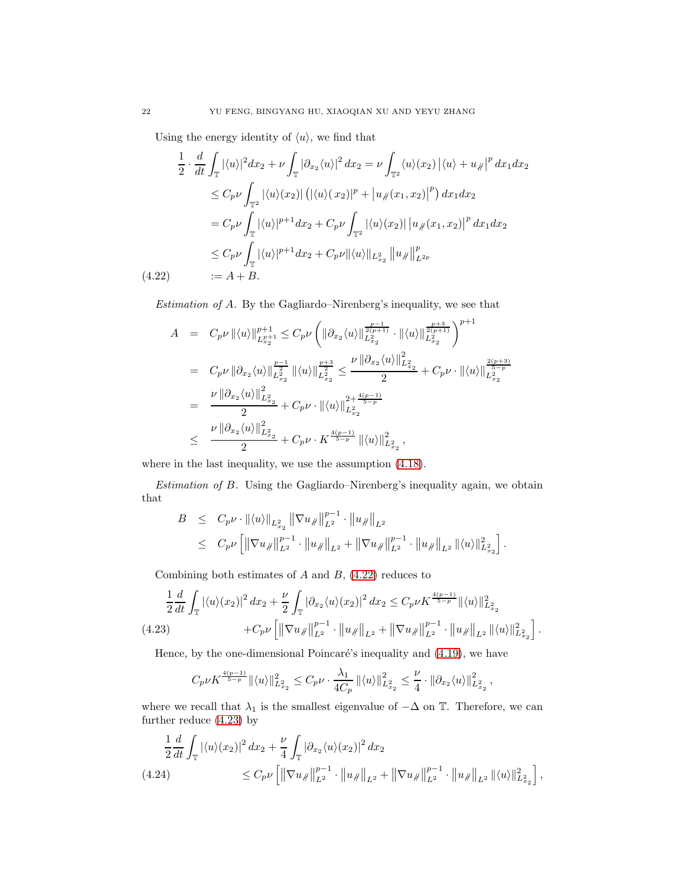Using the energy identity of $\langle u \rangle$, we find that

$$
\begin{aligned}
\frac{1}{2} \cdot \frac{d}{dt} \int_{\mathbb{T}} |\langle u \rangle|^2 dx_2 + \nu \int_{\mathbb{T}} |\partial_{x_2} \langle u \rangle|^2 dx_2 &= \nu \int_{\mathbb{T}^2} \langle u \rangle(x_2) \left| \langle u \rangle + u_{\not\parallel} \right|^p dx_1 dx_2 \\
&\leq C_p \nu \int_{\mathbb{T}^2} |\langle u \rangle(x_2)| \left( |\langle u \rangle( x_2)|^p + \left| u_{\not\parallel}(x_1, x_2) \right|^p \right) dx_1 dx_2 \\
&= C_p \nu \int_{\mathbb{T}} |\langle u \rangle|^{p+1} dx_2 + C_p \nu \int_{\mathbb{T}^2} |\langle u \rangle(x_2)| \left| u_{\not\parallel}(x_1, x_2) \right|^p dx_1 dx_2 \\
&\leq C_p \nu \int_{\mathbb{T}} |\langle u \rangle|^{p+1} dx_2 + C_p \nu \|\langle u \rangle\|_{L^2_{x_2}} \left\| u_{\not\parallel} \right\|^p_{L^{2p}} \\
&:= A + B. \qquad (4.22)
\end{aligned}
$$

*Estimation of A.* By the Gagliardo–Nirenberg's inequality, we see that

$$
\begin{aligned}
A &= C_p \nu \|\langle u \rangle\|^{p+1}_{L^{p+1}_{x_2}} \leq C_p \nu \left( \|\partial_{x_2} \langle u \rangle\|^{\frac{p-1}{2(p+1)}}_{L^2_{x_2}} \cdot \|\langle u \rangle\|^{\frac{p+3}{2(p+1)}}_{L^2_{x_2}} \right)^{p+1} \\
&= C_p \nu \|\partial_{x_2} \langle u \rangle\|^{\frac{p-1}{2}}_{L^2_{x_2}} \|\langle u \rangle\|^{\frac{p+3}{2}}_{L^2_{x_2}} \leq \frac{\nu \|\partial_{x_2} \langle u \rangle\|^2_{L^2_{x_2}}}{2} + C_p \nu \cdot \|\langle u \rangle\|^{\frac{2(p+3)}{5-p}}_{L^2_{x_2}} \\
&= \frac{\nu \|\partial_{x_2} \langle u \rangle\|^2_{L^2_{x_2}}}{2} + C_p \nu \cdot \|\langle u \rangle\|^{2 + \frac{4(p-1)}{5-p}}_{L^2_{x_2}} \\
&\leq \frac{\nu \|\partial_{x_2} \langle u \rangle\|^2_{L^2_{x_2}}}{2} + C_p \nu \cdot K^{\frac{4(p-1)}{5-p}} \|\langle u \rangle\|^2_{L^2_{x_2}},
\end{aligned}
$$

where in the last inequality, we use the assumption (4.18).

*Estimation of B.* Using the Gagliardo–Nirenberg's inequality again, we obtain that

$$
\begin{aligned}
B &\leq C_p \nu \cdot \|\langle u \rangle\|_{L^2_{x_2}} \left\| \nabla u_{\not\parallel} \right\|^{p-1}_{L^2} \cdot \left\| u_{\not\parallel} \right\|_{L^2} \\
&\leq C_p \nu \left[ \left\| \nabla u_{\not\parallel} \right\|^{p-1}_{L^2} \cdot \left\| u_{\not\parallel} \right\|_{L^2} + \left\| \nabla u_{\not\parallel} \right\|^{p-1}_{L^2} \cdot \left\| u_{\not\parallel} \right\|_{L^2} \|\langle u \rangle\|^2_{L^2_{x_2}} \right].
\end{aligned}
$$

Combining both estimates of $A$ and $B$, (4.22) reduces to

$$
\begin{aligned}
\frac{1}{2} \frac{d}{dt} \int_{\mathbb{T}} |\langle u \rangle(x_2)|^2 dx_2 + \frac{\nu}{2} \int_{\mathbb{T}} |\partial_{x_2} \langle u \rangle(x_2)|^2 dx_2 &\leq C_p \nu K^{\frac{4(p-1)}{5-p}} \|\langle u \rangle\|^2_{L^2_{x_2}} \\
&+ C_p \nu \left[ \left\| \nabla u_{\not\parallel} \right\|^{p-1}_{L^2} \cdot \left\| u_{\not\parallel} \right\|_{L^2} + \left\| \nabla u_{\not\parallel} \right\|^{p-1}_{L^2} \cdot \left\| u_{\not\parallel} \right\|_{L^2} \|\langle u \rangle\|^2_{L^2_{x_2}} \right]. \qquad (4.23)
\end{aligned}
$$

Hence, by the one-dimensional Poincaré's inequality and (4.19), we have

$$
C_p \nu K^{\frac{4(p-1)}{5-p}} \|\langle u \rangle\|^2_{L^2_{x_2}} \leq C_p \nu \cdot \frac{\lambda_1}{4 C_p} \|\langle u \rangle\|^2_{L^2_{x_2}} \leq \frac{\nu}{4} \cdot \|\partial_{x_2} \langle u \rangle\|^2_{L^2_{x_2}},
$$

where we recall that $\lambda_1$ is the smallest eigenvalue of $-\Delta$ on $\mathbb{T}$. Therefore, we can further reduce (4.23) by

$$
\begin{aligned}
\frac{1}{2} \frac{d}{dt} \int_{\mathbb{T}} |\langle u \rangle(x_2)|^2 dx_2 + \frac{\nu}{4} \int_{\mathbb{T}} |\partial_{x_2} \langle u \rangle(x_2)|^2 dx_2 \\
\leq C_p \nu \left[ \left\| \nabla u_{\not\parallel} \right\|^{p-1}_{L^2} \cdot \left\| u_{\not\parallel} \right\|_{L^2} + \left\| \nabla u_{\not\parallel} \right\|^{p-1}_{L^2} \cdot \left\| u_{\not\parallel} \right\|_{L^2} \|\langle u \rangle\|^2_{L^2_{x_2}} \right], \qquad (4.24)
\end{aligned}
$$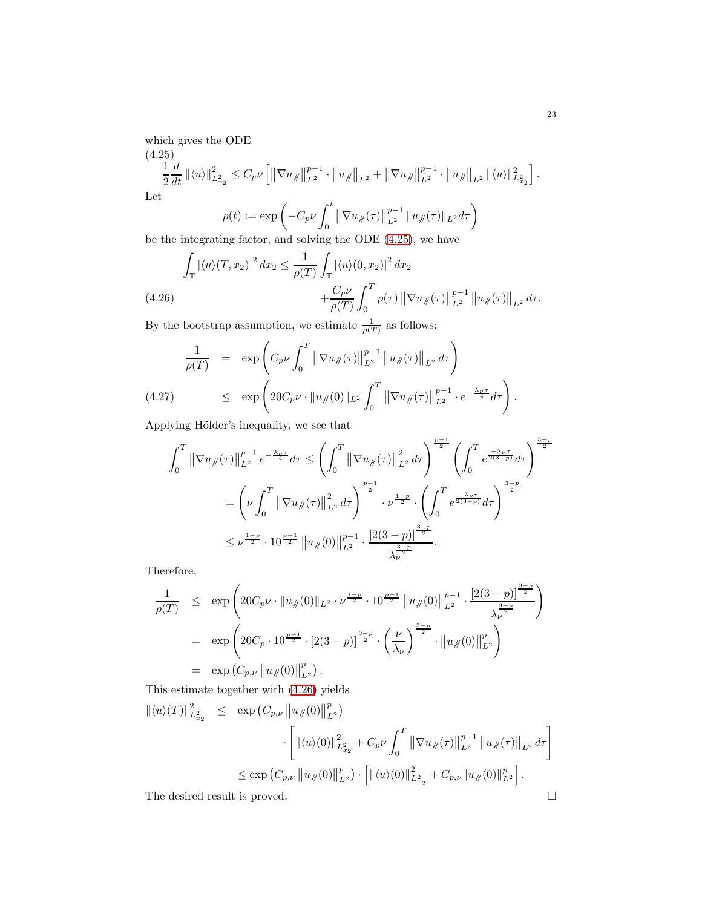which gives the ODE

$$
\frac{1}{2}\frac{d}{dt}\|\langle u\rangle\|_{L^2_{x_2}}^2 \le C_p\nu\left[\left\|\nabla u_{\not\parallel}\right\|_{L^2}^{p-1}\cdot\left\|u_{\not\parallel}\right\|_{L^2}+\left\|\nabla u_{\not\parallel}\right\|_{L^2}^{p-1}\cdot\left\|u_{\not\parallel}\right\|_{L^2}\|\langle u\rangle\|_{L^2_{x_2}}^2\right]. \tag{4.25}
$$

Let

$$
\rho(t) := \exp\left(-C_p\nu\int_0^t\left\|\nabla u_{\not\parallel}(\tau)\right\|_{L^2}^{p-1}\|u_{\not\parallel}(\tau)\|_{L^2}d\tau\right)
$$

be the integrating factor, and solving the ODE (4.25), we have

$$
\begin{aligned}
\int_{\mathbb{T}}|\langle u\rangle(T,x_2)|^2\,dx_2 \le{}& \frac{1}{\rho(T)}\int_{\mathbb{T}}|\langle u\rangle(0,x_2)|^2\,dx_2\\
&+\frac{C_p\nu}{\rho(T)}\int_0^T\rho(\tau)\left\|\nabla u_{\not\parallel}(\tau)\right\|_{L^2}^{p-1}\left\|u_{\not\parallel}(\tau)\right\|_{L^2}d\tau.
\end{aligned} \tag{4.26}
$$

By the bootstrap assumption, we estimate $\frac{1}{\rho(T)}$ as follows:

$$
\begin{aligned}
\frac{1}{\rho(T)} &= \exp\left(C_p\nu\int_0^T\left\|\nabla u_{\not\parallel}(\tau)\right\|_{L^2}^{p-1}\left\|u_{\not\parallel}(\tau)\right\|_{L^2}d\tau\right)\\
&\le \exp\left(20C_p\nu\cdot\|u_{\not\parallel}(0)\|_{L^2}\int_0^T\left\|\nabla u_{\not\parallel}(\tau)\right\|_{L^2}^{p-1}\cdot e^{-\frac{\lambda_\nu\tau}{4}}d\tau\right).
\end{aligned} \tag{4.27}
$$

Applying Hölder's inequality, we see that

$$
\begin{aligned}
\int_0^T\left\|\nabla u_{\not\parallel}(\tau)\right\|_{L^2}^{p-1}e^{-\frac{\lambda_\nu\tau}{4}}d\tau &\le \left(\int_0^T\left\|\nabla u_{\not\parallel}(\tau)\right\|_{L^2}^2d\tau\right)^{\frac{p-1}{2}}\left(\int_0^T e^{\frac{-\lambda_\nu\tau}{2(3-p)}}d\tau\right)^{\frac{3-p}{2}}\\
&= \left(\nu\int_0^T\left\|\nabla u_{\not\parallel}(\tau)\right\|_{L^2}^2d\tau\right)^{\frac{p-1}{2}}\cdot\nu^{\frac{1-p}{2}}\cdot\left(\int_0^T e^{\frac{-\lambda_\nu\tau}{2(3-p)}}d\tau\right)^{\frac{3-p}{2}}\\
&\le \nu^{\frac{1-p}{2}}\cdot 10^{\frac{p-1}{2}}\left\|u_{\not\parallel}(0)\right\|_{L^2}^{p-1}\cdot\frac{[2(3-p)]^{\frac{3-p}{2}}}{\lambda_\nu^{\frac{3-p}{2}}}.
\end{aligned}
$$

Therefore,

$$
\begin{aligned}
\frac{1}{\rho(T)} &\le \exp\left(20C_p\nu\cdot\|u_{\not\parallel}(0)\|_{L^2}\cdot\nu^{\frac{1-p}{2}}\cdot 10^{\frac{p-1}{2}}\left\|u_{\not\parallel}(0)\right\|_{L^2}^{p-1}\cdot\frac{[2(3-p)]^{\frac{3-p}{2}}}{\lambda_\nu^{\frac{3-p}{2}}}\right)\\
&= \exp\left(20C_p\cdot 10^{\frac{p-1}{2}}\cdot[2(3-p)]^{\frac{3-p}{2}}\cdot\left(\frac{\nu}{\lambda_\nu}\right)^{\frac{3-p}{2}}\cdot\left\|u_{\not\parallel}(0)\right\|_{L^2}^p\right)\\
&= \exp\left(C_{p,\nu}\left\|u_{\not\parallel}(0)\right\|_{L^2}^p\right).
\end{aligned}
$$

This estimate together with (4.26) yields

$$
\begin{aligned}
\|\langle u\rangle(T)\|_{L^2_{x_2}}^2 &\le \exp\left(C_{p,\nu}\left\|u_{\not\parallel}(0)\right\|_{L^2}^p\right)\\
&\quad\cdot\left[\|\langle u\rangle(0)\|_{L^2_{x_2}}^2+C_p\nu\int_0^T\left\|\nabla u_{\not\parallel}(\tau)\right\|_{L^2}^{p-1}\left\|u_{\not\parallel}(\tau)\right\|_{L^2}d\tau\right]\\
&\le \exp\left(C_{p,\nu}\left\|u_{\not\parallel}(0)\right\|_{L^2}^p\right)\cdot\left[\|\langle u\rangle(0)\|_{L^2_{x_2}}^2+C_{p,\nu}\|u_{\not\parallel}(0)\|_{L^2}^p\right].
\end{aligned}
$$

The desired result is proved. $\square$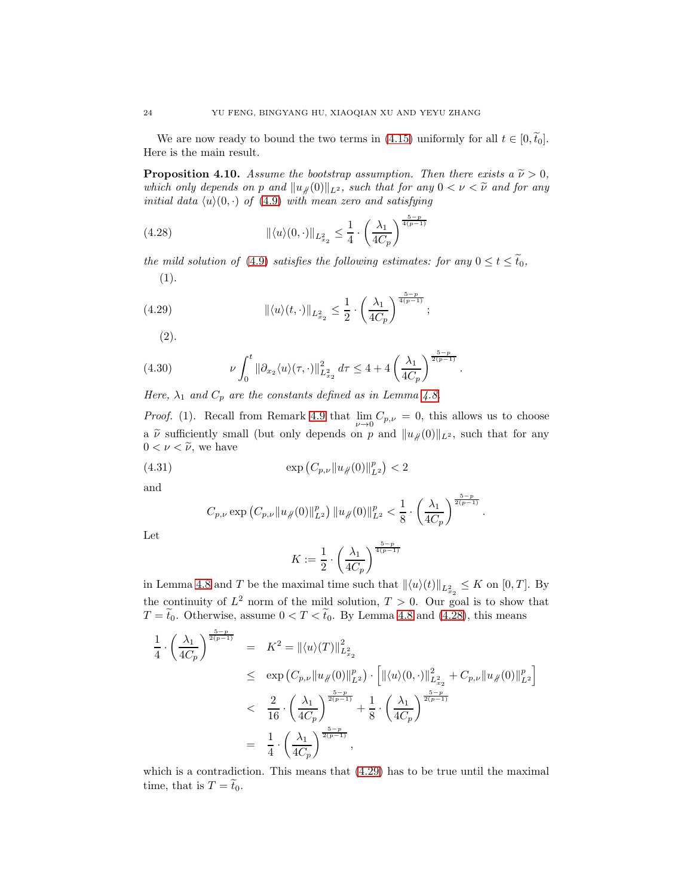We are now ready to bound the two terms in (4.15) uniformly for all $t \in [0, \widetilde{t}_0]$. Here is the main result.

**Proposition 4.10.** *Assume the bootstrap assumption. Then there exists a $\widetilde{\nu} > 0$, which only depends on $p$ and $\|u_{\not\parallel}(0)\|_{L^2}$, such that for any $0 < \nu < \widetilde{\nu}$ and for any initial data $\langle u\rangle(0, \cdot)$ of (4.9) with mean zero and satisfying*

$$\|\langle u\rangle(0,\cdot)\|_{L^2_{x_2}} \le \frac{1}{4}\cdot\left(\frac{\lambda_1}{4C_p}\right)^{\frac{5-p}{4(p-1)}} \tag{4.28}$$

*the mild solution of (4.9) satisfies the following estimates: for any $0 \le t \le \widetilde{t}_0$,*

(1).

$$\|\langle u\rangle(t,\cdot)\|_{L^2_{x_2}} \le \frac{1}{2}\cdot\left(\frac{\lambda_1}{4C_p}\right)^{\frac{5-p}{4(p-1)}}; \tag{4.29}$$

(2).

$$\nu\int_0^t \|\partial_{x_2}\langle u\rangle(\tau,\cdot)\|^2_{L^2_{x_2}}\, d\tau \le 4 + 4\left(\frac{\lambda_1}{4C_p}\right)^{\frac{5-p}{2(p-1)}}. \tag{4.30}$$

*Here, $\lambda_1$ and $C_p$ are the constants defined as in Lemma 4.8.*

*Proof.* (1). Recall from Remark 4.9 that $\lim\limits_{\nu\to 0} C_{p,\nu} = 0$, this allows us to choose a $\widetilde{\nu}$ sufficiently small (but only depends on $p$ and $\|u_{\not\parallel}(0)\|_{L^2}$, such that for any $0 < \nu < \widetilde{\nu}$, we have

$$\exp\left(C_{p,\nu}\|u_{\not\parallel}(0)\|^p_{L^2}\right) < 2 \tag{4.31}$$

and

$$C_{p,\nu}\exp\left(C_{p,\nu}\|u_{\not\parallel}(0)\|^p_{L^2}\right)\|u_{\not\parallel}(0)\|^p_{L^2} < \frac{1}{8}\cdot\left(\frac{\lambda_1}{4C_p}\right)^{\frac{5-p}{2(p-1)}}.$$

Let

$$K := \frac{1}{2}\cdot\left(\frac{\lambda_1}{4C_p}\right)^{\frac{5-p}{4(p-1)}}$$

in Lemma 4.8 and $T$ be the maximal time such that $\|\langle u\rangle(t)\|_{L^2_{x_2}} \le K$ on $[0, T]$. By the continuity of $L^2$ norm of the mild solution, $T > 0$. Our goal is to show that $T = \widetilde{t}_0$. Otherwise, assume $0 < T < \widetilde{t}_0$. By Lemma 4.8 and (4.28), this means

$$\begin{aligned}
\frac{1}{4}\cdot\left(\frac{\lambda_1}{4C_p}\right)^{\frac{5-p}{2(p-1)}} &= K^2 = \|\langle u\rangle(T)\|^2_{L^2_{x_2}} \\
&\le \exp\left(C_{p,\nu}\|u_{\not\parallel}(0)\|^p_{L^2}\right)\cdot\left[\|\langle u\rangle(0,\cdot)\|^2_{L^2_{x_2}} + C_{p,\nu}\|u_{\not\parallel}(0)\|^p_{L^2}\right] \\
&< \frac{2}{16}\cdot\left(\frac{\lambda_1}{4C_p}\right)^{\frac{5-p}{2(p-1)}} + \frac{1}{8}\cdot\left(\frac{\lambda_1}{4C_p}\right)^{\frac{5-p}{2(p-1)}} \\
&= \frac{1}{4}\cdot\left(\frac{\lambda_1}{4C_p}\right)^{\frac{5-p}{2(p-1)}},
\end{aligned}$$

which is a contradiction. This means that (4.29) has to be true until the maximal time, that is $T = \widetilde{t}_0$.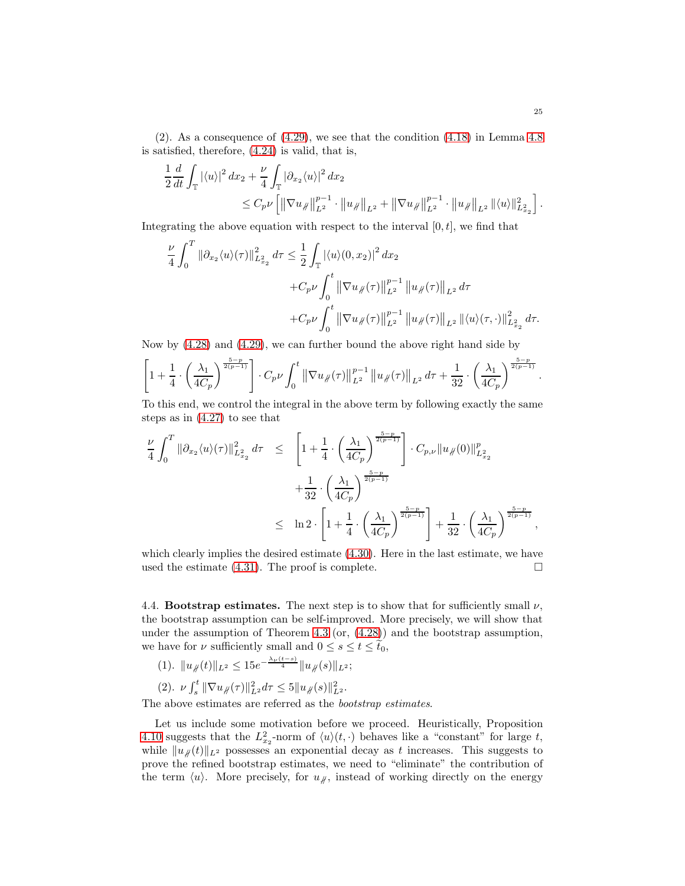(2). As a consequence of (4.29), we see that the condition (4.18) in Lemma 4.8 is satisfied, therefore, (4.24) is valid, that is,

$$
\begin{aligned}
\frac{1}{2}\frac{d}{dt}\int_{\mathbb{T}} |\langle u\rangle|^2\,dx_2 + \frac{\nu}{4}\int_{\mathbb{T}} |\partial_{x_2}\langle u\rangle|^2\,dx_2 \\
\leq C_p\nu\left[\left\|\nabla u_{\not\parallel}\right\|_{L^2}^{p-1}\cdot\left\|u_{\not\parallel}\right\|_{L^2} + \left\|\nabla u_{\not\parallel}\right\|_{L^2}^{p-1}\cdot\left\|u_{\not\parallel}\right\|_{L^2}\|\langle u\rangle\|_{L^2_{x_2}}^2\right].
\end{aligned}
$$

Integrating the above equation with respect to the interval $[0,t]$, we find that

$$
\begin{aligned}
\frac{\nu}{4}\int_0^T \|\partial_{x_2}\langle u\rangle(\tau)\|_{L^2_{x_2}}^2\,d\tau \leq{}& \frac{1}{2}\int_{\mathbb{T}} |\langle u\rangle(0,x_2)|^2\,dx_2 \\
&+C_p\nu\int_0^t \left\|\nabla u_{\not\parallel}(\tau)\right\|_{L^2}^{p-1}\left\|u_{\not\parallel}(\tau)\right\|_{L^2}d\tau \\
&+C_p\nu\int_0^t \left\|\nabla u_{\not\parallel}(\tau)\right\|_{L^2}^{p-1}\left\|u_{\not\parallel}(\tau)\right\|_{L^2}\|\langle u\rangle(\tau,\cdot)\|_{L^2_{x_2}}^2\,d\tau.
\end{aligned}
$$

Now by (4.28) and (4.29), we can further bound the above right hand side by

$$
\left[1+\frac{1}{4}\cdot\left(\frac{\lambda_1}{4C_p}\right)^{\frac{5-p}{2(p-1)}}\right]\cdot C_p\nu\int_0^t \left\|\nabla u_{\not\parallel}(\tau)\right\|_{L^2}^{p-1}\left\|u_{\not\parallel}(\tau)\right\|_{L^2}d\tau + \frac{1}{32}\cdot\left(\frac{\lambda_1}{4C_p}\right)^{\frac{5-p}{2(p-1)}}.
$$

To this end, we control the integral in the above term by following exactly the same steps as in (4.27) to see that

$$
\begin{aligned}
\frac{\nu}{4}\int_0^T \|\partial_{x_2}\langle u\rangle(\tau)\|_{L^2_{x_2}}^2\,d\tau \quad\leq\quad & \left[1+\frac{1}{4}\cdot\left(\frac{\lambda_1}{4C_p}\right)^{\frac{5-p}{2(p-1)}}\right]\cdot C_{p,\nu}\|u_{\not\parallel}(0)\|_{L^2_{x_2}}^p \\
&+\frac{1}{32}\cdot\left(\frac{\lambda_1}{4C_p}\right)^{\frac{5-p}{2(p-1)}} \\
\leq\quad & \ln 2\cdot\left[1+\frac{1}{4}\cdot\left(\frac{\lambda_1}{4C_p}\right)^{\frac{5-p}{2(p-1)}}\right] + \frac{1}{32}\cdot\left(\frac{\lambda_1}{4C_p}\right)^{\frac{5-p}{2(p-1)}},
\end{aligned}
$$

which clearly implies the desired estimate (4.30). Here in the last estimate, we have used the estimate (4.31). The proof is complete. □

## 4.4. Bootstrap estimates.

The next step is to show that for sufficiently small $\nu$, the bootstrap assumption can be self-improved. More precisely, we will show that under the assumption of Theorem 4.3 (or, (4.28)) and the bootstrap assumption, we have for $\nu$ sufficiently small and $0\leq s\leq t\leq \widetilde{t}_0$,

(1). $\|u_{\not\parallel}(t)\|_{L^2} \leq 15e^{-\frac{\lambda_\nu(t-s)}{4}}\|u_{\not\parallel}(s)\|_{L^2}$;

(2). $\nu\int_s^t \|\nabla u_{\not\parallel}(\tau)\|_{L^2}^2 d\tau \leq 5\|u_{\not\parallel}(s)\|_{L^2}^2$.

The above estimates are referred as the *bootstrap estimates*.

Let us include some motivation before we proceed. Heuristically, Proposition 4.10 suggests that the $L^2_{x_2}$-norm of $\langle u\rangle(t,\cdot)$ behaves like a "constant" for large $t$, while $\|u_{\not\parallel}(t)\|_{L^2}$ possesses an exponential decay as $t$ increases. This suggests to prove the refined bootstrap estimates, we need to "eliminate" the contribution of the term $\langle u\rangle$. More precisely, for $u_{\not\parallel}$, instead of working directly on the energy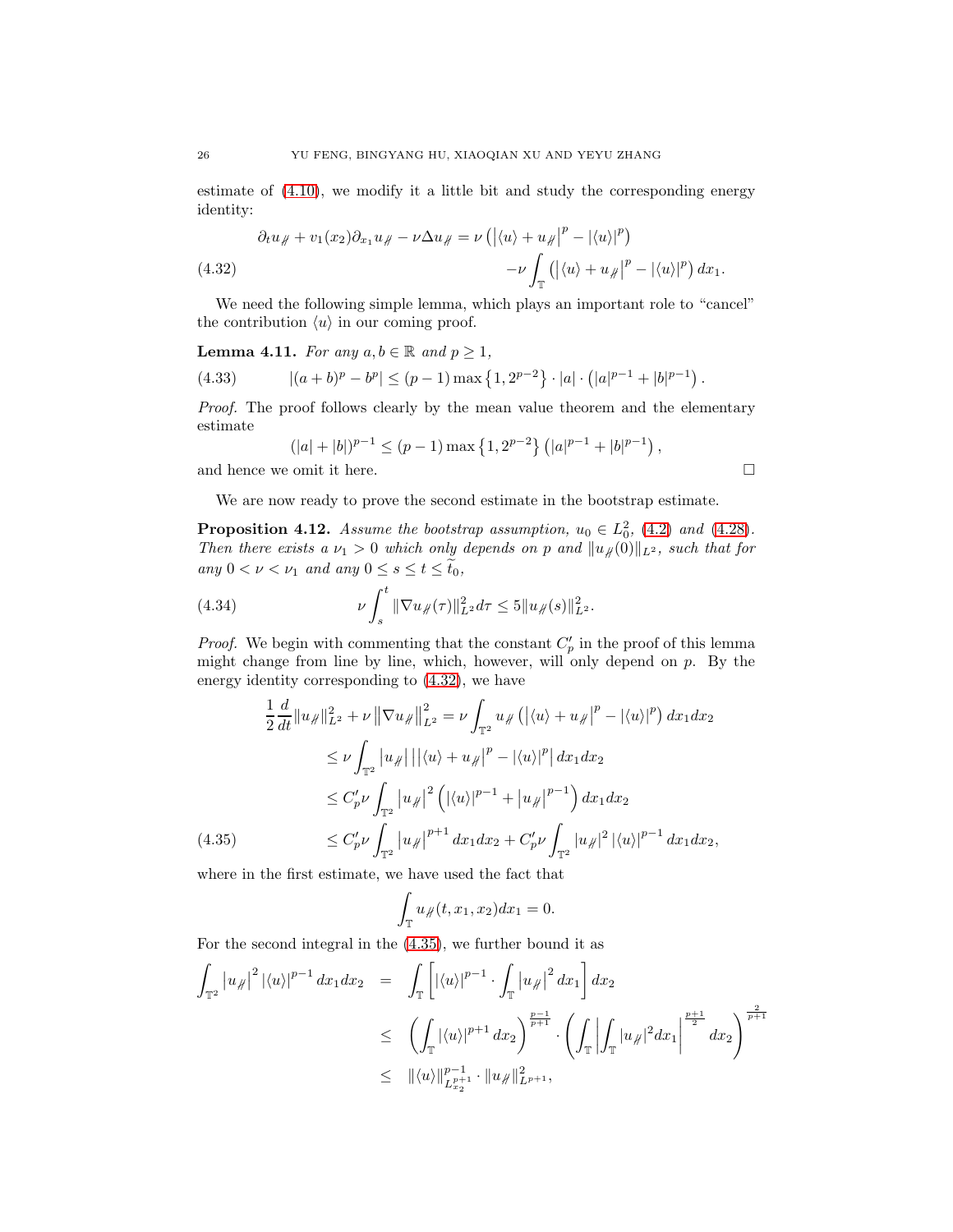estimate of (4.10), we modify it a little bit and study the corresponding energy identity:

$$
\partial_t u_{\not{=}} + v_1(x_2)\partial_{x_1} u_{\not{=}} - \nu\Delta u_{\not{=}} = \nu\left(\left|\langle u\rangle + u_{\not{=}}\right|^p - |\langle u\rangle|^p\right) - \nu\int_{\mathbb{T}}\left(\left|\langle u\rangle + u_{\not{=}}\right|^p - |\langle u\rangle|^p\right)dx_1. \tag{4.32}
$$

We need the following simple lemma, which plays an important role to "cancel" the contribution $\langle u\rangle$ in our coming proof.

**Lemma 4.11.** *For any $a, b \in \mathbb{R}$ and $p \geq 1$,*

$$
|(a+b)^p - b^p| \leq (p-1)\max\left\{1, 2^{p-2}\right\}\cdot |a| \cdot \left(|a|^{p-1} + |b|^{p-1}\right). \tag{4.33}
$$

*Proof.* The proof follows clearly by the mean value theorem and the elementary estimate

$$
(|a| + |b|)^{p-1} \leq (p-1)\max\left\{1, 2^{p-2}\right\}\left(|a|^{p-1} + |b|^{p-1}\right),
$$

and hence we omit it here. $\square$

We are now ready to prove the second estimate in the bootstrap estimate.

**Proposition 4.12.** *Assume the bootstrap assumption, $u_0 \in L_0^2$, (4.2) and (4.28). Then there exists a $\nu_1 > 0$ which only depends on $p$ and $\|u_{\not{=}}(0)\|_{L^2}$, such that for any $0 < \nu < \nu_1$ and any $0 \leq s \leq t \leq \widetilde{t}_0$,*

$$
\nu\int_s^t \|\nabla u_{\not{=}}(\tau)\|_{L^2}^2 d\tau \leq 5\|u_{\not{=}}(s)\|_{L^2}^2. \tag{4.34}
$$

*Proof.* We begin with commenting that the constant $C_p'$ in the proof of this lemma might change from line by line, which, however, will only depend on $p$. By the energy identity corresponding to (4.32), we have

$$
\begin{aligned}
\frac{1}{2}\frac{d}{dt}\|u_{\not{=}}\|_{L^2}^2 + \nu\left\|\nabla u_{\not{=}}\right\|_{L^2}^2 &= \nu\int_{\mathbb{T}^2} u_{\not{=}}\left(\left|\langle u\rangle + u_{\not{=}}\right|^p - |\langle u\rangle|^p\right)dx_1dx_2 \\
&\leq \nu\int_{\mathbb{T}^2}\left|u_{\not{=}}\right|\left|\left|\langle u\rangle + u_{\not{=}}\right|^p - |\langle u\rangle|^p\right|dx_1dx_2 \\
&\leq C_p'\nu\int_{\mathbb{T}^2}\left|u_{\not{=}}\right|^2\left(|\langle u\rangle|^{p-1} + \left|u_{\not{=}}\right|^{p-1}\right)dx_1dx_2 \\
&\leq C_p'\nu\int_{\mathbb{T}^2}\left|u_{\not{=}}\right|^{p+1}dx_1dx_2 + C_p'\nu\int_{\mathbb{T}^2}|u_{\not{=}}|^2|\langle u\rangle|^{p-1}dx_1dx_2,
\end{aligned} \tag{4.35}
$$

where in the first estimate, we have used the fact that

$$
\int_{\mathbb{T}} u_{\not{=}}(t, x_1, x_2)dx_1 = 0.
$$

For the second integral in the (4.35), we further bound it as

$$
\begin{aligned}
\int_{\mathbb{T}^2}\left|u_{\not{=}}\right|^2|\langle u\rangle|^{p-1}dx_1dx_2 &= \int_{\mathbb{T}}\left[|\langle u\rangle|^{p-1}\cdot\int_{\mathbb{T}}\left|u_{\not{=}}\right|^2dx_1\right]dx_2 \\
&\leq \left(\int_{\mathbb{T}}|\langle u\rangle|^{p+1}dx_2\right)^{\frac{p-1}{p+1}}\cdot\left(\int_{\mathbb{T}}\left|\int_{\mathbb{T}}|u_{\not{=}}|^2dx_1\right|^{\frac{p+1}{2}}dx_2\right)^{\frac{2}{p+1}} \\
&\leq \|\langle u\rangle\|_{L_{x_2}^{p+1}}^{p-1}\cdot\|u_{\not{=}}\|_{L^{p+1}}^2,
\end{aligned}
$$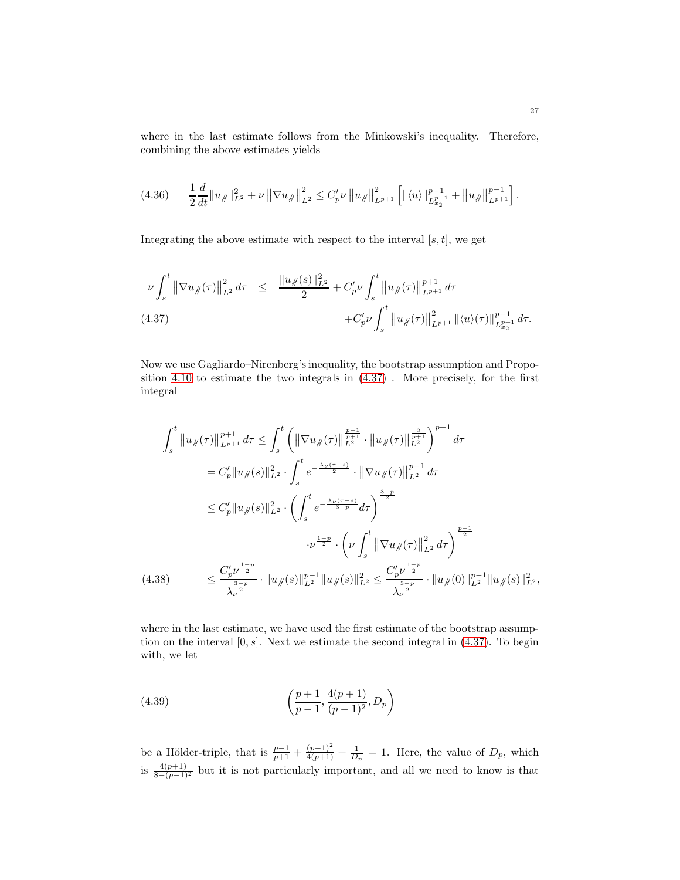where in the last estimate follows from the Minkowski's inequality. Therefore, combining the above estimates yields

$$
\frac{1}{2}\frac{d}{dt}\|u_{\not\#}\|_{L^2}^2 + \nu \left\|\nabla u_{\not\#}\right\|_{L^2}^2 \le C_p'\nu \left\|u_{\not\#}\right\|_{L^{p+1}}^2 \left[\|\langle u\rangle\|_{L_{x_2}^{p+1}}^{p-1} + \left\|u_{\not\#}\right\|_{L^{p+1}}^{p-1}\right]. \tag{4.36}
$$

Integrating the above estimate with respect to the interval $[s,t]$, we get

$$
\begin{aligned}
\nu \int_s^t \left\|\nabla u_{\not\#}(\tau)\right\|_{L^2}^2 d\tau \quad \le \quad & \frac{\|u_{\not\#}(s)\|_{L^2}^2}{2} + C_p'\nu \int_s^t \left\|u_{\not\#}(\tau)\right\|_{L^{p+1}}^{p+1} d\tau \\
& + C_p'\nu \int_s^t \left\|u_{\not\#}(\tau)\right\|_{L^{p+1}}^2 \|\langle u\rangle(\tau)\|_{L_{x_2}^{p+1}}^{p-1} d\tau.
\end{aligned} \tag{4.37}
$$

Now we use Gagliardo–Nirenberg's inequality, the bootstrap assumption and Proposition 4.10 to estimate the two integrals in (4.37) . More precisely, for the first integral

$$
\begin{aligned}
\int_s^t \left\|u_{\not\#}(\tau)\right\|_{L^{p+1}}^{p+1} d\tau &\le \int_s^t \left(\left\|\nabla u_{\not\#}(\tau)\right\|_{L^2}^{\frac{p-1}{p+1}} \cdot \left\|u_{\not\#}(\tau)\right\|_{L^2}^{\frac{2}{p+1}}\right)^{p+1} d\tau \\
&= C_p'\|u_{\not\#}(s)\|_{L^2}^2 \cdot \int_s^t e^{-\frac{\lambda_\nu(\tau-s)}{2}} \cdot \left\|\nabla u_{\not\#}(\tau)\right\|_{L^2}^{p-1} d\tau \\
&\le C_p'\|u_{\not\#}(s)\|_{L^2}^2 \cdot \left(\int_s^t e^{-\frac{\lambda_\nu(\tau-s)}{3-p}} d\tau\right)^{\frac{3-p}{2}} \\
&\qquad\qquad \cdot \nu^{\frac{1-p}{2}} \cdot \left(\nu \int_s^t \left\|\nabla u_{\not\#}(\tau)\right\|_{L^2}^2 d\tau\right)^{\frac{p-1}{2}} \\
&\le \frac{C_p'\nu^{\frac{1-p}{2}}}{\lambda_\nu^{\frac{3-p}{2}}} \cdot \|u_{\not\#}(s)\|_{L^2}^{p-1}\|u_{\not\#}(s)\|_{L^2}^2 \le \frac{C_p'\nu^{\frac{1-p}{2}}}{\lambda_\nu^{\frac{3-p}{2}}} \cdot \|u_{\not\#}(0)\|_{L^2}^{p-1}\|u_{\not\#}(s)\|_{L^2}^2,
\end{aligned} \tag{4.38}
$$

where in the last estimate, we have used the first estimate of the bootstrap assumption on the interval $[0,s]$. Next we estimate the second integral in (4.37). To begin with, we let

$$
\left(\frac{p+1}{p-1}, \frac{4(p+1)}{(p-1)^2}, D_p\right) \tag{4.39}
$$

be a Hölder-triple, that is $\frac{p-1}{p+1} + \frac{(p-1)^2}{4(p+1)} + \frac{1}{D_p} = 1$. Here, the value of $D_p$, which is $\frac{4(p+1)}{8-(p-1)^2}$ but it is not particularly important, and all we need to know is that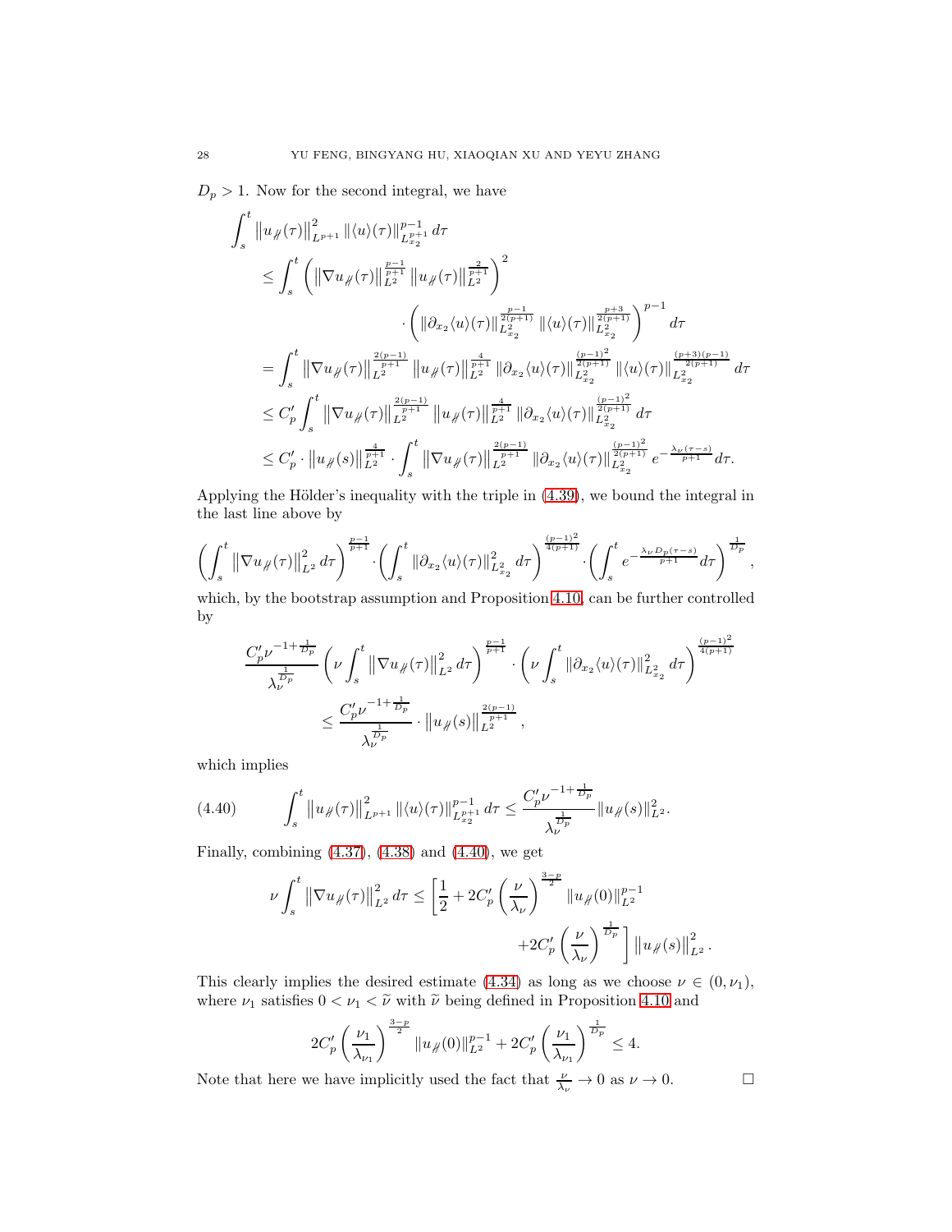$D_p > 1$. Now for the second integral, we have

$$
\begin{aligned}
&\int_s^t \left\|u_{\not\parallel}(\tau)\right\|_{L^{p+1}}^2 \|\langle u\rangle(\tau)\|_{L_{x_2}^{p+1}}^{p-1}\, d\tau \\
&\leq \int_s^t \left( \left\|\nabla u_{\not\parallel}(\tau)\right\|_{L^2}^{\frac{p-1}{p+1}} \left\|u_{\not\parallel}(\tau)\right\|_{L^2}^{\frac{2}{p+1}} \right)^2 \\
&\qquad\qquad \cdot \left( \|\partial_{x_2}\langle u\rangle(\tau)\|_{L_{x_2}^2}^{\frac{p-1}{2(p+1)}} \|\langle u\rangle(\tau)\|_{L_{x_2}^2}^{\frac{p+3}{2(p+1)}} \right)^{p-1} d\tau \\
&= \int_s^t \left\|\nabla u_{\not\parallel}(\tau)\right\|_{L^2}^{\frac{2(p-1)}{p+1}} \left\|u_{\not\parallel}(\tau)\right\|_{L^2}^{\frac{4}{p+1}} \|\partial_{x_2}\langle u\rangle(\tau)\|_{L_{x_2}^2}^{\frac{(p-1)^2}{2(p+1)}} \|\langle u\rangle(\tau)\|_{L_{x_2}^2}^{\frac{(p+3)(p-1)}{2(p+1)}}\, d\tau \\
&\leq C_p' \int_s^t \left\|\nabla u_{\not\parallel}(\tau)\right\|_{L^2}^{\frac{2(p-1)}{p+1}} \left\|u_{\not\parallel}(\tau)\right\|_{L^2}^{\frac{4}{p+1}} \|\partial_{x_2}\langle u\rangle(\tau)\|_{L_{x_2}^2}^{\frac{(p-1)^2}{2(p+1)}}\, d\tau \\
&\leq C_p' \cdot \left\|u_{\not\parallel}(s)\right\|_{L^2}^{\frac{4}{p+1}} \cdot \int_s^t \left\|\nabla u_{\not\parallel}(\tau)\right\|_{L^2}^{\frac{2(p-1)}{p+1}} \|\partial_{x_2}\langle u\rangle(\tau)\|_{L_{x_2}^2}^{\frac{(p-1)^2}{2(p+1)}} e^{-\frac{\lambda_\nu(\tau-s)}{p+1}}\, d\tau.
\end{aligned}
$$

Applying the Hölder's inequality with the triple in (4.39), we bound the integral in the last line above by

$$
\left(\int_s^t \left\|\nabla u_{\not\parallel}(\tau)\right\|_{L^2}^2 d\tau\right)^{\frac{p-1}{p+1}} \cdot \left(\int_s^t \|\partial_{x_2}\langle u\rangle(\tau)\|_{L_{x_2}^2}^2 d\tau\right)^{\frac{(p-1)^2}{4(p+1)}} \cdot \left(\int_s^t e^{-\frac{\lambda_\nu D_p(\tau-s)}{p+1}} d\tau\right)^{\frac{1}{D_p}},
$$

which, by the bootstrap assumption and Proposition 4.10, can be further controlled by

$$
\begin{aligned}
&\frac{C_p' \nu^{-1+\frac{1}{D_p}}}{\lambda_\nu^{\frac{1}{D_p}}} \left(\nu \int_s^t \left\|\nabla u_{\not\parallel}(\tau)\right\|_{L^2}^2 d\tau\right)^{\frac{p-1}{p+1}} \cdot \left(\nu \int_s^t \|\partial_{x_2}\langle u\rangle(\tau)\|_{L_{x_2}^2}^2 d\tau\right)^{\frac{(p-1)^2}{4(p+1)}} \\
&\qquad \leq \frac{C_p' \nu^{-1+\frac{1}{D_p}}}{\lambda_\nu^{\frac{1}{D_p}}} \cdot \left\|u_{\not\parallel}(s)\right\|_{L^2}^{\frac{2(p-1)}{p+1}},
\end{aligned}
$$

which implies

$$
\int_s^t \left\|u_{\not\parallel}(\tau)\right\|_{L^{p+1}}^2 \|\langle u\rangle(\tau)\|_{L_{x_2}^{p+1}}^{p-1}\, d\tau \leq \frac{C_p' \nu^{-1+\frac{1}{D_p}}}{\lambda_\nu^{\frac{1}{D_p}}} \|u_{\not\parallel}(s)\|_{L^2}^2. \tag{4.40}
$$

Finally, combining (4.37), (4.38) and (4.40), we get

$$
\begin{aligned}
\nu \int_s^t \left\|\nabla u_{\not\parallel}(\tau)\right\|_{L^2}^2 d\tau \leq \Bigg[ \frac{1}{2} &+ 2C_p' \left(\frac{\nu}{\lambda_\nu}\right)^{\frac{3-p}{2}} \|u_{\not\parallel}(0)\|_{L^2}^{p-1} \\
&+ 2C_p' \left(\frac{\nu}{\lambda_\nu}\right)^{\frac{1}{D_p}} \Bigg] \left\|u_{\not\parallel}(s)\right\|_{L^2}^2.
\end{aligned}
$$

This clearly implies the desired estimate (4.34) as long as we choose $\nu \in (0, \nu_1)$, where $\nu_1$ satisfies $0 < \nu_1 < \widetilde{\nu}$ with $\widetilde{\nu}$ being defined in Proposition 4.10 and

$$
2C_p' \left(\frac{\nu_1}{\lambda_{\nu_1}}\right)^{\frac{3-p}{2}} \|u_{\not\parallel}(0)\|_{L^2}^{p-1} + 2C_p' \left(\frac{\nu_1}{\lambda_{\nu_1}}\right)^{\frac{1}{D_p}} \leq 4.
$$

Note that here we have implicitly used the fact that $\frac{\nu}{\lambda_\nu} \to 0$ as $\nu \to 0$. $\square$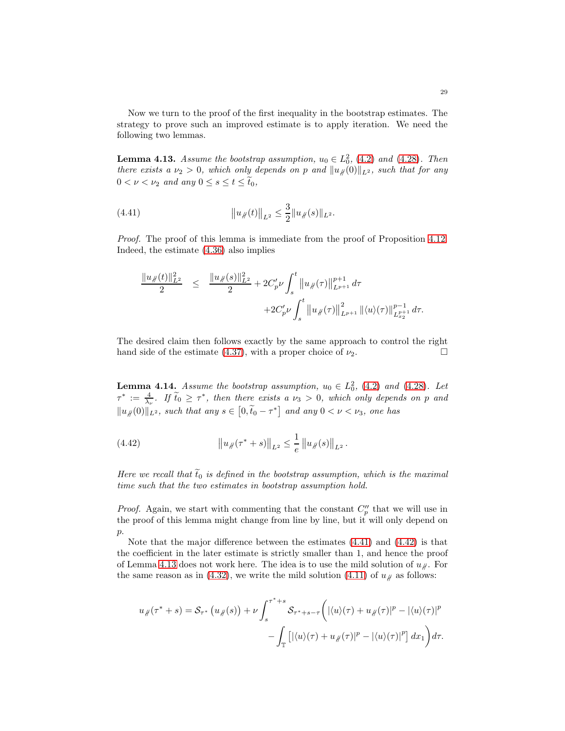Now we turn to the proof of the first inequality in the bootstrap estimates. The strategy to prove such an improved estimate is to apply iteration. We need the following two lemmas.

**Lemma 4.13.** *Assume the bootstrap assumption, $u_0 \in L^2_0$, (4.2) and (4.28). Then there exists a $\nu_2 > 0$, which only depends on $p$ and $\|u_{\not\parallel}(0)\|_{L^2}$, such that for any $0 < \nu < \nu_2$ and any $0 \le s \le t \le \widetilde{t}_0$,*

$$
\big\|u_{\not\parallel}(t)\big\|_{L^2} \le \frac{3}{2}\|u_{\not\parallel}(s)\|_{L^2}. \tag{4.41}
$$

*Proof.* The proof of this lemma is immediate from the proof of Proposition 4.12. Indeed, the estimate (4.36) also implies

$$
\begin{aligned}
\frac{\|u_{\not\parallel}(t)\|_{L^2}^2}{2} \quad &\le \quad \frac{\|u_{\not\parallel}(s)\|_{L^2}^2}{2} + 2C_p'\nu\int_s^t \big\|u_{\not\parallel}(\tau)\big\|_{L^{p+1}}^{p+1}\,d\tau \\
&\qquad + 2C_p'\nu\int_s^t \big\|u_{\not\parallel}(\tau)\big\|_{L^{p+1}}^2 \,\|\langle u\rangle(\tau)\|_{L^{p+1}_{x_2}}^{p-1}\,d\tau.
\end{aligned}
$$

The desired claim then follows exactly by the same approach to control the right hand side of the estimate (4.37), with a proper choice of $\nu_2$. $\square$

**Lemma 4.14.** *Assume the bootstrap assumption, $u_0 \in L^2_0$, (4.2) and (4.28). Let $\tau^* := \frac{4}{\lambda_\nu}$. If $\widetilde{t}_0 \ge \tau^*$, then there exists a $\nu_3 > 0$, which only depends on $p$ and $\|u_{\not\parallel}(0)\|_{L^2}$, such that any $s \in \big[0, \widetilde{t}_0 - \tau^*\big]$ and any $0 < \nu < \nu_3$, one has*

$$
\big\|u_{\not\parallel}(\tau^* + s)\big\|_{L^2} \le \frac{1}{e}\,\big\|u_{\not\parallel}(s)\big\|_{L^2}. \tag{4.42}
$$

*Here we recall that $\widetilde{t}_0$ is defined in the bootstrap assumption, which is the maximal time such that the two estimates in bootstrap assumption hold.*

*Proof.* Again, we start with commenting that the constant $C_p''$ that we will use in the proof of this lemma might change from line by line, but it will only depend on $p$.

Note that the major difference between the estimates (4.41) and (4.42) is that the coefficient in the later estimate is strictly smaller than 1, and hence the proof of Lemma 4.13 does not work here. The idea is to use the mild solution of $u_{\not\parallel}$. For the same reason as in (4.32), we write the mild solution (4.11) of $u_{\not\parallel}$ as follows:

$$
\begin{aligned}
u_{\not\parallel}(\tau^* + s) = \mathcal{S}_{\tau^*}\left(u_{\not\parallel}(s)\right) + \nu\int_s^{\tau^*+s} \mathcal{S}_{\tau^*+s-\tau}\bigg(&|\langle u\rangle(\tau) + u_{\not\parallel}(\tau)|^p - |\langle u\rangle(\tau)|^p \\
&- \int_{\mathbb{T}}\left[|\langle u\rangle(\tau) + u_{\not\parallel}(\tau)|^p - |\langle u\rangle(\tau)|^p\right]dx_1\bigg)d\tau.
\end{aligned}
$$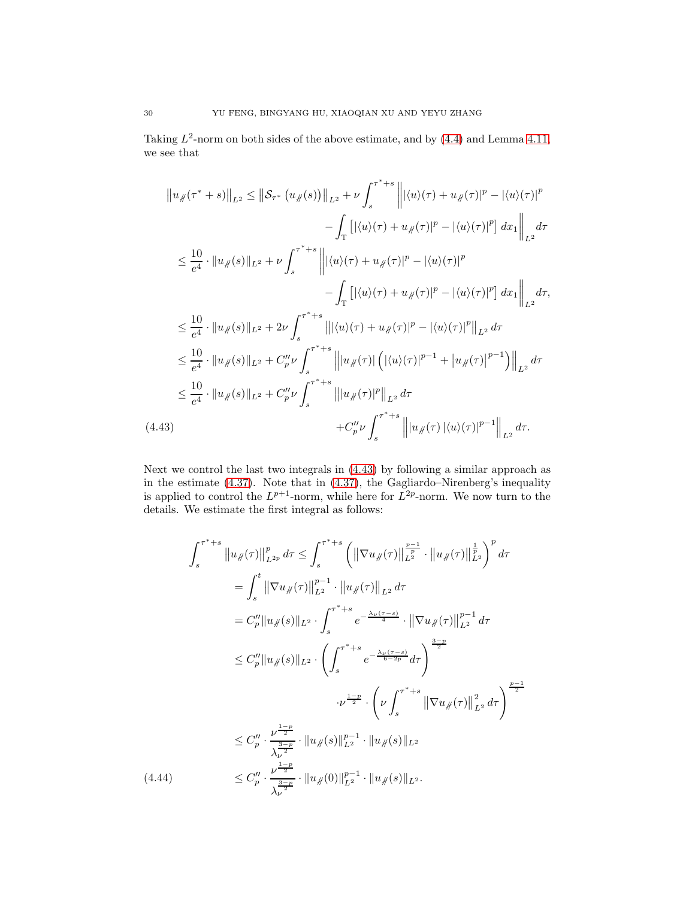Taking $L^2$-norm on both sides of the above estimate, and by (4.4) and Lemma 4.11, we see that

$$
\begin{aligned}
\left\|u_{\#}(\tau^*+s)\right\|_{L^2} &\le \left\|\mathcal{S}_{\tau^*}\left(u_{\#}(s)\right)\right\|_{L^2} + \nu\int_s^{\tau^*+s}\Bigg\||\langle u\rangle(\tau)+u_{\#}(\tau)|^p - |\langle u\rangle(\tau)|^p \\
&\qquad\qquad - \int_{\mathbb{T}}\left[|\langle u\rangle(\tau)+u_{\#}(\tau)|^p - |\langle u\rangle(\tau)|^p\right]dx_1\Bigg\|_{L^2}d\tau \\
&\le \frac{10}{e^4}\cdot\|u_{\#}(s)\|_{L^2} + \nu\int_s^{\tau^*+s}\Bigg\||\langle u\rangle(\tau)+u_{\#}(\tau)|^p - |\langle u\rangle(\tau)|^p \\
&\qquad\qquad - \int_{\mathbb{T}}\left[|\langle u\rangle(\tau)+u_{\#}(\tau)|^p - |\langle u\rangle(\tau)|^p\right]dx_1\Bigg\|_{L^2}d\tau, \\
&\le \frac{10}{e^4}\cdot\|u_{\#}(s)\|_{L^2} + 2\nu\int_s^{\tau^*+s}\left\||\langle u\rangle(\tau)+u_{\#}(\tau)|^p - |\langle u\rangle(\tau)|^p\right\|_{L^2}d\tau \\
&\le \frac{10}{e^4}\cdot\|u_{\#}(s)\|_{L^2} + C_p''\nu\int_s^{\tau^*+s}\left\||u_{\#}(\tau)|\left(|\langle u\rangle(\tau)|^{p-1}+|u_{\#}(\tau)|^{p-1}\right)\right\|_{L^2}d\tau \\
&\le \frac{10}{e^4}\cdot\|u_{\#}(s)\|_{L^2} + C_p''\nu\int_s^{\tau^*+s}\left\||u_{\#}(\tau)|^p\right\|_{L^2}d\tau \\
&\qquad\qquad + C_p''\nu\int_s^{\tau^*+s}\left\|u_{\#}(\tau)\,|\langle u\rangle(\tau)|^{p-1}\right\|_{L^2}d\tau. \qquad (4.43)
\end{aligned}
$$

Next we control the last two integrals in (4.43) by following a similar approach as in the estimate (4.37). Note that in (4.37), the Gagliardo–Nirenberg's inequality is applied to control the $L^{p+1}$-norm, while here for $L^{2p}$-norm. We now turn to the details. We estimate the first integral as follows:

$$
\begin{aligned}
\int_s^{\tau^*+s}\left\|u_{\#}(\tau)\right\|_{L^{2p}}^p d\tau &\le \int_s^{\tau^*+s}\left(\left\|\nabla u_{\#}(\tau)\right\|_{L^2}^{\frac{p-1}{p}}\cdot\left\|u_{\#}(\tau)\right\|_{L^2}^{\frac{1}{p}}\right)^p d\tau \\
&= \int_s^t\left\|\nabla u_{\#}(\tau)\right\|_{L^2}^{p-1}\cdot\left\|u_{\#}(\tau)\right\|_{L^2}d\tau \\
&= C_p''\|u_{\#}(s)\|_{L^2}\cdot\int_s^{\tau^*+s}e^{-\frac{\lambda_\nu(\tau-s)}{4}}\cdot\left\|\nabla u_{\#}(\tau)\right\|_{L^2}^{p-1}d\tau \\
&\le C_p''\|u_{\#}(s)\|_{L^2}\cdot\left(\int_s^{\tau^*+s}e^{-\frac{\lambda_\nu(\tau-s)}{6-2p}}d\tau\right)^{\frac{3-p}{2}} \\
&\qquad\qquad \cdot\nu^{\frac{1-p}{2}}\cdot\left(\nu\int_s^{\tau^*+s}\left\|\nabla u_{\#}(\tau)\right\|_{L^2}^2d\tau\right)^{\frac{p-1}{2}} \\
&\le C_p''\cdot\frac{\nu^{\frac{1-p}{2}}}{\lambda_\nu^{\frac{3-p}{2}}}\cdot\|u_{\#}(s)\|_{L^2}^{p-1}\cdot\|u_{\#}(s)\|_{L^2} \\
&\le C_p''\cdot\frac{\nu^{\frac{1-p}{2}}}{\lambda_\nu^{\frac{3-p}{2}}}\cdot\|u_{\#}(0)\|_{L^2}^{p-1}\cdot\|u_{\#}(s)\|_{L^2}. \qquad (4.44)
\end{aligned}
$$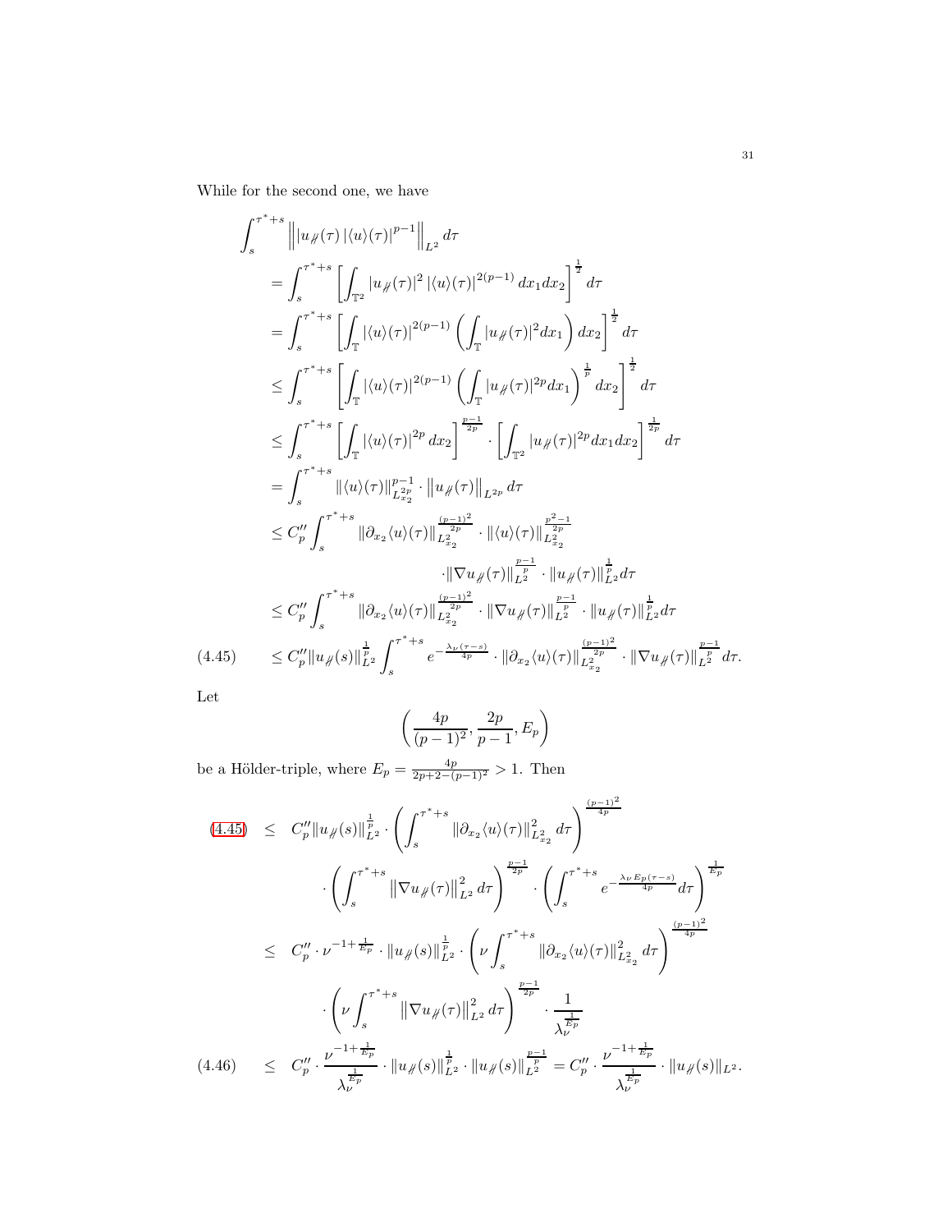While for the second one, we have

$$
\begin{aligned}
&\int_s^{\tau^*+s} \left\| |u_{\not\parallel}(\tau)\, |\langle u\rangle(\tau)|^{p-1} \right\|_{L^2} d\tau \\
&= \int_s^{\tau^*+s} \left[ \int_{\mathbb{T}^2} |u_{\not\parallel}(\tau)|^2 \, |\langle u\rangle(\tau)|^{2(p-1)} \, dx_1 dx_2 \right]^{\frac{1}{2}} d\tau \\
&= \int_s^{\tau^*+s} \left[ \int_{\mathbb{T}} |\langle u\rangle(\tau)|^{2(p-1)} \left( \int_{\mathbb{T}} |u_{\not\parallel}(\tau)|^2 dx_1 \right) dx_2 \right]^{\frac{1}{2}} d\tau \\
&\leq \int_s^{\tau^*+s} \left[ \int_{\mathbb{T}} |\langle u\rangle(\tau)|^{2(p-1)} \left( \int_{\mathbb{T}} |u_{\not\parallel}(\tau)|^{2p} dx_1 \right)^{\frac{1}{p}} dx_2 \right]^{\frac{1}{2}} d\tau \\
&\leq \int_s^{\tau^*+s} \left[ \int_{\mathbb{T}} |\langle u\rangle(\tau)|^{2p} \, dx_2 \right]^{\frac{p-1}{2p}} \cdot \left[ \int_{\mathbb{T}^2} |u_{\not\parallel}(\tau)|^{2p} dx_1 dx_2 \right]^{\frac{1}{2p}} d\tau \\
&= \int_s^{\tau^*+s} \|\langle u\rangle(\tau)\|_{L^{2p}_{x_2}}^{p-1} \cdot \left\| u_{\not\parallel}(\tau) \right\|_{L^{2p}} d\tau \\
&\leq C_p'' \int_s^{\tau^*+s} \|\partial_{x_2} \langle u\rangle(\tau)\|_{L^2_{x_2}}^{\frac{(p-1)^2}{2p}} \cdot \|\langle u\rangle(\tau)\|_{L^2_{x_2}}^{\frac{p^2-1}{2p}} \\
&\qquad\qquad \cdot \|\nabla u_{\not\parallel}(\tau)\|_{L^2}^{\frac{p-1}{p}} \cdot \|u_{\not\parallel}(\tau)\|_{L^2}^{\frac{1}{p}} d\tau \\
&\leq C_p'' \int_s^{\tau^*+s} \|\partial_{x_2} \langle u\rangle(\tau)\|_{L^2_{x_2}}^{\frac{(p-1)^2}{2p}} \cdot \|\nabla u_{\not\parallel}(\tau)\|_{L^2}^{\frac{p-1}{p}} \cdot \|u_{\not\parallel}(\tau)\|_{L^2}^{\frac{1}{p}} d\tau \\
&\leq C_p'' \|u_{\not\parallel}(s)\|_{L^2}^{\frac{1}{p}} \int_s^{\tau^*+s} e^{-\frac{\lambda_\nu (\tau - s)}{4p}} \cdot \|\partial_{x_2} \langle u\rangle(\tau)\|_{L^2_{x_2}}^{\frac{(p-1)^2}{2p}} \cdot \|\nabla u_{\not\parallel}(\tau)\|_{L^2}^{\frac{p-1}{p}} d\tau. \qquad (4.45)
\end{aligned}
$$

Let

$$
\left( \frac{4p}{(p-1)^2}, \frac{2p}{p-1}, E_p \right)
$$

be a Hölder-triple, where $E_p = \frac{4p}{2p+2-(p-1)^2} > 1$. Then

$$
\begin{aligned}
(4.45) \quad &\leq \quad C_p'' \|u_{\not\parallel}(s)\|_{L^2}^{\frac{1}{p}} \cdot \left( \int_s^{\tau^*+s} \|\partial_{x_2} \langle u\rangle(\tau)\|_{L^2_{x_2}}^2 \, d\tau \right)^{\frac{(p-1)^2}{4p}} \\
&\qquad \cdot \left( \int_s^{\tau^*+s} \left\|\nabla u_{\not\parallel}(\tau)\right\|_{L^2}^2 d\tau \right)^{\frac{p-1}{2p}} \cdot \left( \int_s^{\tau^*+s} e^{-\frac{\lambda_\nu E_p (\tau - s)}{4p}} d\tau \right)^{\frac{1}{E_p}} \\
&\leq \quad C_p'' \cdot \nu^{-1+\frac{1}{E_p}} \cdot \|u_{\not\parallel}(s)\|_{L^2}^{\frac{1}{p}} \cdot \left( \nu \int_s^{\tau^*+s} \|\partial_{x_2} \langle u\rangle(\tau)\|_{L^2_{x_2}}^2 \, d\tau \right)^{\frac{(p-1)^2}{4p}} \\
&\qquad \cdot \left( \nu \int_s^{\tau^*+s} \left\|\nabla u_{\not\parallel}(\tau)\right\|_{L^2}^2 d\tau \right)^{\frac{p-1}{2p}} \cdot \frac{1}{\lambda_\nu^{\frac{1}{E_p}}} \\
&\leq \quad C_p'' \cdot \frac{\nu^{-1+\frac{1}{E_p}}}{\lambda_\nu^{\frac{1}{E_p}}} \cdot \|u_{\not\parallel}(s)\|_{L^2}^{\frac{1}{p}} \cdot \|u_{\not\parallel}(s)\|_{L^2}^{\frac{p-1}{p}} = C_p'' \cdot \frac{\nu^{-1+\frac{1}{E_p}}}{\lambda_\nu^{\frac{1}{E_p}}} \cdot \|u_{\not\parallel}(s)\|_{L^2}. \qquad (4.46)
\end{aligned}
$$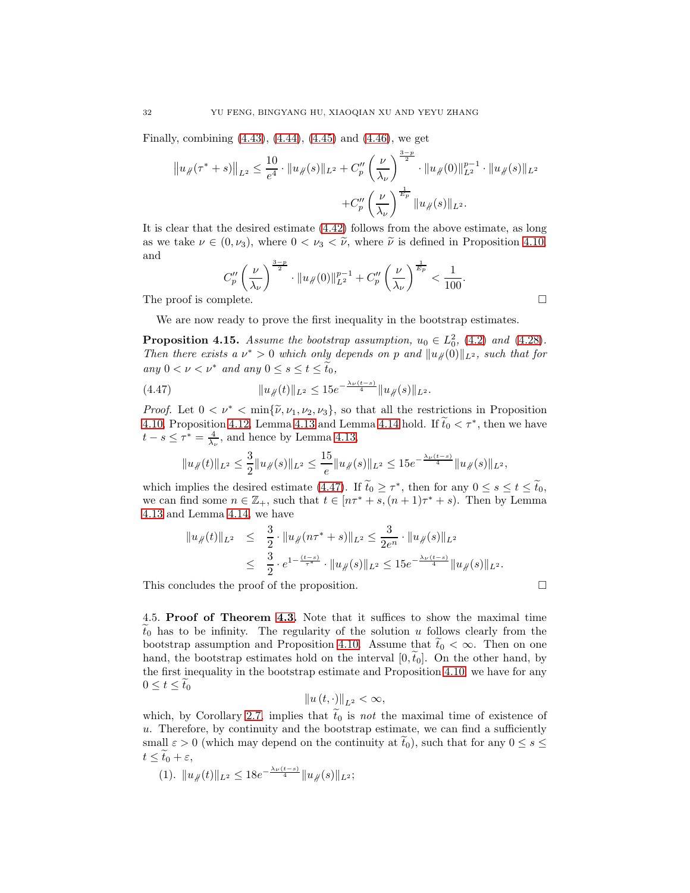Finally, combining (4.43), (4.44), (4.45) and (4.46), we get

$$\left\|u_{\not{\#}}(\tau^*+s)\right\|_{L^2} \leq \frac{10}{e^4} \cdot \|u_{\not{\#}}(s)\|_{L^2} + C_p'' \left(\frac{\nu}{\lambda_\nu}\right)^{\frac{3-p}{2}} \cdot \|u_{\not{\#}}(0)\|_{L^2}^{p-1} \cdot \|u_{\not{\#}}(s)\|_{L^2} + C_p'' \left(\frac{\nu}{\lambda_\nu}\right)^{\frac{1}{E_p}} \|u_{\not{\#}}(s)\|_{L^2}.$$

It is clear that the desired estimate (4.42) follows from the above estimate, as long as we take $\nu \in (0, \nu_3)$, where $0 < \nu_3 < \widetilde{\nu}$, where $\widetilde{\nu}$ is defined in Proposition 4.10, and

$$C_p'' \left(\frac{\nu}{\lambda_\nu}\right)^{\frac{3-p}{2}} \cdot \|u_{\not{\#}}(0)\|_{L^2}^{p-1} + C_p'' \left(\frac{\nu}{\lambda_\nu}\right)^{\frac{1}{E_p}} < \frac{1}{100}.$$

The proof is complete. $\square$

We are now ready to prove the first inequality in the bootstrap estimates.

**Proposition 4.15.** *Assume the bootstrap assumption, $u_0 \in L_0^2$, (4.2) and (4.28). Then there exists a $\nu^* > 0$ which only depends on $p$ and $\|u_{\not{\#}}(0)\|_{L^2}$, such that for any $0 < \nu < \nu^*$ and any $0 \leq s \leq t \leq \widetilde{t}_0$,*

$$\|u_{\not{\#}}(t)\|_{L^2} \leq 15 e^{-\frac{\lambda_\nu (t-s)}{4}} \|u_{\not{\#}}(s)\|_{L^2}. \tag{4.47}$$

*Proof.* Let $0 < \nu^* < \min\{\widetilde{\nu}, \nu_1, \nu_2, \nu_3\}$, so that all the restrictions in Proposition 4.10, Proposition 4.12, Lemma 4.13 and Lemma 4.14 hold. If $\widetilde{t}_0 < \tau^*$, then we have $t - s \leq \tau^* = \frac{4}{\lambda_\nu}$, and hence by Lemma 4.13,

$$\|u_{\not{\#}}(t)\|_{L^2} \leq \frac{3}{2} \|u_{\not{\#}}(s)\|_{L^2} \leq \frac{15}{e} \|u_{\not{\#}}(s)\|_{L^2} \leq 15 e^{-\frac{\lambda_\nu (t-s)}{4}} \|u_{\not{\#}}(s)\|_{L^2},$$

which implies the desired estimate (4.47). If $\widetilde{t}_0 \geq \tau^*$, then for any $0 \leq s \leq t \leq \widetilde{t}_0$, we can find some $n \in \mathbb{Z}_+$, such that $t \in [n\tau^* + s, (n+1)\tau^* + s)$. Then by Lemma 4.13 and Lemma 4.14, we have

$$\begin{aligned}
\|u_{\not{\#}}(t)\|_{L^2} &\leq \frac{3}{2} \cdot \|u_{\not{\#}}(n\tau^* + s)\|_{L^2} \leq \frac{3}{2e^n} \cdot \|u_{\not{\#}}(s)\|_{L^2} \\
&\leq \frac{3}{2} \cdot e^{1 - \frac{(t-s)}{\tau^*}} \cdot \|u_{\not{\#}}(s)\|_{L^2} \leq 15 e^{-\frac{\lambda_\nu (t-s)}{4}} \|u_{\not{\#}}(s)\|_{L^2}.
\end{aligned}$$

This concludes the proof of the proposition. $\square$

4.5. **Proof of Theorem 4.3.** Note that it suffices to show the maximal time $\widetilde{t}_0$ has to be infinity. The regularity of the solution $u$ follows clearly from the bootstrap assumption and Proposition 4.10. Assume $\widetilde{t}_0 < \infty$. Then on one hand, the bootstrap estimates hold on the interval $[0, \widetilde{t}_0]$. On the other hand, by the first inequality in the bootstrap estimate and Proposition 4.10, we have for any $0 \leq t \leq \widetilde{t}_0$

$$\|u(t, \cdot)\|_{L^2} < \infty,$$

which, by Corollary 2.7, implies that $\widetilde{t}_0$ is *not* the maximal time of existence of $u$. Therefore, by continuity and the bootstrap estimate, we can find a sufficiently small $\varepsilon > 0$ (which may depend on the continuity at $\widetilde{t}_0$), such that for any $0 \leq s \leq t \leq \widetilde{t}_0 + \varepsilon$,

(1). $\|u_{\not{\#}}(t)\|_{L^2} \leq 18 e^{-\frac{\lambda_\nu (t-s)}{4}} \|u_{\not{\#}}(s)\|_{L^2}$;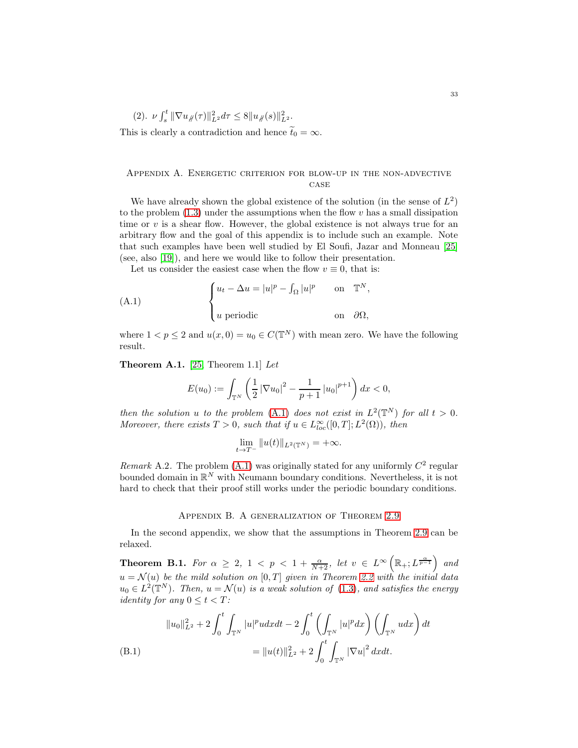(2). $\nu \int_s^t \|\nabla u_{\not\parallel}(\tau)\|_{L^2}^2 d\tau \le 8\|u_{\not\parallel}(s)\|_{L^2}^2$.

This is clearly a contradiction and hence $\widetilde{t}_0 = \infty$.

## Appendix A. Energetic criterion for blow-up in the non-advective case

We have already shown the global existence of the solution (in the sense of $L^2$) to the problem (1.3) under the assumptions when the flow $v$ has a small dissipation time or $v$ is a shear flow. However, the global existence is not always true for an arbitrary flow and the goal of this appendix is to include such an example. Note that such examples have been well studied by El Soufi, Jazar and Monneau [25] (see, also [19]), and here we would like to follow their presentation.

Let us consider the easiest case when the flow $v \equiv 0$, that is:

$$
\begin{cases}
u_t - \Delta u = |u|^p - \fint_\Omega |u|^p & \text{on} \quad \mathbb{T}^N, \\[2ex]
u \text{ periodic} & \text{on} \quad \partial\Omega,
\end{cases}
\tag{A.1}
$$

where $1 < p \le 2$ and $u(x,0) = u_0 \in C(\mathbb{T}^N)$ with mean zero. We have the following result.

**Theorem A.1.** [25, Theorem 1.1] *Let*

$$
E(u_0) := \int_{\mathbb{T}^N} \left( \frac{1}{2} |\nabla u_0|^2 - \frac{1}{p+1} |u_0|^{p+1} \right) dx < 0,
$$

*then the solution $u$ to the problem (A.1) does not exist in $L^2(\mathbb{T}^N)$ for all $t > 0$. Moreover, there exists $T > 0$, such that if $u \in L^\infty_{loc}([0,T]; L^2(\Omega))$, then*

$$
\lim_{t \to T^-} \|u(t)\|_{L^2(\mathbb{T}^N)} = +\infty.
$$

*Remark* A.2. The problem (A.1) was originally stated for any uniformly $C^2$ regular bounded domain in $\mathbb{R}^N$ with Neumann boundary conditions. Nevertheless, it is not hard to check that their proof still works under the periodic boundary conditions.

## Appendix B. A generalization of Theorem 2.9

In the second appendix, we show that the assumptions in Theorem 2.9 can be relaxed.

**Theorem B.1.** *For $\alpha \ge 2$, $1 < p < 1 + \frac{\alpha}{N+2}$, let $v \in L^\infty\left(\mathbb{R}_+; L^{\frac{\alpha}{p-1}}\right)$ and $u = \mathcal{N}(u)$ be the mild solution on $[0,T]$ given in Theorem 2.2 with the initial data $u_0 \in L^2(\mathbb{T}^N)$. Then, $u = \mathcal{N}(u)$ is a weak solution of (1.3), and satisfies the energy identity for any $0 \le t < T$:*

$$
\begin{aligned}
\|u_0\|_{L^2}^2 + 2\int_0^t \int_{\mathbb{T}^N} |u|^p u dx dt - 2\int_0^t \left( \int_{\mathbb{T}^N} |u|^p dx \right) \left( \int_{\mathbb{T}^N} u dx \right) dt \\
= \|u(t)\|_{L^2}^2 + 2\int_0^t \int_{\mathbb{T}^N} |\nabla u|^2 dx dt.
\end{aligned}
\tag{B.1}
$$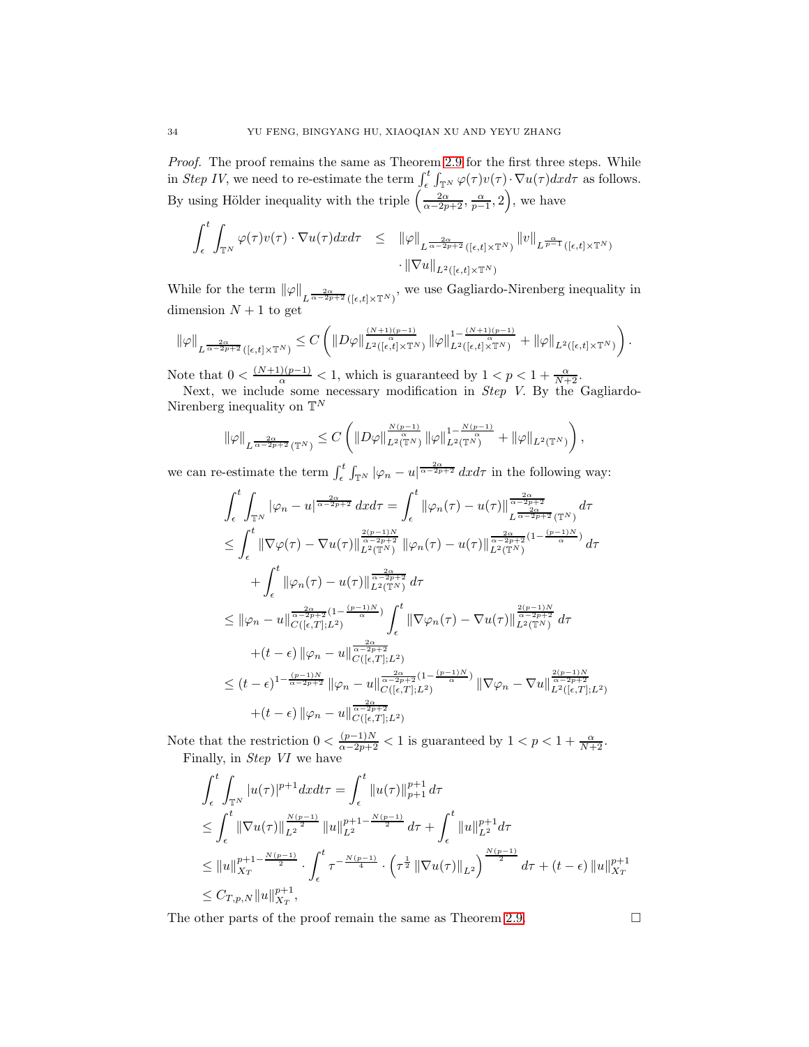*Proof.* The proof remains the same as Theorem 2.9 for the first three steps. While in *Step IV*, we need to re-estimate the term $\int_\epsilon^t \int_{\mathbb{T}^N} \varphi(\tau) v(\tau) \cdot \nabla u(\tau) dx d\tau$ as follows. By using Hölder inequality with the triple $\left(\frac{2\alpha}{\alpha-2p+2}, \frac{\alpha}{p-1}, 2\right)$, we have

$$
\begin{aligned}
\int_\epsilon^t \int_{\mathbb{T}^N} \varphi(\tau) v(\tau) \cdot \nabla u(\tau) dx d\tau \quad \leq \quad & \|\varphi\|_{L^{\frac{2\alpha}{\alpha-2p+2}}([\epsilon,t]\times\mathbb{T}^N)} \|v\|_{L^{\frac{\alpha}{p-1}}([\epsilon,t]\times\mathbb{T}^N)} \\
& \cdot \|\nabla u\|_{L^2([\epsilon,t]\times\mathbb{T}^N)}
\end{aligned}
$$

While for the term $\|\varphi\|_{L^{\frac{2\alpha}{\alpha-2p+2}}([\epsilon,t]\times\mathbb{T}^N)}$, we use Gagliardo-Nirenberg inequality in dimension $N+1$ to get

$$
\|\varphi\|_{L^{\frac{2\alpha}{\alpha-2p+2}}([\epsilon,t]\times\mathbb{T}^N)} \leq C\left( \|D\varphi\|_{L^2([\epsilon,t]\times\mathbb{T}^N)}^{\frac{(N+1)(p-1)}{\alpha}} \|\varphi\|_{L^2([\epsilon,t]\times\mathbb{T}^N)}^{1-\frac{(N+1)(p-1)}{\alpha}} + \|\varphi\|_{L^2([\epsilon,t]\times\mathbb{T}^N)} \right).
$$

Note that $0 < \frac{(N+1)(p-1)}{\alpha} < 1$, which is guaranteed by $1 < p < 1 + \frac{\alpha}{N+2}$.

Next, we include some necessary modification in *Step V*. By the Gagliardo-Nirenberg inequality on $\mathbb{T}^N$

$$
\|\varphi\|_{L^{\frac{2\alpha}{\alpha-2p+2}}(\mathbb{T}^N)} \leq C\left( \|D\varphi\|_{L^2(\mathbb{T}^N)}^{\frac{N(p-1)}{\alpha}} \|\varphi\|_{L^2(\mathbb{T}^N)}^{1-\frac{N(p-1)}{\alpha}} + \|\varphi\|_{L^2(\mathbb{T}^N)} \right),
$$

we can re-estimate the term $\int_\epsilon^t \int_{\mathbb{T}^N} |\varphi_n - u|^{\frac{2\alpha}{\alpha-2p+2}} dx d\tau$ in the following way:

$$
\begin{aligned}
&\int_\epsilon^t \int_{\mathbb{T}^N} |\varphi_n - u|^{\frac{2\alpha}{\alpha-2p+2}} dx d\tau = \int_\epsilon^t \|\varphi_n(\tau) - u(\tau)\|_{L^{\frac{2\alpha}{\alpha-2p+2}}(\mathbb{T}^N)}^{\frac{2\alpha}{\alpha-2p+2}} d\tau \\
&\leq \int_\epsilon^t \|\nabla\varphi(\tau) - \nabla u(\tau)\|_{L^2(\mathbb{T}^N)}^{\frac{2(p-1)N}{\alpha-2p+2}} \|\varphi_n(\tau) - u(\tau)\|_{L^2(\mathbb{T}^N)}^{\frac{2\alpha}{\alpha-2p+2}(1-\frac{(p-1)N}{\alpha})} d\tau \\
&\quad + \int_\epsilon^t \|\varphi_n(\tau) - u(\tau)\|_{L^2(\mathbb{T}^N)}^{\frac{2\alpha}{\alpha-2p+2}} d\tau \\
&\leq \|\varphi_n - u\|_{C([\epsilon,T];L^2)}^{\frac{2\alpha}{\alpha-2p+2}(1-\frac{(p-1)N}{\alpha})} \int_\epsilon^t \|\nabla\varphi_n(\tau) - \nabla u(\tau)\|_{L^2(\mathbb{T}^N)}^{\frac{2(p-1)N}{\alpha-2p+2}} d\tau \\
&\quad + (t-\epsilon) \|\varphi_n - u\|_{C([\epsilon,T];L^2)}^{\frac{2\alpha}{\alpha-2p+2}} \\
&\leq (t-\epsilon)^{1-\frac{(p-1)N}{\alpha-2p+2}} \|\varphi_n - u\|_{C([\epsilon,T];L^2)}^{\frac{2\alpha}{\alpha-2p+2}(1-\frac{(p-1)N}{\alpha})} \|\nabla\varphi_n - \nabla u\|_{L^2([\epsilon,T];L^2)}^{\frac{2(p-1)N}{\alpha-2p+2}} \\
&\quad + (t-\epsilon) \|\varphi_n - u\|_{C([\epsilon,T];L^2)}^{\frac{2\alpha}{\alpha-2p+2}}
\end{aligned}
$$

Note that the restriction $0 < \frac{(p-1)N}{\alpha-2p+2} < 1$ is guaranteed by $1 < p < 1 + \frac{\alpha}{N+2}$.

Finally, in *Step VI* we have

$$
\begin{aligned}
&\int_\epsilon^t \int_{\mathbb{T}^N} |u(\tau)|^{p+1} dx dt\tau = \int_\epsilon^t \|u(\tau)\|_{p+1}^{p+1} d\tau \\
&\leq \int_\epsilon^t \|\nabla u(\tau)\|_{L^2}^{\frac{N(p-1)}{2}} \|u\|_{L^2}^{p+1-\frac{N(p-1)}{2}} d\tau + \int_\epsilon^t \|u\|_{L^2}^{p+1} d\tau \\
&\leq \|u\|_{X_T}^{p+1-\frac{N(p-1)}{2}} \cdot \int_\epsilon^t \tau^{-\frac{N(p-1)}{4}} \cdot \left(\tau^{\frac{1}{2}} \|\nabla u(\tau)\|_{L^2}\right)^{\frac{N(p-1)}{2}} d\tau + (t-\epsilon)\|u\|_{X_T}^{p+1} \\
&\leq C_{T,p,N} \|u\|_{X_T}^{p+1},
\end{aligned}
$$

The other parts of the proof remain the same as Theorem 2.9. $\square$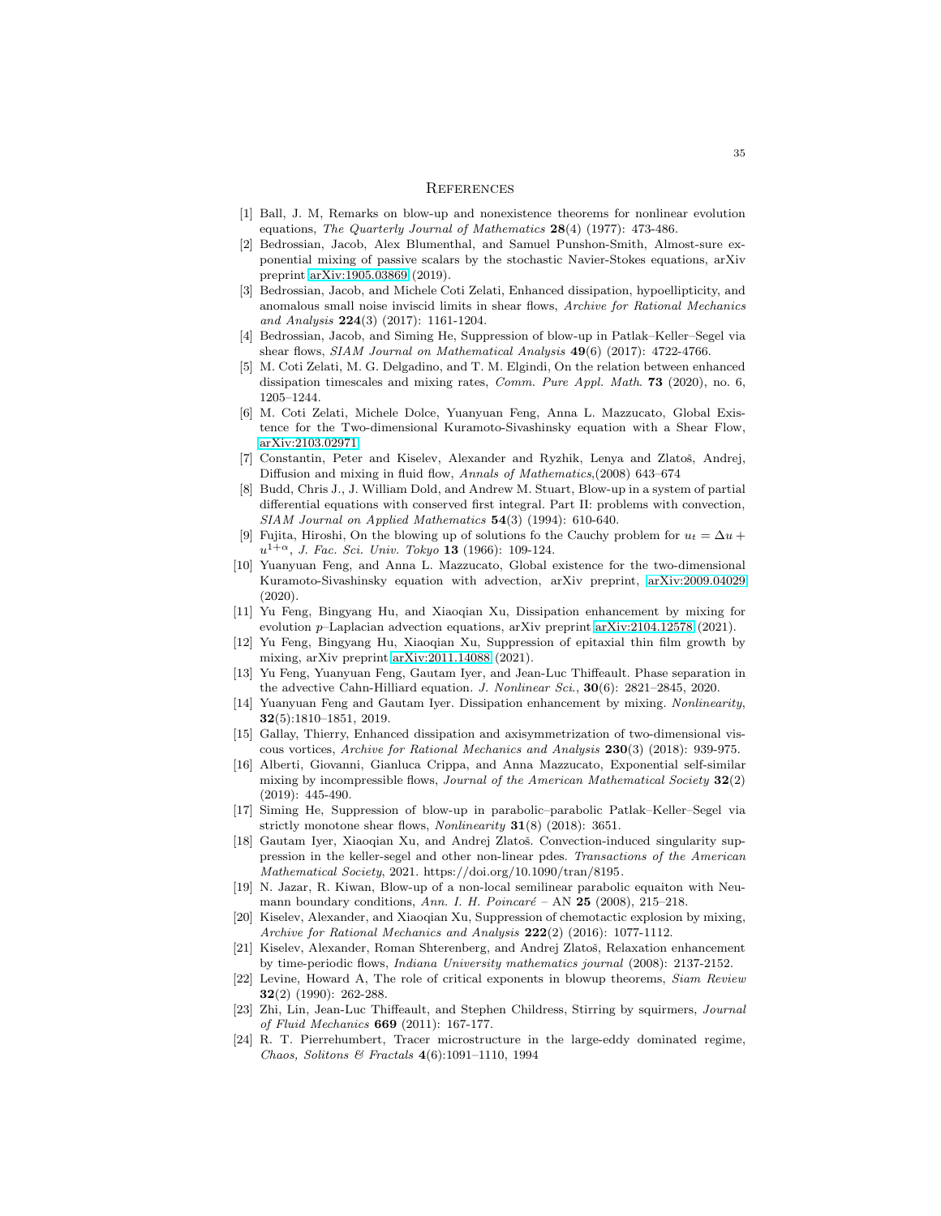# References

[1] Ball, J. M, Remarks on blow-up and nonexistence theorems for nonlinear evolution equations, *The Quarterly Journal of Mathematics* **28**(4) (1977): 473-486.

[2] Bedrossian, Jacob, Alex Blumenthal, and Samuel Punshon-Smith, Almost-sure exponential mixing of passive scalars by the stochastic Navier-Stokes equations, arXiv preprint arXiv:1905.03869 (2019).

[3] Bedrossian, Jacob, and Michele Coti Zelati, Enhanced dissipation, hypoellipticity, and anomalous small noise inviscid limits in shear flows, *Archive for Rational Mechanics and Analysis* **224**(3) (2017): 1161-1204.

[4] Bedrossian, Jacob, and Siming He, Suppression of blow-up in Patlak–Keller–Segel via shear flows, *SIAM Journal on Mathematical Analysis* **49**(6) (2017): 4722-4766.

[5] M. Coti Zelati, M. G. Delgadino, and T. M. Elgindi, On the relation between enhanced dissipation timescales and mixing rates, *Comm. Pure Appl. Math*. **73** (2020), no. 6, 1205–1244.

[6] M. Coti Zelati, Michele Dolce, Yuanyuan Feng, Anna L. Mazzucato, Global Existence for the Two-dimensional Kuramoto-Sivashinsky equation with a Shear Flow, arXiv:2103.02971

[7] Constantin, Peter and Kiselev, Alexander and Ryzhik, Lenya and Zlatoš, Andrej, Diffusion and mixing in fluid flow, *Annals of Mathematics*,(2008) 643–674

[8] Budd, Chris J., J. William Dold, and Andrew M. Stuart, Blow-up in a system of partial differential equations with conserved first integral. Part II: problems with convection, *SIAM Journal on Applied Mathematics* **54**(3) (1994): 610-640.

[9] Fujita, Hiroshi, On the blowing up of solutions fo the Cauchy problem for $u_t = \Delta u + u^{1+\alpha}$, *J. Fac. Sci. Univ. Tokyo* **13** (1966): 109-124.

[10] Yuanyuan Feng, and Anna L. Mazzucato, Global existence for the two-dimensional Kuramoto-Sivashinsky equation with advection, arXiv preprint, arXiv:2009.04029 (2020).

[11] Yu Feng, Bingyang Hu, and Xiaoqian Xu, Dissipation enhancement by mixing for evolution $p$–Laplacian advection equations, arXiv preprint arXiv:2104.12578 (2021).

[12] Yu Feng, Bingyang Hu, Xiaoqian Xu, Suppression of epitaxial thin film growth by mixing, arXiv preprint arXiv:2011.14088 (2021).

[13] Yu Feng, Yuanyuan Feng, Gautam Iyer, and Jean-Luc Thiffeault. Phase separation in the advective Cahn-Hilliard equation. *J. Nonlinear Sci.*, **30**(6): 2821–2845, 2020.

[14] Yuanyuan Feng and Gautam Iyer. Dissipation enhancement by mixing. *Nonlinearity*, **32**(5):1810–1851, 2019.

[15] Gallay, Thierry, Enhanced dissipation and axisymmetrization of two-dimensional viscous vortices, *Archive for Rational Mechanics and Analysis* **230**(3) (2018): 939-975.

[16] Alberti, Giovanni, Gianluca Crippa, and Anna Mazzucato, Exponential self-similar mixing by incompressible flows, *Journal of the American Mathematical Society* **32**(2) (2019): 445-490.

[17] Siming He, Suppression of blow-up in parabolic–parabolic Patlak–Keller–Segel via strictly monotone shear flows, *Nonlinearity* **31**(8) (2018): 3651.

[18] Gautam Iyer, Xiaoqian Xu, and Andrej Zlatoš. Convection-induced singularity suppression in the keller-segel and other non-linear pdes. *Transactions of the American Mathematical Society*, 2021. https://doi.org/10.1090/tran/8195.

[19] N. Jazar, R. Kiwan, Blow-up of a non-local semilinear parabolic equaiton with Neumann boundary conditions, *Ann. I. H. Poincaré* – AN **25** (2008), 215–218.

[20] Kiselev, Alexander, and Xiaoqian Xu, Suppression of chemotactic explosion by mixing, *Archive for Rational Mechanics and Analysis* **222**(2) (2016): 1077-1112.

[21] Kiselev, Alexander, Roman Shterenberg, and Andrej Zlatoš, Relaxation enhancement by time-periodic flows, *Indiana University mathematics journal* (2008): 2137-2152.

[22] Levine, Howard A, The role of critical exponents in blowup theorems, *Siam Review* **32**(2) (1990): 262-288.

[23] Zhi, Lin, Jean-Luc Thiffeault, and Stephen Childress, Stirring by squirmers, *Journal of Fluid Mechanics* **669** (2011): 167-177.

[24] R. T. Pierrehumbert, Tracer microstructure in the large-eddy dominated regime, *Chaos, Solitons & Fractals* **4**(6):1091–1110, 1994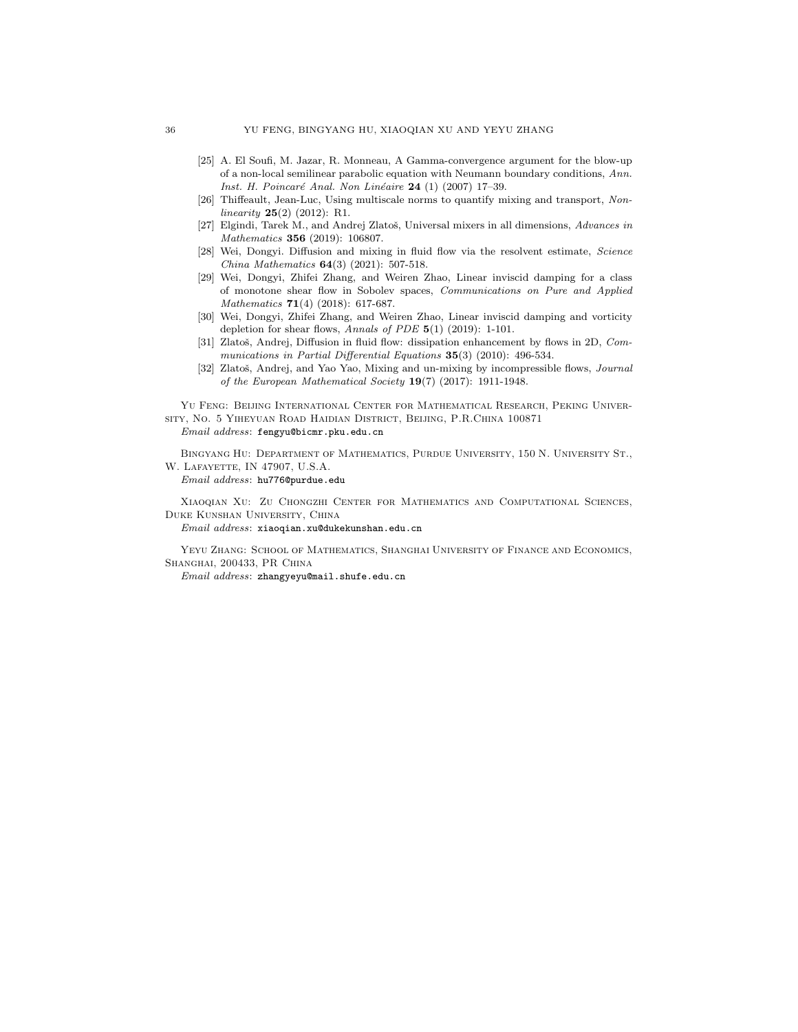[25] A. El Soufi, M. Jazar, R. Monneau, A Gamma-convergence argument for the blow-up of a non-local semilinear parabolic equation with Neumann boundary conditions, *Ann. Inst. H. Poincaré Anal. Non Linéaire* **24** (1) (2007) 17–39.

[26] Thiffeault, Jean-Luc, Using multiscale norms to quantify mixing and transport, *Nonlinearity* **25**(2) (2012): R1.

[27] Elgindi, Tarek M., and Andrej Zlatoš, Universal mixers in all dimensions, *Advances in Mathematics* **356** (2019): 106807.

[28] Wei, Dongyi. Diffusion and mixing in fluid flow via the resolvent estimate, *Science China Mathematics* **64**(3) (2021): 507-518.

[29] Wei, Dongyi, Zhifei Zhang, and Weiren Zhao, Linear inviscid damping for a class of monotone shear flow in Sobolev spaces, *Communications on Pure and Applied Mathematics* **71**(4) (2018): 617-687.

[30] Wei, Dongyi, Zhifei Zhang, and Weiren Zhao, Linear inviscid damping and vorticity depletion for shear flows, *Annals of PDE* **5**(1) (2019): 1-101.

[31] Zlatoš, Andrej, Diffusion in fluid flow: dissipation enhancement by flows in 2D, *Communications in Partial Differential Equations* **35**(3) (2010): 496-534.

[32] Zlatoš, Andrej, and Yao Yao, Mixing and un-mixing by incompressible flows, *Journal of the European Mathematical Society* **19**(7) (2017): 1911-1948.

Yu Feng: Beijing International Center for Mathematical Research, Peking University, No. 5 Yiheyuan Road Haidian District, Beijing, P.R.China 100871

*Email address*: `fengyu@bicmr.pku.edu.cn`

Bingyang Hu: Department of Mathematics, Purdue University, 150 N. University St., W. Lafayette, IN 47907, U.S.A.

*Email address*: `hu776@purdue.edu`

Xiaoqian Xu: Zu Chongzhi Center for Mathematics and Computational Sciences, Duke Kunshan University, China

*Email address*: `xiaoqian.xu@dukekunshan.edu.cn`

Yeyu Zhang: School of Mathematics, Shanghai University of Finance and Economics, Shanghai, 200433, PR China

*Email address*: `zhangyeyu@mail.shufe.edu.cn`